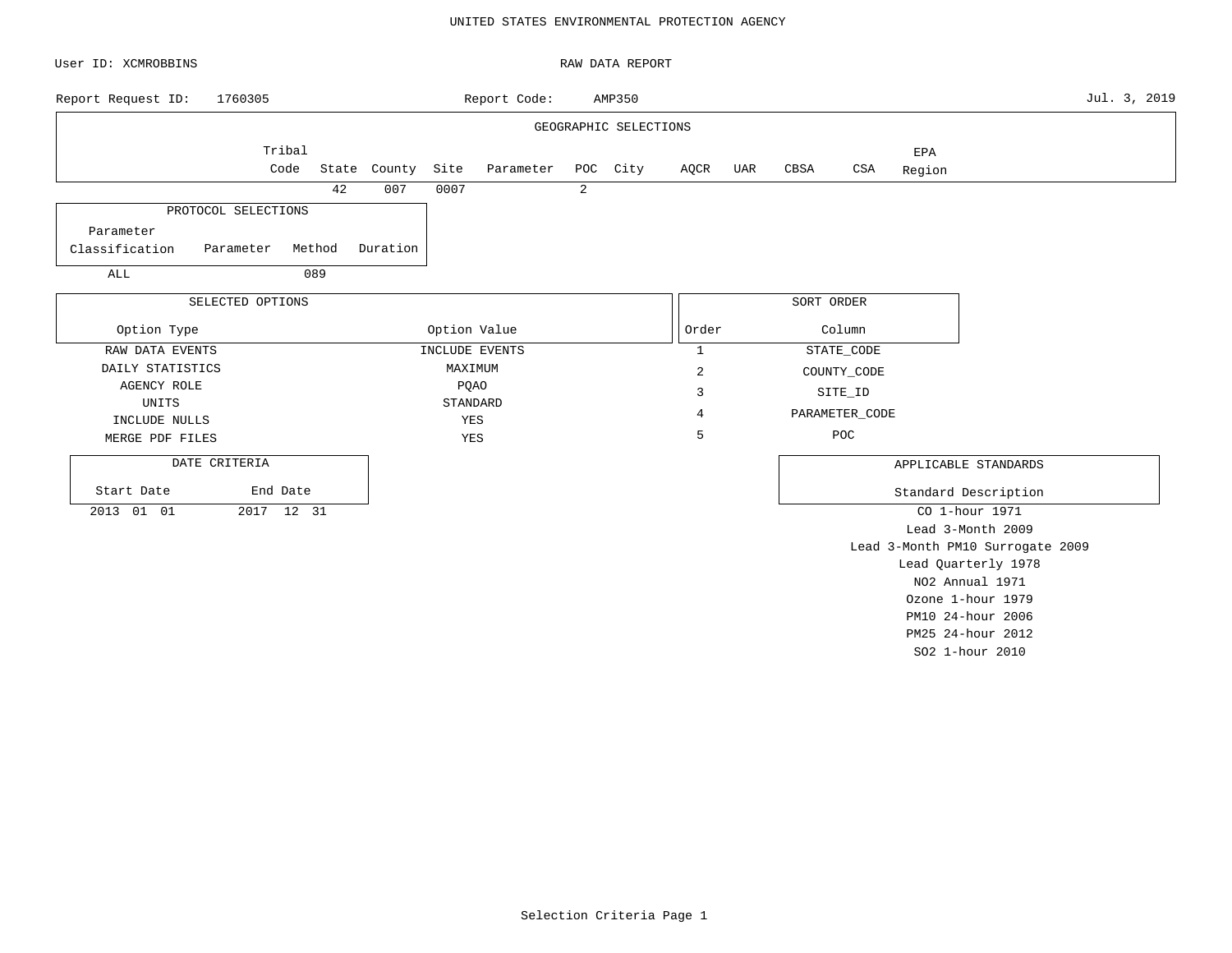UNITED STATES ENVIRONMENTAL PROTECTION AGENCY

User ID: XCMROBBINS

RAW DATA REPORT

Report Request ID: 1760305

Report Code: AMP350

Jul. 3, 2019

**GEOGRAPHIC SELECTIONS**

| Tribal Code | State | County | Site | Parameter | POC | City | AQCR | UAR | CBSA | CSA | EPA Region |
|---|---|---|---|---|---|---|---|---|---|---|---|
| | 42 | 007 | 0007 | | 2 | | | | | | |

**PROTOCOL SELECTIONS**

| Parameter Classification | Parameter | Method | Duration |
|---|---|---|---|
| ALL | | 089 | |

**SELECTED OPTIONS**

| Option Type | Option Value |
|---|---|
| RAW DATA EVENTS | INCLUDE EVENTS |
| DAILY STATISTICS | MAXIMUM |
| AGENCY ROLE | PQAO |
| UNITS | STANDARD |
| INCLUDE NULLS | YES |
| MERGE PDF FILES | YES |

**SORT ORDER**

| Order | Column |
|---|---|
| 1 | STATE_CODE |
| 2 | COUNTY_CODE |
| 3 | SITE_ID |
| 4 | PARAMETER_CODE |
| 5 | POC |

**DATE CRITERIA**

| Start Date | End Date |
|---|---|
| 2013 01 01 | 2017 12 31 |

**APPLICABLE STANDARDS**

| Standard Description |
|---|
| CO 1-hour 1971 |
| Lead 3-Month 2009 |
| Lead 3-Month PM10 Surrogate 2009 |
| Lead Quarterly 1978 |
| NO2 Annual 1971 |
| Ozone 1-hour 1979 |
| PM10 24-hour 2006 |
| PM25 24-hour 2012 |
| SO2 1-hour 2010 |

Selection Criteria Page 1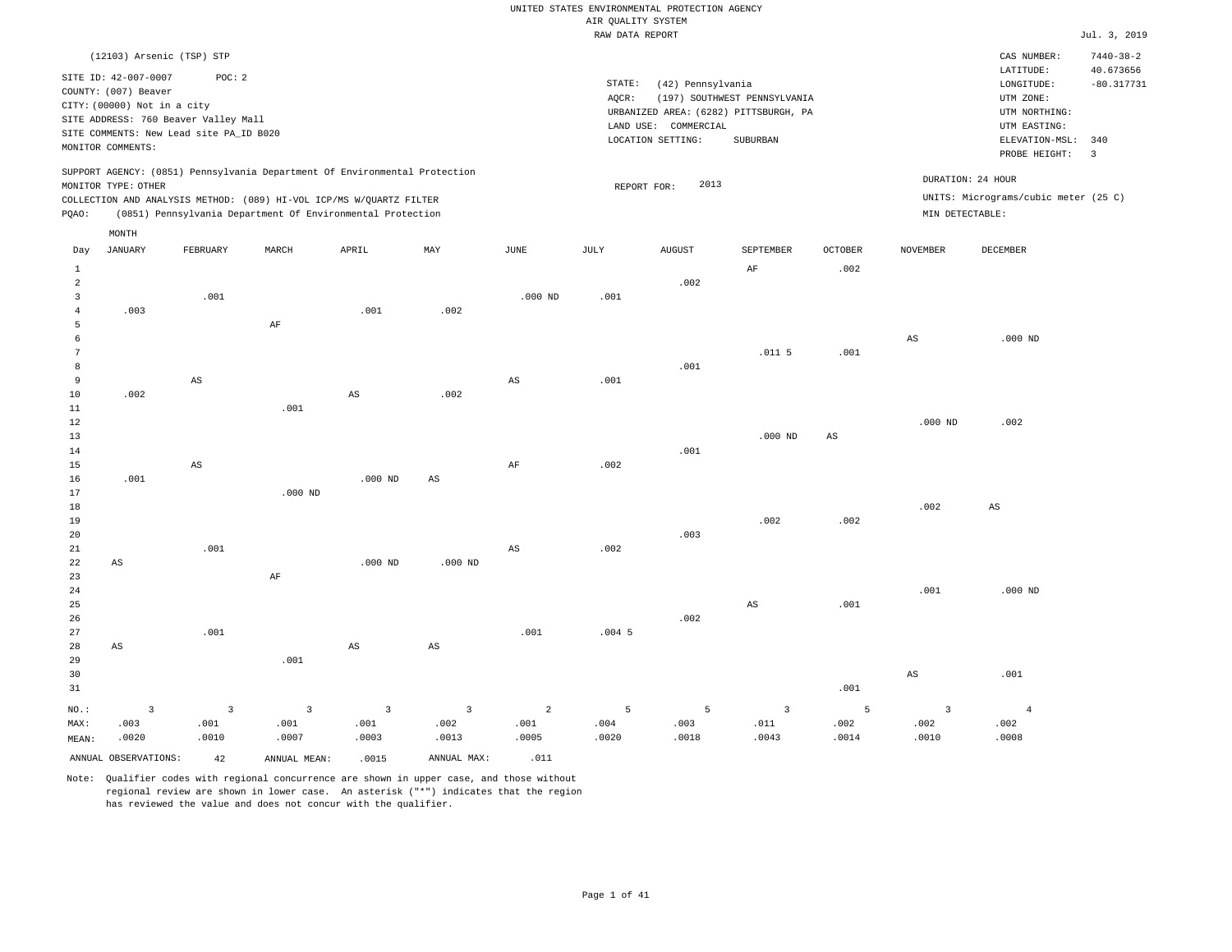UNITED STATES ENVIRONMENTAL PROTECTION AGENCY
AIR QUALITY SYSTEM
RAW DATA REPORT

Jul. 3, 2019

(12103) Arsenic (TSP) STP

SITE ID: 42-007-0007 POC: 2
COUNTY: (007) Beaver
CITY: (00000) Not in a city
SITE ADDRESS: 760 Beaver Valley Mall
SITE COMMENTS: New Lead site PA_ID B020
MONITOR COMMENTS:

STATE: (42) Pennsylvania
AQCR: (197) SOUTHWEST PENNSYLVANIA
URBANIZED AREA: (6282) PITTSBURGH, PA
LAND USE: COMMERCIAL
LOCATION SETTING: SUBURBAN

CAS NUMBER: 7440-38-2
LATITUDE: 40.673656
LONGITUDE: -80.317731
UTM ZONE:
UTM NORTHING:
UTM EASTING:
ELEVATION-MSL: 340
PROBE HEIGHT: 3

SUPPORT AGENCY: (0851) Pennsylvania Department Of Environmental Protection
MONITOR TYPE: OTHER
COLLECTION AND ANALYSIS METHOD: (089) HI-VOL ICP/MS W/QUARTZ FILTER
PQAO: (0851) Pennsylvania Department Of Environmental Protection

REPORT FOR: 2013

DURATION: 24 HOUR
UNITS: Micrograms/cubic meter (25 C)
MIN DETECTABLE:

| Day | JANUARY | FEBRUARY | MARCH | APRIL | MAY | JUNE | JULY | AUGUST | SEPTEMBER | OCTOBER | NOVEMBER | DECEMBER |
|---|---|---|---|---|---|---|---|---|---|---|---|---|
| 1 | | | | | | | | | AF | .002 | | |
| 2 | | | | | | | | .002 | | | | |
| 3 | | .001 | | | | .000 ND | .001 | | | | | |
| 4 | .003 | | | .001 | .002 | | | | | | | |
| 5 | | | AF | | | | | | | | | |
| 6 | | | | | | | | | | | AS | .000 ND |
| 7 | | | | | | | | | .011 5 | .001 | | |
| 8 | | | | | | | | .001 | | | | |
| 9 | | AS | | | | AS | .001 | | | | | |
| 10 | .002 | | | AS | .002 | | | | | | | |
| 11 | | | .001 | | | | | | | | | |
| 12 | | | | | | | | | | | .000 ND | .002 |
| 13 | | | | | | | | | .000 ND | AS | | |
| 14 | | | | | | | | .001 | | | | |
| 15 | | AS | | | | AF | .002 | | | | | |
| 16 | .001 | | | .000 ND | AS | | | | | | | |
| 17 | | | .000 ND | | | | | | | | | |
| 18 | | | | | | | | | | | .002 | AS |
| 19 | | | | | | | | | .002 | .002 | | |
| 20 | | | | | | | | .003 | | | | |
| 21 | | .001 | | | | AS | .002 | | | | | |
| 22 | AS | | | .000 ND | .000 ND | | | | | | | |
| 23 | | | AF | | | | | | | | | |
| 24 | | | | | | | | | | | .001 | .000 ND |
| 25 | | | | | | | | | AS | .001 | | |
| 26 | | | | | | | | .002 | | | | |
| 27 | | .001 | | | | .001 | .004 5 | | | | | |
| 28 | AS | | | AS | AS | | | | | | | |
| 29 | | | .001 | | | | | | | | | |
| 30 | | | | | | | | | | | AS | .001 |
| 31 | | | | | | | | | | .001 | | |
| NO.: | 3 | 3 | 3 | 3 | 3 | 2 | 5 | 5 | 3 | 5 | 3 | 4 |
| MAX: | .003 | .001 | .001 | .001 | .002 | .001 | .004 | .003 | .011 | .002 | .002 | .002 |
| MEAN: | .0020 | .0010 | .0007 | .0003 | .0013 | .0005 | .0020 | .0018 | .0043 | .0014 | .0010 | .0008 |

ANNUAL OBSERVATIONS: 42 ANNUAL MEAN: .0015 ANNUAL MAX: .011

Note: Qualifier codes with regional concurrence are shown in upper case, and those without regional review are shown in lower case. An asterisk ("*") indicates that the region has reviewed the value and does not concur with the qualifier.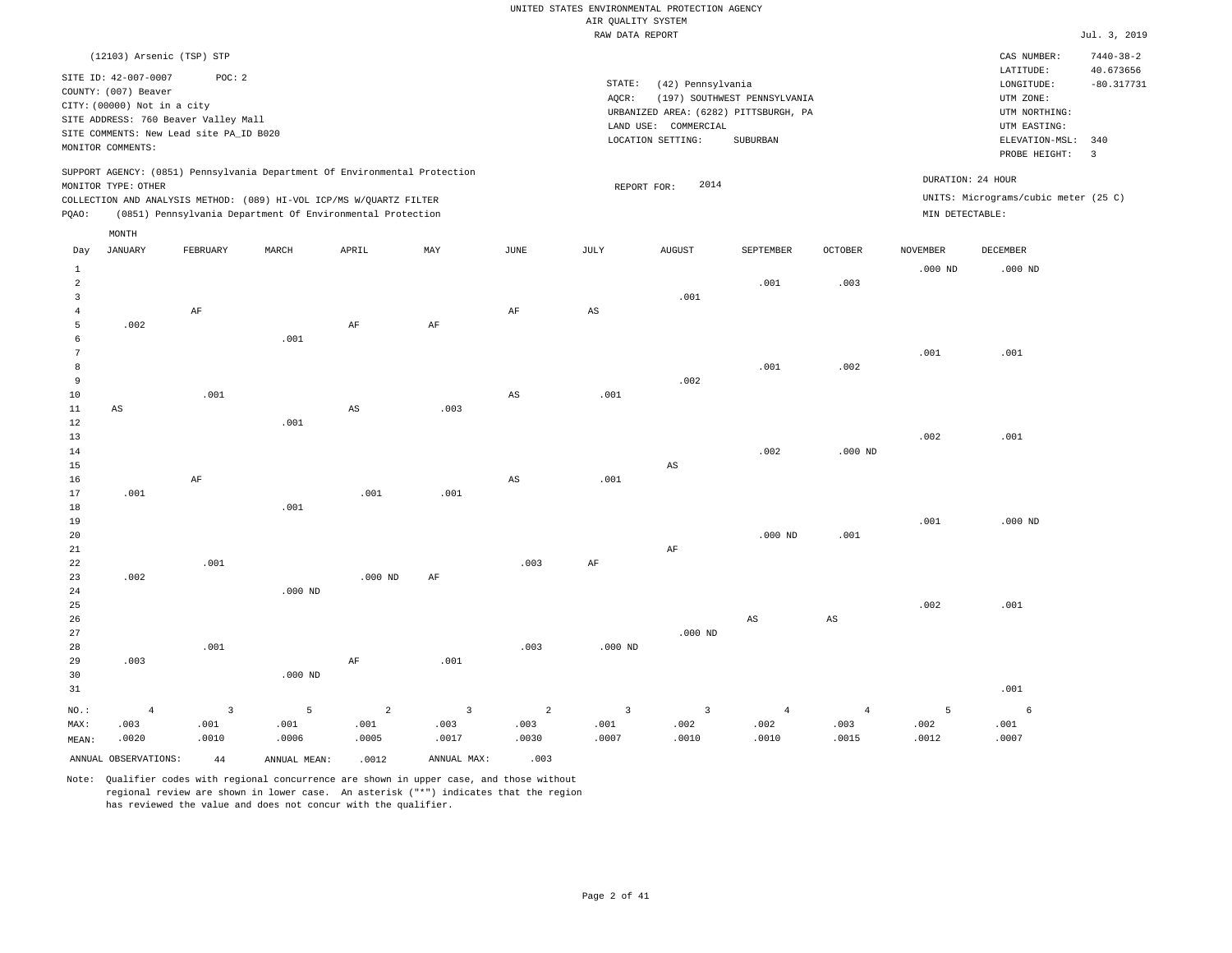UNITED STATES ENVIRONMENTAL PROTECTION AGENCY
AIR QUALITY SYSTEM
RAW DATA REPORT

Jul. 3, 2019

(12103) Arsenic (TSP) STP

SITE ID: 42-007-0007 POC: 2
COUNTY: (007) Beaver
CITY: (00000) Not in a city
SITE ADDRESS: 760 Beaver Valley Mall
SITE COMMENTS: New Lead site PA_ID B020
MONITOR COMMENTS:

STATE: (42) Pennsylvania
AQCR: (197) SOUTHWEST PENNSYLVANIA
URBANIZED AREA: (6282) PITTSBURGH, PA
LAND USE: COMMERCIAL
LOCATION SETTING: SUBURBAN

CAS NUMBER: 7440-38-2
LATITUDE: 40.673656
LONGITUDE: -80.317731
UTM ZONE:
UTM NORTHING:
UTM EASTING:
ELEVATION-MSL: 340
PROBE HEIGHT: 3

SUPPORT AGENCY: (0851) Pennsylvania Department Of Environmental Protection
MONITOR TYPE: OTHER
COLLECTION AND ANALYSIS METHOD: (089) HI-VOL ICP/MS W/QUARTZ FILTER
PQAO: (0851) Pennsylvania Department Of Environmental Protection

REPORT FOR: 2014

DURATION: 24 HOUR
UNITS: Micrograms/cubic meter (25 C)
MIN DETECTABLE:

| Day | JANUARY | FEBRUARY | MARCH | APRIL | MAY | JUNE | JULY | AUGUST | SEPTEMBER | OCTOBER | NOVEMBER | DECEMBER |
|---|---|---|---|---|---|---|---|---|---|---|---|---|
| 1 | | | | | | | | | | | .000 ND | .000 ND |
| 2 | | | | | | | | | .001 | .003 | | |
| 3 | | | | | | | | .001 | | | | |
| 4 | | AF | | | | AF | AS | | | | | |
| 5 | .002 | | | AF | AF | | | | | | | |
| 6 | | | .001 | | | | | | | | | |
| 7 | | | | | | | | | | | .001 | .001 |
| 8 | | | | | | | | | .001 | .002 | | |
| 9 | | | | | | | | .002 | | | | |
| 10 | | .001 | | | | AS | .001 | | | | | |
| 11 | AS | | | AS | .003 | | | | | | | |
| 12 | | | .001 | | | | | | | | | |
| 13 | | | | | | | | | | | .002 | .001 |
| 14 | | | | | | | | | .002 | .000 ND | | |
| 15 | | | | | | | | AS | | | | |
| 16 | | AF | | | | AS | .001 | | | | | |
| 17 | .001 | | | .001 | .001 | | | | | | | |
| 18 | | | .001 | | | | | | | | | |
| 19 | | | | | | | | | | | .001 | .000 ND |
| 20 | | | | | | | | | .000 ND | .001 | | |
| 21 | | | | | | | | AF | | | | |
| 22 | | .001 | | | | .003 | AF | | | | | |
| 23 | .002 | | | .000 ND | AF | | | | | | | |
| 24 | | | .000 ND | | | | | | | | | |
| 25 | | | | | | | | | | | .002 | .001 |
| 26 | | | | | | | | | AS | AS | | |
| 27 | | | | | | | | .000 ND | | | | |
| 28 | | .001 | | | | .003 | .000 ND | | | | | |
| 29 | .003 | | | AF | .001 | | | | | | | |
| 30 | | | .000 ND | | | | | | | | | |
| 31 | | | | | | | | | | | | .001 |
| NO.: | 4 | 3 | 5 | 2 | 3 | 2 | 3 | 3 | 4 | 4 | 5 | 6 |
| MAX: | .003 | .001 | .001 | .001 | .003 | .003 | .001 | .002 | .002 | .003 | .002 | .001 |
| MEAN: | .0020 | .0010 | .0006 | .0005 | .0017 | .0030 | .0007 | .0010 | .0010 | .0015 | .0012 | .0007 |

ANNUAL OBSERVATIONS: 44 ANNUAL MEAN: .0012 ANNUAL MAX: .003

Note: Qualifier codes with regional concurrence are shown in upper case, and those without regional review are shown in lower case. An asterisk ("*") indicates that the region has reviewed the value and does not concur with the qualifier.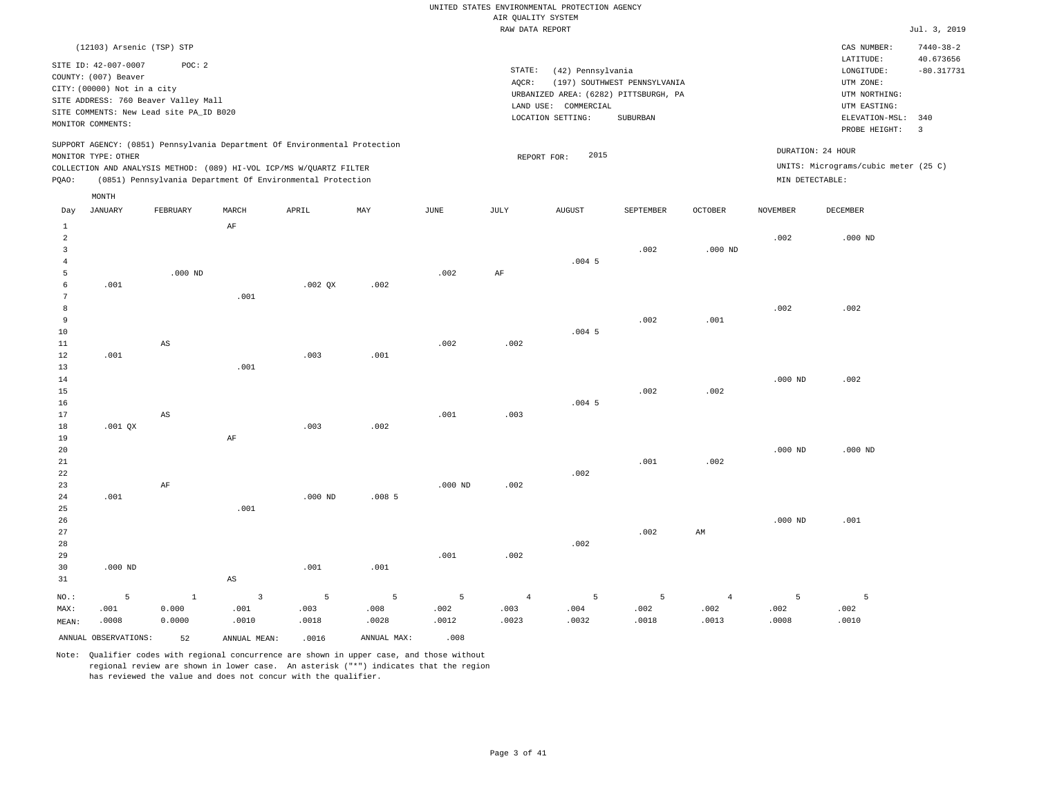UNITED STATES ENVIRONMENTAL PROTECTION AGENCY
AIR QUALITY SYSTEM
RAW DATA REPORT

Jul. 3, 2019

(12103) Arsenic (TSP) STP

SITE ID: 42-007-0007 POC: 2
COUNTY: (007) Beaver
CITY: (00000) Not in a city
SITE ADDRESS: 760 Beaver Valley Mall
SITE COMMENTS: New Lead site PA_ID B020
MONITOR COMMENTS:

STATE: (42) Pennsylvania
AQCR: (197) SOUTHWEST PENNSYLVANIA
URBANIZED AREA: (6282) PITTSBURGH, PA
LAND USE: COMMERCIAL
LOCATION SETTING: SUBURBAN

CAS NUMBER: 7440-38-2
LATITUDE: 40.673656
LONGITUDE: -80.317731
UTM ZONE:
UTM NORTHING:
UTM EASTING:
ELEVATION-MSL: 340
PROBE HEIGHT: 3

SUPPORT AGENCY: (0851) Pennsylvania Department Of Environmental Protection
MONITOR TYPE: OTHER
COLLECTION AND ANALYSIS METHOD: (089) HI-VOL ICP/MS W/QUARTZ FILTER
PQAO: (0851) Pennsylvania Department Of Environmental Protection

REPORT FOR: 2015

DURATION: 24 HOUR
UNITS: Micrograms/cubic meter (25 C)
MIN DETECTABLE:

| Day | JANUARY | FEBRUARY | MARCH | APRIL | MAY | JUNE | JULY | AUGUST | SEPTEMBER | OCTOBER | NOVEMBER | DECEMBER |
|---|---|---|---|---|---|---|---|---|---|---|---|---|
| 1 | | | AF | | | | | | | | | |
| 2 | | | | | | | | | | | .002 | .000 ND |
| 3 | | | | | | | | | .002 | .000 ND | | |
| 4 | | | | | | | | .004 5 | | | | |
| 5 | | .000 ND | | | | .002 | AF | | | | | |
| 6 | .001 | | | .002 QX | .002 | | | | | | | |
| 7 | | | .001 | | | | | | | | | |
| 8 | | | | | | | | | | | .002 | .002 |
| 9 | | | | | | | | | .002 | .001 | | |
| 10 | | | | | | | | .004 5 | | | | |
| 11 | | AS | | | | .002 | .002 | | | | | |
| 12 | .001 | | | .003 | .001 | | | | | | | |
| 13 | | | .001 | | | | | | | | | |
| 14 | | | | | | | | | | | .000 ND | .002 |
| 15 | | | | | | | | | .002 | .002 | | |
| 16 | | | | | | | | .004 5 | | | | |
| 17 | | AS | | | | .001 | .003 | | | | | |
| 18 | .001 QX | | | .003 | .002 | | | | | | | |
| 19 | | | AF | | | | | | | | | |
| 20 | | | | | | | | | | | .000 ND | .000 ND |
| 21 | | | | | | | | | .001 | .002 | | |
| 22 | | | | | | | | .002 | | | | |
| 23 | | AF | | | | .000 ND | .002 | | | | | |
| 24 | .001 | | | .000 ND | .008 5 | | | | | | | |
| 25 | | | .001 | | | | | | | | | |
| 26 | | | | | | | | | | | .000 ND | .001 |
| 27 | | | | | | | | | .002 | AM | | |
| 28 | | | | | | | | .002 | | | | |
| 29 | | | | | | .001 | .002 | | | | | |
| 30 | .000 ND | | | .001 | .001 | | | | | | | |
| 31 | | | AS | | | | | | | | | |
| NO.: | 5 | 1 | 3 | 5 | 5 | 5 | 4 | 5 | 5 | 4 | 5 | 5 |
| MAX: | .001 | 0.000 | .001 | .003 | .008 | .002 | .003 | .004 | .002 | .002 | .002 | .002 |
| MEAN: | .0008 | 0.0000 | .0010 | .0018 | .0028 | .0012 | .0023 | .0032 | .0018 | .0013 | .0008 | .0010 |

ANNUAL OBSERVATIONS: 52  ANNUAL MEAN: .0016  ANNUAL MAX: .008

Note: Qualifier codes with regional concurrence are shown in upper case, and those without regional review are shown in lower case. An asterisk ("*") indicates that the region has reviewed the value and does not concur with the qualifier.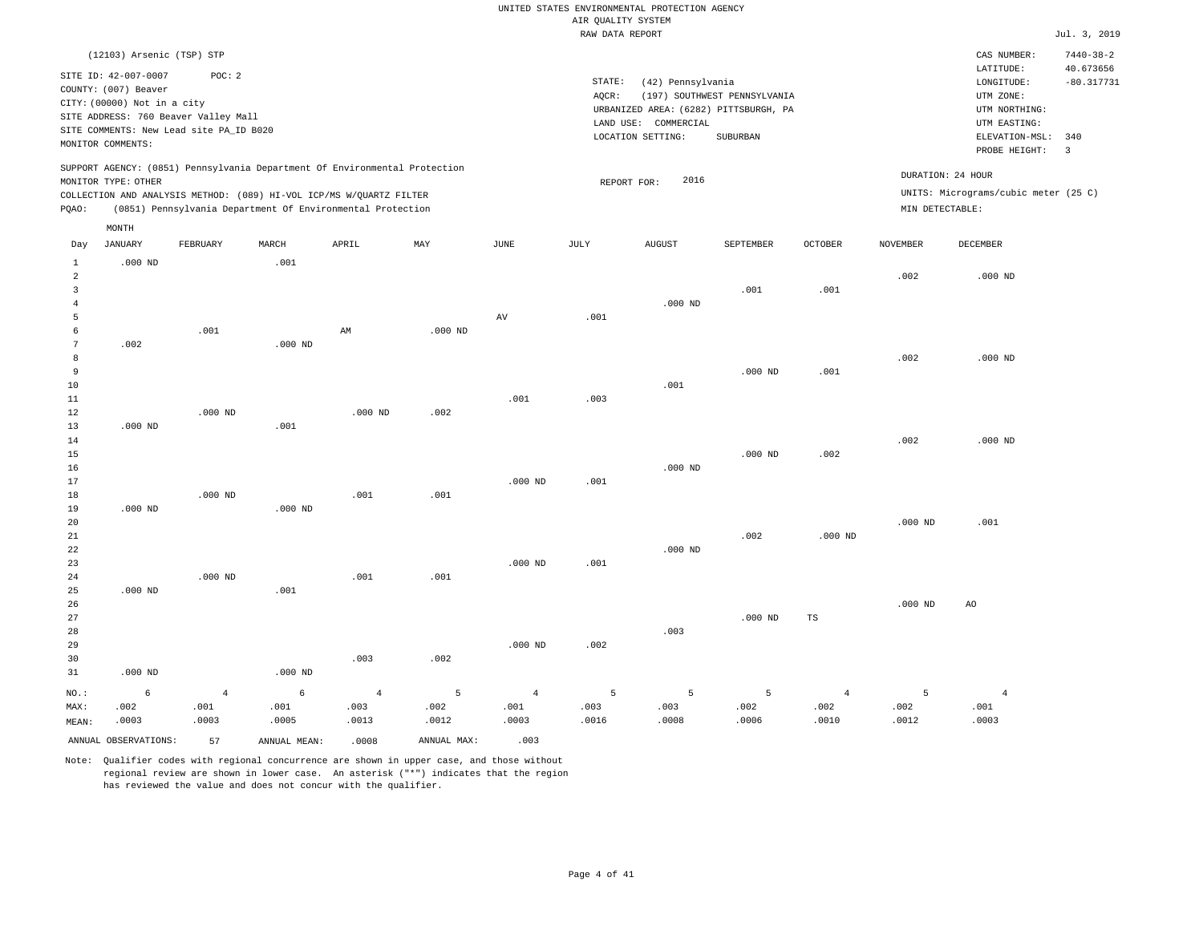UNITED STATES ENVIRONMENTAL PROTECTION AGENCY
AIR QUALITY SYSTEM
RAW DATA REPORT

Jul. 3, 2019

(12103) Arsenic (TSP) STP

SITE ID: 42-007-0007 POC: 2
COUNTY: (007) Beaver
CITY: (00000) Not in a city
SITE ADDRESS: 760 Beaver Valley Mall
SITE COMMENTS: New Lead site PA_ID B020
MONITOR COMMENTS:

STATE: (42) Pennsylvania
AQCR: (197) SOUTHWEST PENNSYLVANIA
URBANIZED AREA: (6282) PITTSBURGH, PA
LAND USE: COMMERCIAL
LOCATION SETTING: SUBURBAN

CAS NUMBER: 7440-38-2
LATITUDE: 40.673656
LONGITUDE: -80.317731
UTM ZONE:
UTM NORTHING:
UTM EASTING:
ELEVATION-MSL: 340
PROBE HEIGHT: 3

SUPPORT AGENCY: (0851) Pennsylvania Department Of Environmental Protection
MONITOR TYPE: OTHER
COLLECTION AND ANALYSIS METHOD: (089) HI-VOL ICP/MS W/QUARTZ FILTER
PQAO: (0851) Pennsylvania Department Of Environmental Protection

REPORT FOR: 2016

DURATION: 24 HOUR
UNITS: Micrograms/cubic meter (25 C)
MIN DETECTABLE:

| Day | JANUARY | FEBRUARY | MARCH | APRIL | MAY | JUNE | JULY | AUGUST | SEPTEMBER | OCTOBER | NOVEMBER | DECEMBER |
|---|---|---|---|---|---|---|---|---|---|---|---|---|
| 1 | .000 ND | | .001 | | | | | | | | | |
| 2 | | | | | | | | | | | .002 | .000 ND |
| 3 | | | | | | | | | .001 | .001 | | |
| 4 | | | | | | | | .000 ND | | | | |
| 5 | | | | | | AV | .001 | | | | | |
| 6 | | .001 | | AM | .000 ND | | | | | | | |
| 7 | .002 | | .000 ND | | | | | | | | | |
| 8 | | | | | | | | | | | .002 | .000 ND |
| 9 | | | | | | | | | .000 ND | .001 | | |
| 10 | | | | | | | | .001 | | | | |
| 11 | | | | | | .001 | .003 | | | | | |
| 12 | | .000 ND | | .000 ND | .002 | | | | | | | |
| 13 | .000 ND | | .001 | | | | | | | | | |
| 14 | | | | | | | | | | | .002 | .000 ND |
| 15 | | | | | | | | | .000 ND | .002 | | |
| 16 | | | | | | | | .000 ND | | | | |
| 17 | | | | | | .000 ND | .001 | | | | | |
| 18 | | .000 ND | | .001 | .001 | | | | | | | |
| 19 | .000 ND | | .000 ND | | | | | | | | | |
| 20 | | | | | | | | | | | .000 ND | .001 |
| 21 | | | | | | | | | .002 | .000 ND | | |
| 22 | | | | | | | | .000 ND | | | | |
| 23 | | | | | | .000 ND | .001 | | | | | |
| 24 | | .000 ND | | .001 | .001 | | | | | | | |
| 25 | .000 ND | | .001 | | | | | | | | | |
| 26 | | | | | | | | | | | .000 ND | AO |
| 27 | | | | | | | | | .000 ND | TS | | |
| 28 | | | | | | | | .003 | | | | |
| 29 | | | | | | .000 ND | .002 | | | | | |
| 30 | | | | .003 | .002 | | | | | | | |
| 31 | .000 ND | | .000 ND | | | | | | | | | |
| NO.: | 6 | 4 | 6 | 4 | 5 | 4 | 5 | 5 | 5 | 4 | 5 | 4 |
| MAX: | .002 | .001 | .001 | .003 | .002 | .001 | .003 | .003 | .002 | .002 | .002 | .001 |
| MEAN: | .0003 | .0003 | .0005 | .0013 | .0012 | .0003 | .0016 | .0008 | .0006 | .0010 | .0012 | .0003 |

ANNUAL OBSERVATIONS: 57 ANNUAL MEAN: .0008 ANNUAL MAX: .003

Note: Qualifier codes with regional concurrence are shown in upper case, and those without regional review are shown in lower case. An asterisk ("*") indicates that the region has reviewed the value and does not concur with the qualifier.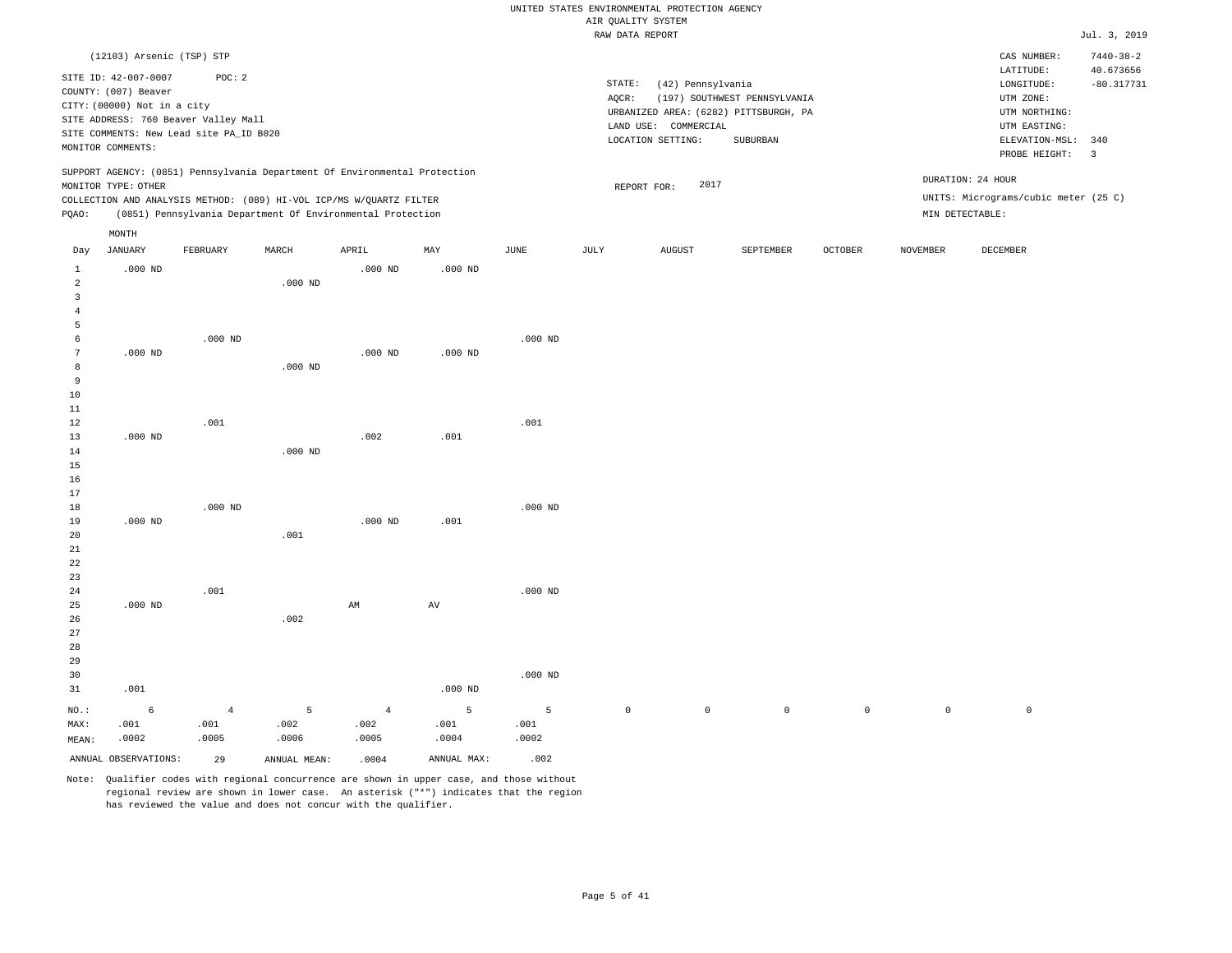UNITED STATES ENVIRONMENTAL PROTECTION AGENCY
AIR QUALITY SYSTEM
RAW DATA REPORT

Jul. 3, 2019

(12103) Arsenic (TSP) STP

SITE ID: 42-007-0007 POC: 2
COUNTY: (007) Beaver
CITY: (00000) Not in a city
SITE ADDRESS: 760 Beaver Valley Mall
SITE COMMENTS: New Lead site PA_ID B020
MONITOR COMMENTS:

STATE: (42) Pennsylvania
AQCR: (197) SOUTHWEST PENNSYLVANIA
URBANIZED AREA: (6282) PITTSBURGH, PA
LAND USE: COMMERCIAL
LOCATION SETTING: SUBURBAN

CAS NUMBER: 7440-38-2
LATITUDE: 40.673656
LONGITUDE: -80.317731
UTM ZONE:
UTM NORTHING:
UTM EASTING:
ELEVATION-MSL: 340
PROBE HEIGHT: 3

SUPPORT AGENCY: (0851) Pennsylvania Department Of Environmental Protection
MONITOR TYPE: OTHER
COLLECTION AND ANALYSIS METHOD: (089) HI-VOL ICP/MS W/QUARTZ FILTER
PQAO: (0851) Pennsylvania Department Of Environmental Protection

REPORT FOR: 2017

DURATION: 24 HOUR
UNITS: Micrograms/cubic meter (25 C)
MIN DETECTABLE:

| Day | JANUARY | FEBRUARY | MARCH | APRIL | MAY | JUNE | JULY | AUGUST | SEPTEMBER | OCTOBER | NOVEMBER | DECEMBER |
|---|---|---|---|---|---|---|---|---|---|---|---|---|
| 1 | .000 ND | | | .000 ND | .000 ND | | | | | | | |
| 2 | | | .000 ND | | | | | | | | | |
| 3 | | | | | | | | | | | | |
| 4 | | | | | | | | | | | | |
| 5 | | | | | | | | | | | | |
| 6 | | .000 ND | | | | .000 ND | | | | | | |
| 7 | .000 ND | | | .000 ND | .000 ND | | | | | | | |
| 8 | | | .000 ND | | | | | | | | | |
| 9 | | | | | | | | | | | | |
| 10 | | | | | | | | | | | | |
| 11 | | | | | | | | | | | | |
| 12 | | .001 | | | | .001 | | | | | | |
| 13 | .000 ND | | | .002 | .001 | | | | | | | |
| 14 | | | .000 ND | | | | | | | | | |
| 15 | | | | | | | | | | | | |
| 16 | | | | | | | | | | | | |
| 17 | | | | | | | | | | | | |
| 18 | | .000 ND | | | | .000 ND | | | | | | |
| 19 | .000 ND | | | .000 ND | .001 | | | | | | | |
| 20 | | | .001 | | | | | | | | | |
| 21 | | | | | | | | | | | | |
| 22 | | | | | | | | | | | | |
| 23 | | | | | | | | | | | | |
| 24 | | .001 | | | | .000 ND | | | | | | |
| 25 | .000 ND | | | AM | AV | | | | | | | |
| 26 | | | .002 | | | | | | | | | |
| 27 | | | | | | | | | | | | |
| 28 | | | | | | | | | | | | |
| 29 | | | | | | | | | | | | |
| 30 | | | | | | .000 ND | | | | | | |
| 31 | .001 | | | | .000 ND | | | | | | | |
| NO.: | 6 | 4 | 5 | 4 | 5 | 5 | 0 | 0 | 0 | 0 | 0 | 0 |
| MAX: | .001 | .001 | .002 | .002 | .001 | .001 | | | | | | |
| MEAN: | .0002 | .0005 | .0006 | .0005 | .0004 | .0002 | | | | | | |

ANNUAL OBSERVATIONS: 29 ANNUAL MEAN: .0004 ANNUAL MAX: .002

Note: Qualifier codes with regional concurrence are shown in upper case, and those without regional review are shown in lower case. An asterisk ("*") indicates that the region has reviewed the value and does not concur with the qualifier.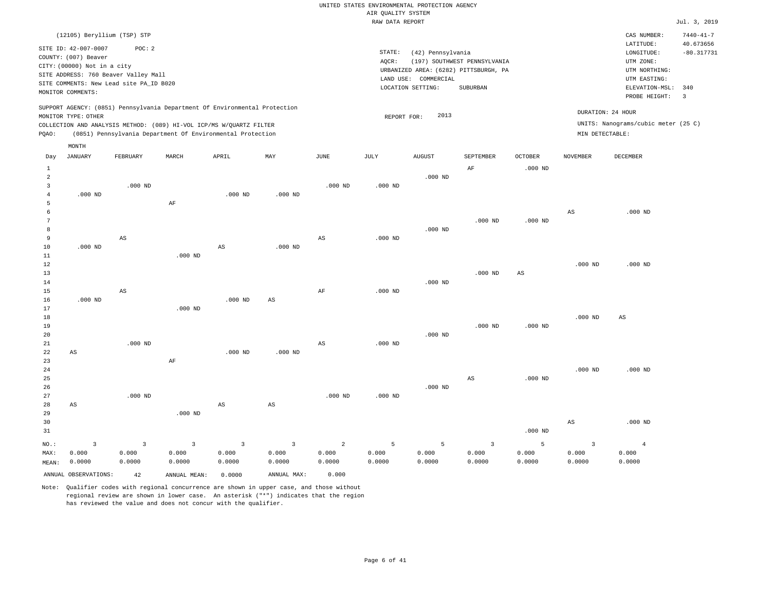UNITED STATES ENVIRONMENTAL PROTECTION AGENCY
AIR QUALITY SYSTEM
RAW DATA REPORT

Jul. 3, 2019

(12105) Beryllium (TSP) STP

SITE ID: 42-007-0007 POC: 2
COUNTY: (007) Beaver
CITY: (00000) Not in a city
SITE ADDRESS: 760 Beaver Valley Mall
SITE COMMENTS: New Lead site PA_ID B020
MONITOR COMMENTS:

STATE: (42) Pennsylvania
AQCR: (197) SOUTHWEST PENNSYLVANIA
URBANIZED AREA: (6282) PITTSBURGH, PA
LAND USE: COMMERCIAL
LOCATION SETTING: SUBURBAN

CAS NUMBER: 7440-41-7
LATITUDE: 40.673656
LONGITUDE: -80.317731
UTM ZONE:
UTM NORTHING:
UTM EASTING:
ELEVATION-MSL: 340
PROBE HEIGHT: 3

SUPPORT AGENCY: (0851) Pennsylvania Department Of Environmental Protection
MONITOR TYPE: OTHER
COLLECTION AND ANALYSIS METHOD: (089) HI-VOL ICP/MS W/QUARTZ FILTER
PQAO: (0851) Pennsylvania Department Of Environmental Protection

REPORT FOR: 2013

DURATION: 24 HOUR
UNITS: Nanograms/cubic meter (25 C)
MIN DETECTABLE:

| Day | JANUARY | FEBRUARY | MARCH | APRIL | MAY | JUNE | JULY | AUGUST | SEPTEMBER | OCTOBER | NOVEMBER | DECEMBER |
|---|---|---|---|---|---|---|---|---|---|---|---|---|
| 1 | | | | | | | | | AF | .000 ND | | |
| 2 | | | | | | | | .000 ND | | | | |
| 3 | | .000 ND | | | | .000 ND | .000 ND | | | | | |
| 4 | .000 ND | | | .000 ND | .000 ND | | | | | | | |
| 5 | | | AF | | | | | | | | | |
| 6 | | | | | | | | | | | AS | .000 ND |
| 7 | | | | | | | | | .000 ND | .000 ND | | |
| 8 | | | | | | | | .000 ND | | | | |
| 9 | | AS | | | | AS | .000 ND | | | | | |
| 10 | .000 ND | | | AS | .000 ND | | | | | | | |
| 11 | | | .000 ND | | | | | | | | | |
| 12 | | | | | | | | | | | .000 ND | .000 ND |
| 13 | | | | | | | | | .000 ND | AS | | |
| 14 | | | | | | | | .000 ND | | | | |
| 15 | | AS | | | | AF | .000 ND | | | | | |
| 16 | .000 ND | | | .000 ND | AS | | | | | | | |
| 17 | | | .000 ND | | | | | | | | | |
| 18 | | | | | | | | | | | .000 ND | AS |
| 19 | | | | | | | | | .000 ND | .000 ND | | |
| 20 | | | | | | | | .000 ND | | | | |
| 21 | | .000 ND | | | | AS | .000 ND | | | | | |
| 22 | AS | | | .000 ND | .000 ND | | | | | | | |
| 23 | | | AF | | | | | | | | | |
| 24 | | | | | | | | | | | .000 ND | .000 ND |
| 25 | | | | | | | | | AS | .000 ND | | |
| 26 | | | | | | | | .000 ND | | | | |
| 27 | | .000 ND | | | | .000 ND | .000 ND | | | | | |
| 28 | AS | | | AS | AS | | | | | | | |
| 29 | | | .000 ND | | | | | | | | | |
| 30 | | | | | | | | | | | AS | .000 ND |
| 31 | | | | | | | | | | .000 ND | | |
| NO.: | 3 | 3 | 3 | 3 | 3 | 2 | 5 | 5 | 3 | 5 | 3 | 4 |
| MAX: | 0.000 | 0.000 | 0.000 | 0.000 | 0.000 | 0.000 | 0.000 | 0.000 | 0.000 | 0.000 | 0.000 | 0.000 |
| MEAN: | 0.0000 | 0.0000 | 0.0000 | 0.0000 | 0.0000 | 0.0000 | 0.0000 | 0.0000 | 0.0000 | 0.0000 | 0.0000 | 0.0000 |

ANNUAL OBSERVATIONS: 42 ANNUAL MEAN: 0.0000 ANNUAL MAX: 0.000

Note: Qualifier codes with regional concurrence are shown in upper case, and those without regional review are shown in lower case. An asterisk ("*") indicates that the region has reviewed the value and does not concur with the qualifier.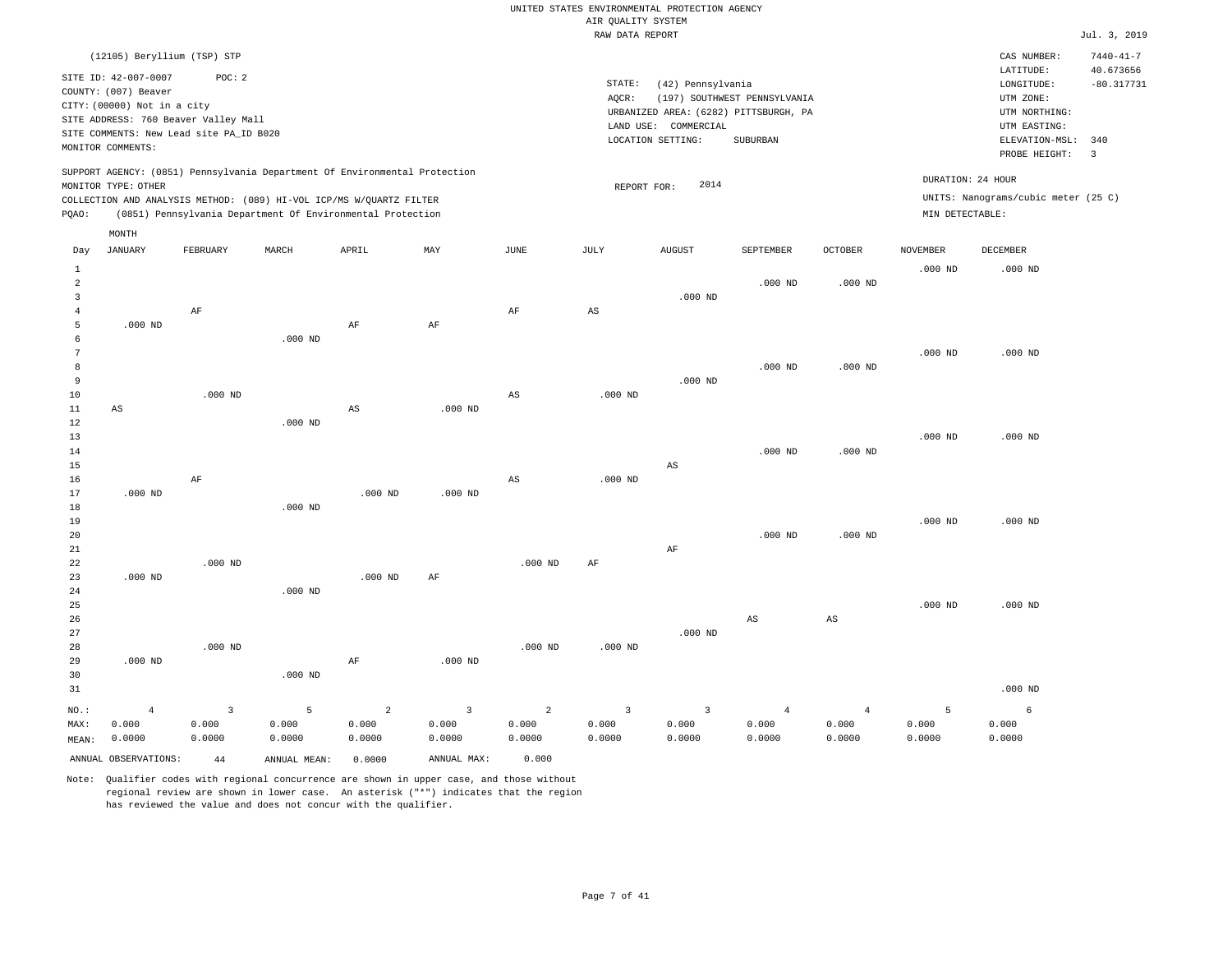UNITED STATES ENVIRONMENTAL PROTECTION AGENCY
AIR QUALITY SYSTEM
RAW DATA REPORT

Jul. 3, 2019

(12105) Beryllium (TSP) STP

SITE ID: 42-007-0007 POC: 2
COUNTY: (007) Beaver
CITY: (00000) Not in a city
SITE ADDRESS: 760 Beaver Valley Mall
SITE COMMENTS: New Lead site PA_ID B020
MONITOR COMMENTS:

STATE: (42) Pennsylvania
AQCR: (197) SOUTHWEST PENNSYLVANIA
URBANIZED AREA: (6282) PITTSBURGH, PA
LAND USE: COMMERCIAL
LOCATION SETTING: SUBURBAN

CAS NUMBER: 7440-41-7
LATITUDE: 40.673656
LONGITUDE: -80.317731
UTM ZONE:
UTM NORTHING:
UTM EASTING:
ELEVATION-MSL: 340
PROBE HEIGHT: 3

SUPPORT AGENCY: (0851) Pennsylvania Department Of Environmental Protection
MONITOR TYPE: OTHER
COLLECTION AND ANALYSIS METHOD: (089) HI-VOL ICP/MS W/QUARTZ FILTER
PQAO: (0851) Pennsylvania Department Of Environmental Protection

REPORT FOR: 2014

DURATION: 24 HOUR
UNITS: Nanograms/cubic meter (25 C)
MIN DETECTABLE:

| Day | JANUARY | FEBRUARY | MARCH | APRIL | MAY | JUNE | JULY | AUGUST | SEPTEMBER | OCTOBER | NOVEMBER | DECEMBER |
|---|---|---|---|---|---|---|---|---|---|---|---|---|
| 1 | | | | | | | | | | | .000 ND | .000 ND |
| 2 | | | | | | | | | .000 ND | .000 ND | | |
| 3 | | | | | | | | .000 ND | | | | |
| 4 | | AF | | | | AF | AS | | | | | |
| 5 | .000 ND | | | AF | AF | | | | | | | |
| 6 | | | .000 ND | | | | | | | | | |
| 7 | | | | | | | | | | | .000 ND | .000 ND |
| 8 | | | | | | | | | .000 ND | .000 ND | | |
| 9 | | | | | | | | .000 ND | | | | |
| 10 | | .000 ND | | | | AS | .000 ND | | | | | |
| 11 | AS | | | AS | .000 ND | | | | | | | |
| 12 | | | .000 ND | | | | | | | | | |
| 13 | | | | | | | | | | | .000 ND | .000 ND |
| 14 | | | | | | | | | .000 ND | .000 ND | | |
| 15 | | | | | | | | AS | | | | |
| 16 | | AF | | | | AS | .000 ND | | | | | |
| 17 | .000 ND | | | .000 ND | .000 ND | | | | | | | |
| 18 | | | .000 ND | | | | | | | | | |
| 19 | | | | | | | | | | | .000 ND | .000 ND |
| 20 | | | | | | | | | .000 ND | .000 ND | | |
| 21 | | | | | | | | AF | | | | |
| 22 | | .000 ND | | | | .000 ND | AF | | | | | |
| 23 | .000 ND | | | .000 ND | AF | | | | | | | |
| 24 | | | .000 ND | | | | | | | | | |
| 25 | | | | | | | | | | | .000 ND | .000 ND |
| 26 | | | | | | | | | AS | AS | | |
| 27 | | | | | | | | .000 ND | | | | |
| 28 | | .000 ND | | | | .000 ND | .000 ND | | | | | |
| 29 | .000 ND | | | AF | .000 ND | | | | | | | |
| 30 | | | .000 ND | | | | | | | | | |
| 31 | | | | | | | | | | | | .000 ND |
| NO.: | 4 | 3 | 5 | 2 | 3 | 2 | 3 | 3 | 4 | 4 | 5 | 6 |
| MAX: | 0.000 | 0.000 | 0.000 | 0.000 | 0.000 | 0.000 | 0.000 | 0.000 | 0.000 | 0.000 | 0.000 | 0.000 |
| MEAN: | 0.0000 | 0.0000 | 0.0000 | 0.0000 | 0.0000 | 0.0000 | 0.0000 | 0.0000 | 0.0000 | 0.0000 | 0.0000 | 0.0000 |

ANNUAL OBSERVATIONS: 44 ANNUAL MEAN: 0.0000 ANNUAL MAX: 0.000

Note: Qualifier codes with regional concurrence are shown in upper case, and those without regional review are shown in lower case. An asterisk ("*") indicates that the region has reviewed the value and does not concur with the qualifier.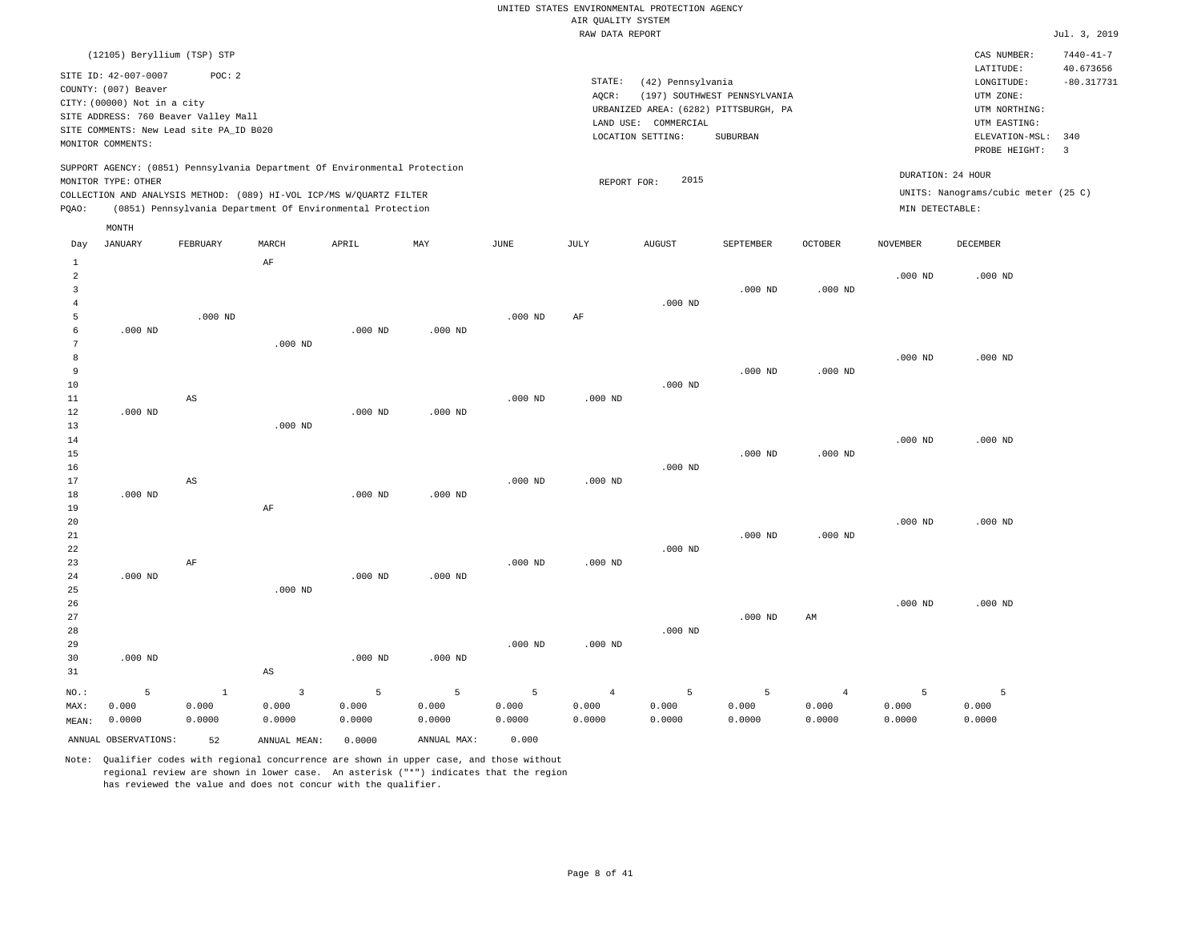UNITED STATES ENVIRONMENTAL PROTECTION AGENCY
AIR QUALITY SYSTEM
RAW DATA REPORT

Jul. 3, 2019

(12105) Beryllium (TSP) STP

SITE ID: 42-007-0007 POC: 2
COUNTY: (007) Beaver
CITY: (00000) Not in a city
SITE ADDRESS: 760 Beaver Valley Mall
SITE COMMENTS: New Lead site PA_ID B020
MONITOR COMMENTS:

STATE: (42) Pennsylvania
AQCR: (197) SOUTHWEST PENNSYLVANIA
URBANIZED AREA: (6282) PITTSBURGH, PA
LAND USE: COMMERCIAL
LOCATION SETTING: SUBURBAN

CAS NUMBER: 7440-41-7
LATITUDE: 40.673656
LONGITUDE: -80.317731
UTM ZONE:
UTM NORTHING:
UTM EASTING:
ELEVATION-MSL: 340
PROBE HEIGHT: 3

SUPPORT AGENCY: (0851) Pennsylvania Department Of Environmental Protection
MONITOR TYPE: OTHER
COLLECTION AND ANALYSIS METHOD: (089) HI-VOL ICP/MS W/QUARTZ FILTER
PQAO: (0851) Pennsylvania Department Of Environmental Protection

REPORT FOR: 2015

DURATION: 24 HOUR
UNITS: Nanograms/cubic meter (25 C)
MIN DETECTABLE:

| Day | JANUARY | FEBRUARY | MARCH | APRIL | MAY | JUNE | JULY | AUGUST | SEPTEMBER | OCTOBER | NOVEMBER | DECEMBER |
|---|---|---|---|---|---|---|---|---|---|---|---|---|
| 1 | | | AF | | | | | | | | | |
| 2 | | | | | | | | | | | .000 ND | .000 ND |
| 3 | | | | | | | | | .000 ND | .000 ND | | |
| 4 | | | | | | | | .000 ND | | | | |
| 5 | | .000 ND | | | | .000 ND | AF | | | | | |
| 6 | .000 ND | | | .000 ND | .000 ND | | | | | | | |
| 7 | | | .000 ND | | | | | | | | | |
| 8 | | | | | | | | | | | .000 ND | .000 ND |
| 9 | | | | | | | | | .000 ND | .000 ND | | |
| 10 | | | | | | | | .000 ND | | | | |
| 11 | | AS | | | | .000 ND | .000 ND | | | | | |
| 12 | .000 ND | | | .000 ND | .000 ND | | | | | | | |
| 13 | | | .000 ND | | | | | | | | | |
| 14 | | | | | | | | | | | .000 ND | .000 ND |
| 15 | | | | | | | | | .000 ND | .000 ND | | |
| 16 | | | | | | | | .000 ND | | | | |
| 17 | | AS | | | | .000 ND | .000 ND | | | | | |
| 18 | .000 ND | | | .000 ND | .000 ND | | | | | | | |
| 19 | | | AF | | | | | | | | | |
| 20 | | | | | | | | | | | .000 ND | .000 ND |
| 21 | | | | | | | | | .000 ND | .000 ND | | |
| 22 | | | | | | | | .000 ND | | | | |
| 23 | | AF | | | | .000 ND | .000 ND | | | | | |
| 24 | .000 ND | | | .000 ND | .000 ND | | | | | | | |
| 25 | | | .000 ND | | | | | | | | | |
| 26 | | | | | | | | | | | .000 ND | .000 ND |
| 27 | | | | | | | | | .000 ND | AM | | |
| 28 | | | | | | | | .000 ND | | | | |
| 29 | | | | | | .000 ND | .000 ND | | | | | |
| 30 | .000 ND | | | .000 ND | .000 ND | | | | | | | |
| 31 | | | AS | | | | | | | | | |
| NO.: | 5 | 1 | 3 | 5 | 5 | 5 | 4 | 5 | 5 | 4 | 5 | 5 |
| MAX: | 0.000 | 0.000 | 0.000 | 0.000 | 0.000 | 0.000 | 0.000 | 0.000 | 0.000 | 0.000 | 0.000 | 0.000 |
| MEAN: | 0.0000 | 0.0000 | 0.0000 | 0.0000 | 0.0000 | 0.0000 | 0.0000 | 0.0000 | 0.0000 | 0.0000 | 0.0000 | 0.0000 |

ANNUAL OBSERVATIONS: 52 ANNUAL MEAN: 0.0000 ANNUAL MAX: 0.000

Note: Qualifier codes with regional concurrence are shown in upper case, and those without regional review are shown in lower case. An asterisk ("*") indicates that the region has reviewed the value and does not concur with the qualifier.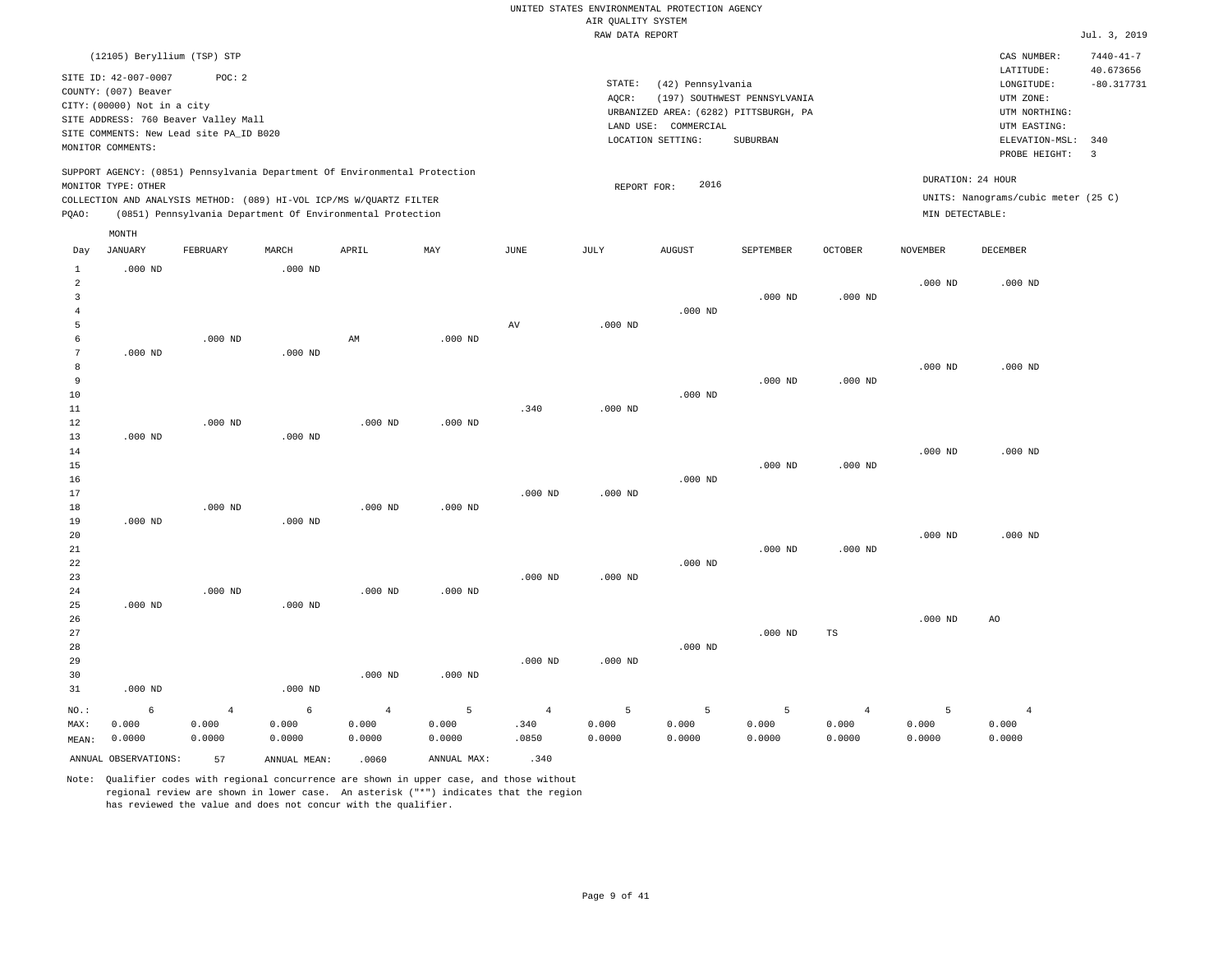UNITED STATES ENVIRONMENTAL PROTECTION AGENCY
AIR QUALITY SYSTEM
RAW DATA REPORT

Jul. 3, 2019

(12105) Beryllium (TSP) STP

SITE ID: 42-007-0007 POC: 2
COUNTY: (007) Beaver
CITY: (00000) Not in a city
SITE ADDRESS: 760 Beaver Valley Mall
SITE COMMENTS: New Lead site PA_ID B020
MONITOR COMMENTS:

STATE: (42) Pennsylvania
AQCR: (197) SOUTHWEST PENNSYLVANIA
URBANIZED AREA: (6282) PITTSBURGH, PA
LAND USE: COMMERCIAL
LOCATION SETTING: SUBURBAN

CAS NUMBER: 7440-41-7
LATITUDE: 40.673656
LONGITUDE: -80.317731
UTM ZONE:
UTM NORTHING:
UTM EASTING:
ELEVATION-MSL: 340
PROBE HEIGHT: 3

SUPPORT AGENCY: (0851) Pennsylvania Department Of Environmental Protection
MONITOR TYPE: OTHER
COLLECTION AND ANALYSIS METHOD: (089) HI-VOL ICP/MS W/QUARTZ FILTER
PQAO: (0851) Pennsylvania Department Of Environmental Protection

REPORT FOR: 2016

DURATION: 24 HOUR
UNITS: Nanograms/cubic meter (25 C)
MIN DETECTABLE:

| Day | JANUARY | FEBRUARY | MARCH | APRIL | MAY | JUNE | JULY | AUGUST | SEPTEMBER | OCTOBER | NOVEMBER | DECEMBER |
|---|---|---|---|---|---|---|---|---|---|---|---|---|
| 1 | .000 ND | | .000 ND | | | | | | | | | |
| 2 | | | | | | | | | | | .000 ND | .000 ND |
| 3 | | | | | | | | | .000 ND | .000 ND | | |
| 4 | | | | | | | | .000 ND | | | | |
| 5 | | | | | | AV | .000 ND | | | | | |
| 6 | | .000 ND | | AM | .000 ND | | | | | | | |
| 7 | .000 ND | | .000 ND | | | | | | | | | |
| 8 | | | | | | | | | | | .000 ND | .000 ND |
| 9 | | | | | | | | | .000 ND | .000 ND | | |
| 10 | | | | | | | | .000 ND | | | | |
| 11 | | | | | | .340 | .000 ND | | | | | |
| 12 | | .000 ND | | .000 ND | .000 ND | | | | | | | |
| 13 | .000 ND | | .000 ND | | | | | | | | | |
| 14 | | | | | | | | | | | .000 ND | .000 ND |
| 15 | | | | | | | | | .000 ND | .000 ND | | |
| 16 | | | | | | | | .000 ND | | | | |
| 17 | | | | | | .000 ND | .000 ND | | | | | |
| 18 | | .000 ND | | .000 ND | .000 ND | | | | | | | |
| 19 | .000 ND | | .000 ND | | | | | | | | | |
| 20 | | | | | | | | | | | .000 ND | .000 ND |
| 21 | | | | | | | | | .000 ND | .000 ND | | |
| 22 | | | | | | | | .000 ND | | | | |
| 23 | | | | | | .000 ND | .000 ND | | | | | |
| 24 | | .000 ND | | .000 ND | .000 ND | | | | | | | |
| 25 | .000 ND | | .000 ND | | | | | | | | | |
| 26 | | | | | | | | | | | .000 ND | AO |
| 27 | | | | | | | | | .000 ND | TS | | |
| 28 | | | | | | | | .000 ND | | | | |
| 29 | | | | | | .000 ND | .000 ND | | | | | |
| 30 | | | | .000 ND | .000 ND | | | | | | | |
| 31 | .000 ND | | .000 ND | | | | | | | | | |
| NO.: | 6 | 4 | 6 | 4 | 5 | 4 | 5 | 5 | 5 | 4 | 5 | 4 |
| MAX: | 0.000 | 0.000 | 0.000 | 0.000 | 0.000 | .340 | 0.000 | 0.000 | 0.000 | 0.000 | 0.000 | 0.000 |
| MEAN: | 0.0000 | 0.0000 | 0.0000 | 0.0000 | 0.0000 | .0850 | 0.0000 | 0.0000 | 0.0000 | 0.0000 | 0.0000 | 0.0000 |

ANNUAL OBSERVATIONS: 57 ANNUAL MEAN: .0060 ANNUAL MAX: .340

Note: Qualifier codes with regional concurrence are shown in upper case, and those without regional review are shown in lower case. An asterisk ("*") indicates that the region has reviewed the value and does not concur with the qualifier.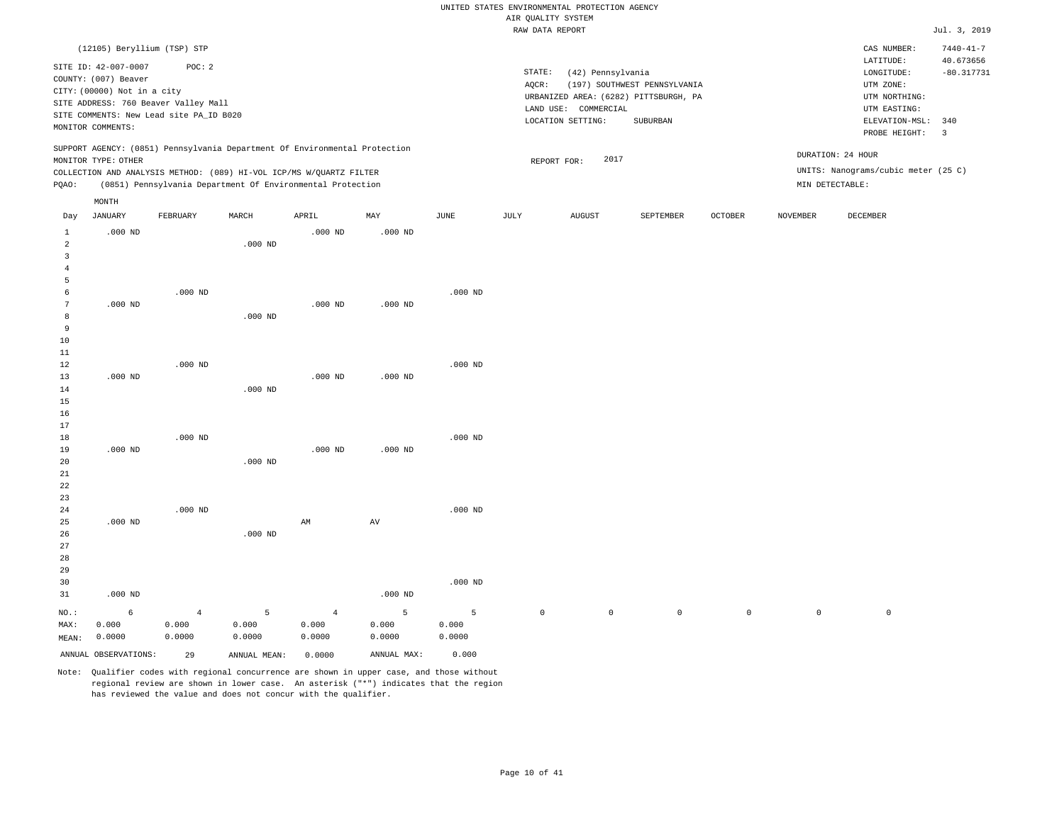UNITED STATES ENVIRONMENTAL PROTECTION AGENCY
AIR QUALITY SYSTEM
RAW DATA REPORT

Jul. 3, 2019

(12105) Beryllium (TSP) STP

SITE ID: 42-007-0007 POC: 2
COUNTY: (007) Beaver
CITY: (00000) Not in a city
SITE ADDRESS: 760 Beaver Valley Mall
SITE COMMENTS: New Lead site PA_ID B020
MONITOR COMMENTS:

STATE: (42) Pennsylvania
AQCR: (197) SOUTHWEST PENNSYLVANIA
URBANIZED AREA: (6282) PITTSBURGH, PA
LAND USE: COMMERCIAL
LOCATION SETTING: SUBURBAN

CAS NUMBER: 7440-41-7
LATITUDE: 40.673656
LONGITUDE: -80.317731
UTM ZONE:
UTM NORTHING:
UTM EASTING:
ELEVATION-MSL: 340
PROBE HEIGHT: 3

SUPPORT AGENCY: (0851) Pennsylvania Department Of Environmental Protection
MONITOR TYPE: OTHER
COLLECTION AND ANALYSIS METHOD: (089) HI-VOL ICP/MS W/QUARTZ FILTER
PQAO: (0851) Pennsylvania Department Of Environmental Protection

REPORT FOR: 2017

DURATION: 24 HOUR
UNITS: Nanograms/cubic meter (25 C)
MIN DETECTABLE:

| Day | JANUARY | FEBRUARY | MARCH | APRIL | MAY | JUNE | JULY | AUGUST | SEPTEMBER | OCTOBER | NOVEMBER | DECEMBER |
|---|---|---|---|---|---|---|---|---|---|---|---|---|
| 1 | .000 ND | | | .000 ND | .000 ND | | | | | | | |
| 2 | | | .000 ND | | | | | | | | | |
| 3 | | | | | | | | | | | | |
| 4 | | | | | | | | | | | | |
| 5 | | | | | | | | | | | | |
| 6 | | .000 ND | | | | .000 ND | | | | | | |
| 7 | .000 ND | | | .000 ND | .000 ND | | | | | | | |
| 8 | | | .000 ND | | | | | | | | | |
| 9 | | | | | | | | | | | | |
| 10 | | | | | | | | | | | | |
| 11 | | | | | | | | | | | | |
| 12 | | .000 ND | | | | .000 ND | | | | | | |
| 13 | .000 ND | | | .000 ND | .000 ND | | | | | | | |
| 14 | | | .000 ND | | | | | | | | | |
| 15 | | | | | | | | | | | | |
| 16 | | | | | | | | | | | | |
| 17 | | | | | | | | | | | | |
| 18 | | .000 ND | | | | .000 ND | | | | | | |
| 19 | .000 ND | | | .000 ND | .000 ND | | | | | | | |
| 20 | | | .000 ND | | | | | | | | | |
| 21 | | | | | | | | | | | | |
| 22 | | | | | | | | | | | | |
| 23 | | | | | | | | | | | | |
| 24 | | .000 ND | | | | .000 ND | | | | | | |
| 25 | .000 ND | | | AM | AV | | | | | | | |
| 26 | | | .000 ND | | | | | | | | | |
| 27 | | | | | | | | | | | | |
| 28 | | | | | | | | | | | | |
| 29 | | | | | | | | | | | | |
| 30 | | | | | | .000 ND | | | | | | |
| 31 | .000 ND | | | | .000 ND | | | | | | | |
| NO.: | 6 | 4 | 5 | 4 | 5 | 5 | 0 | 0 | 0 | 0 | 0 | 0 |
| MAX: | 0.000 | 0.000 | 0.000 | 0.000 | 0.000 | 0.000 | | | | | | |
| MEAN: | 0.0000 | 0.0000 | 0.0000 | 0.0000 | 0.0000 | 0.0000 | | | | | | |

ANNUAL OBSERVATIONS: 29 ANNUAL MEAN: 0.0000 ANNUAL MAX: 0.000

Note: Qualifier codes with regional concurrence are shown in upper case, and those without regional review are shown in lower case. An asterisk ("*") indicates that the region has reviewed the value and does not concur with the qualifier.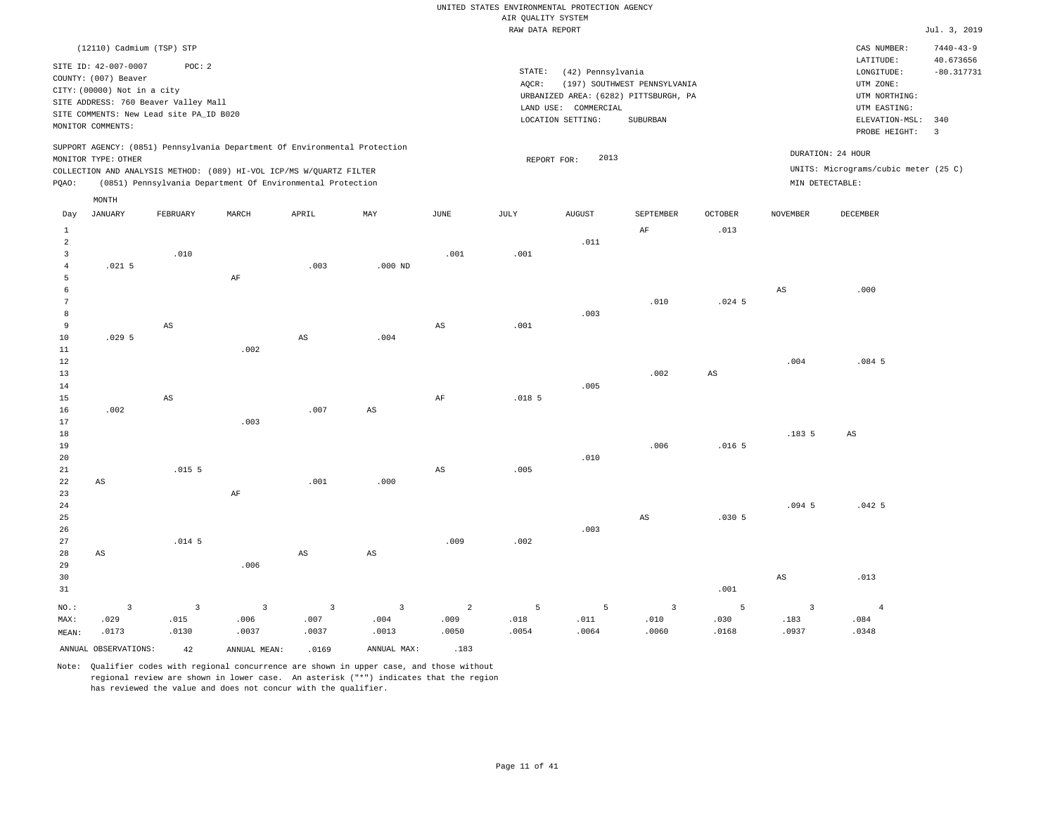UNITED STATES ENVIRONMENTAL PROTECTION AGENCY
AIR QUALITY SYSTEM
RAW DATA REPORT

Jul. 3, 2019

(12110) Cadmium (TSP) STP

SITE ID: 42-007-0007 POC: 2
COUNTY: (007) Beaver
CITY: (00000) Not in a city
SITE ADDRESS: 760 Beaver Valley Mall
SITE COMMENTS: New Lead site PA_ID B020
MONITOR COMMENTS:

STATE: (42) Pennsylvania
AQCR: (197) SOUTHWEST PENNSYLVANIA
URBANIZED AREA: (6282) PITTSBURGH, PA
LAND USE: COMMERCIAL
LOCATION SETTING: SUBURBAN

CAS NUMBER: 7440-43-9
LATITUDE: 40.673656
LONGITUDE: -80.317731
UTM ZONE:
UTM NORTHING:
UTM EASTING:
ELEVATION-MSL: 340
PROBE HEIGHT: 3

SUPPORT AGENCY: (0851) Pennsylvania Department Of Environmental Protection
MONITOR TYPE: OTHER
COLLECTION AND ANALYSIS METHOD: (089) HI-VOL ICP/MS W/QUARTZ FILTER
PQAO: (0851) Pennsylvania Department Of Environmental Protection

REPORT FOR: 2013

DURATION: 24 HOUR
UNITS: Micrograms/cubic meter (25 C)
MIN DETECTABLE:

| Day | JANUARY | FEBRUARY | MARCH | APRIL | MAY | JUNE | JULY | AUGUST | SEPTEMBER | OCTOBER | NOVEMBER | DECEMBER |
|---|---|---|---|---|---|---|---|---|---|---|---|---|
| 1 | | | | | | | | | AF | .013 | | |
| 2 | | | | | | | | .011 | | | | |
| 3 | | .010 | | | | .001 | .001 | | | | | |
| 4 | .021 5 | | | .003 | .000 ND | | | | | | | |
| 5 | | | AF | | | | | | | | | |
| 6 | | | | | | | | | | | AS | .000 |
| 7 | | | | | | | | | .010 | .024 5 | | |
| 8 | | | | | | | | .003 | | | | |
| 9 | | AS | | | | AS | .001 | | | | | |
| 10 | .029 5 | | | AS | .004 | | | | | | | |
| 11 | | | .002 | | | | | | | | | |
| 12 | | | | | | | | | | | .004 | .084 5 |
| 13 | | | | | | | | | .002 | AS | | |
| 14 | | | | | | | | .005 | | | | |
| 15 | | AS | | | | AF | .018 5 | | | | | |
| 16 | .002 | | | .007 | AS | | | | | | | |
| 17 | | | .003 | | | | | | | | | |
| 18 | | | | | | | | | | | .183 5 | AS |
| 19 | | | | | | | | | .006 | .016 5 | | |
| 20 | | | | | | | | .010 | | | | |
| 21 | | .015 5 | | | | AS | .005 | | | | | |
| 22 | AS | | | .001 | .000 | | | | | | | |
| 23 | | | AF | | | | | | | | | |
| 24 | | | | | | | | | | | .094 5 | .042 5 |
| 25 | | | | | | | | | AS | .030 5 | | |
| 26 | | | | | | | | .003 | | | | |
| 27 | | .014 5 | | | | .009 | .002 | | | | | |
| 28 | AS | | | AS | AS | | | | | | | |
| 29 | | | .006 | | | | | | | | | |
| 30 | | | | | | | | | | | AS | .013 |
| 31 | | | | | | | | | | .001 | | |
| NO.: | 3 | 3 | 3 | 3 | 3 | 2 | 5 | 5 | 3 | 5 | 3 | 4 |
| MAX: | .029 | .015 | .006 | .007 | .004 | .009 | .018 | .011 | .010 | .030 | .183 | .084 |
| MEAN: | .0173 | .0130 | .0037 | .0037 | .0013 | .0050 | .0054 | .0064 | .0060 | .0168 | .0937 | .0348 |

ANNUAL OBSERVATIONS: 42 ANNUAL MEAN: .0169 ANNUAL MAX: .183

Note: Qualifier codes with regional concurrence are shown in upper case, and those without regional review are shown in lower case. An asterisk ("*") indicates that the region has reviewed the value and does not concur with the qualifier.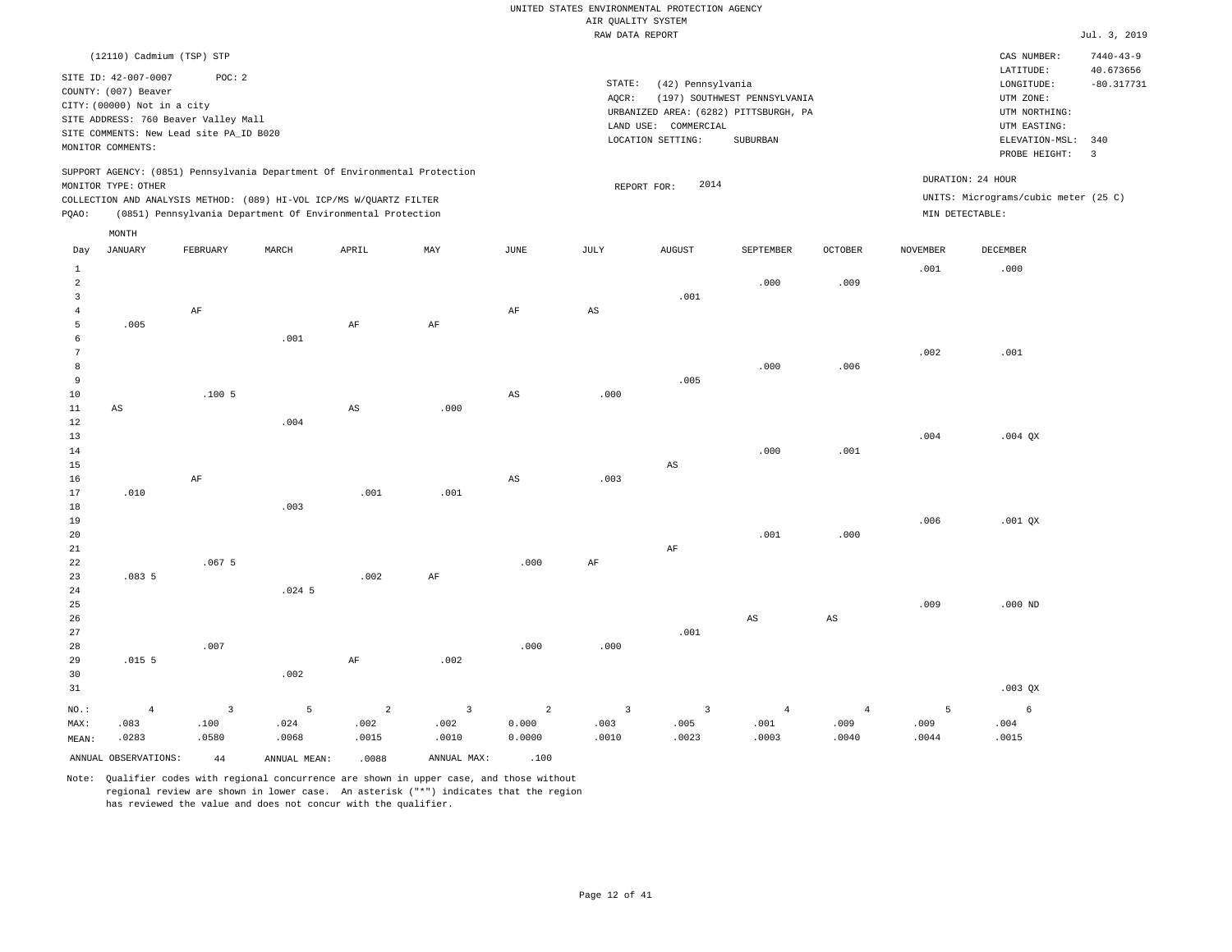UNITED STATES ENVIRONMENTAL PROTECTION AGENCY
AIR QUALITY SYSTEM
RAW DATA REPORT

Jul. 3, 2019

(12110) Cadmium (TSP) STP

SITE ID: 42-007-0007 POC: 2
COUNTY: (007) Beaver
CITY: (00000) Not in a city
SITE ADDRESS: 760 Beaver Valley Mall
SITE COMMENTS: New Lead site PA_ID B020
MONITOR COMMENTS:

STATE: (42) Pennsylvania
AQCR: (197) SOUTHWEST PENNSYLVANIA
URBANIZED AREA: (6282) PITTSBURGH, PA
LAND USE: COMMERCIAL
LOCATION SETTING: SUBURBAN

CAS NUMBER: 7440-43-9
LATITUDE: 40.673656
LONGITUDE: -80.317731
UTM ZONE:
UTM NORTHING:
UTM EASTING:
ELEVATION-MSL: 340
PROBE HEIGHT: 3

SUPPORT AGENCY: (0851) Pennsylvania Department Of Environmental Protection
MONITOR TYPE: OTHER
COLLECTION AND ANALYSIS METHOD: (089) HI-VOL ICP/MS W/QUARTZ FILTER
PQAO: (0851) Pennsylvania Department Of Environmental Protection

REPORT FOR: 2014

DURATION: 24 HOUR
UNITS: Micrograms/cubic meter (25 C)
MIN DETECTABLE:

| Day | JANUARY | FEBRUARY | MARCH | APRIL | MAY | JUNE | JULY | AUGUST | SEPTEMBER | OCTOBER | NOVEMBER | DECEMBER |
|---|---|---|---|---|---|---|---|---|---|---|---|---|
| 1 | | | | | | | | | | | .001 | .000 |
| 2 | | | | | | | | | .000 | .009 | | |
| 3 | | | | | | | | .001 | | | | |
| 4 | | AF | | | | AF | AS | | | | | |
| 5 | .005 | | | AF | AF | | | | | | | |
| 6 | | | .001 | | | | | | | | | |
| 7 | | | | | | | | | | | .002 | .001 |
| 8 | | | | | | | | | .000 | .006 | | |
| 9 | | | | | | | | .005 | | | | |
| 10 | | .100 5 | | | | AS | .000 | | | | | |
| 11 | AS | | | AS | .000 | | | | | | | |
| 12 | | | .004 | | | | | | | | | |
| 13 | | | | | | | | | | | .004 | .004 QX |
| 14 | | | | | | | | | .000 | .001 | | |
| 15 | | | | | | | | AS | | | | |
| 16 | | AF | | | | AS | .003 | | | | | |
| 17 | .010 | | | .001 | .001 | | | | | | | |
| 18 | | | .003 | | | | | | | | | |
| 19 | | | | | | | | | | | .006 | .001 QX |
| 20 | | | | | | | | | .001 | .000 | | |
| 21 | | | | | | | | AF | | | | |
| 22 | | .067 5 | | | | .000 | AF | | | | | |
| 23 | .083 5 | | | .002 | AF | | | | | | | |
| 24 | | | .024 5 | | | | | | | | | |
| 25 | | | | | | | | | | | .009 | .000 ND |
| 26 | | | | | | | | | AS | AS | | |
| 27 | | | | | | | | .001 | | | | |
| 28 | | .007 | | | | .000 | .000 | | | | | |
| 29 | .015 5 | | | AF | .002 | | | | | | | |
| 30 | | | .002 | | | | | | | | | |
| 31 | | | | | | | | | | | | .003 QX |
| NO.: | 4 | 3 | 5 | 2 | 3 | 2 | 3 | 3 | 4 | 4 | 5 | 6 |
| MAX: | .083 | .100 | .024 | .002 | .002 | 0.000 | .003 | .005 | .001 | .009 | .009 | .004 |
| MEAN: | .0283 | .0580 | .0068 | .0015 | .0010 | 0.0000 | .0010 | .0023 | .0003 | .0040 | .0044 | .0015 |

ANNUAL OBSERVATIONS: 44 ANNUAL MEAN: .0088 ANNUAL MAX: .100

Note: Qualifier codes with regional concurrence are shown in upper case, and those without regional review are shown in lower case. An asterisk ("*") indicates that the region has reviewed the value and does not concur with the qualifier.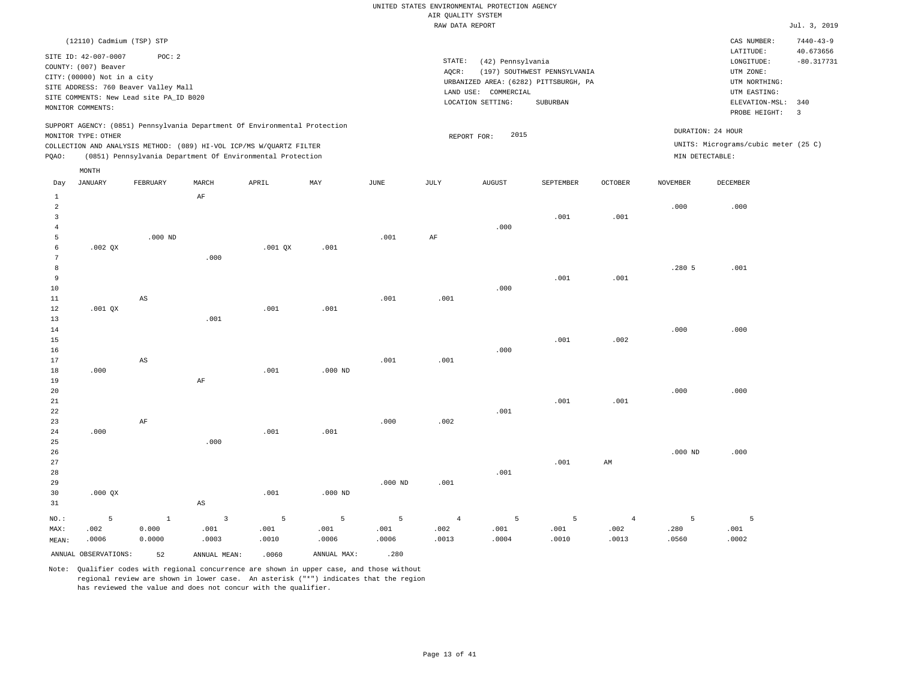UNITED STATES ENVIRONMENTAL PROTECTION AGENCY
AIR QUALITY SYSTEM
RAW DATA REPORT

Jul. 3, 2019

(12110) Cadmium (TSP) STP

SITE ID: 42-007-0007 POC: 2
COUNTY: (007) Beaver
CITY: (00000) Not in a city
SITE ADDRESS: 760 Beaver Valley Mall
SITE COMMENTS: New Lead site PA_ID B020
MONITOR COMMENTS:

STATE: (42) Pennsylvania
AQCR: (197) SOUTHWEST PENNSYLVANIA
URBANIZED AREA: (6282) PITTSBURGH, PA
LAND USE: COMMERCIAL
LOCATION SETTING: SUBURBAN

CAS NUMBER: 7440-43-9
LATITUDE: 40.673656
LONGITUDE: -80.317731
UTM ZONE:
UTM NORTHING:
UTM EASTING:
ELEVATION-MSL: 340
PROBE HEIGHT: 3

SUPPORT AGENCY: (0851) Pennsylvania Department Of Environmental Protection
MONITOR TYPE: OTHER
COLLECTION AND ANALYSIS METHOD: (089) HI-VOL ICP/MS W/QUARTZ FILTER
PQAO: (0851) Pennsylvania Department Of Environmental Protection

REPORT FOR: 2015

DURATION: 24 HOUR
UNITS: Micrograms/cubic meter (25 C)
MIN DETECTABLE:

| Day | JANUARY | FEBRUARY | MARCH | APRIL | MAY | JUNE | JULY | AUGUST | SEPTEMBER | OCTOBER | NOVEMBER | DECEMBER |
|---|---|---|---|---|---|---|---|---|---|---|---|---|
| 1 | | | AF | | | | | | | | | |
| 2 | | | | | | | | | | | .000 | .000 |
| 3 | | | | | | | | | .001 | .001 | | |
| 4 | | | | | | | | .000 | | | | |
| 5 | | .000 ND | | | | .001 | AF | | | | | |
| 6 | .002 QX | | | .001 QX | .001 | | | | | | | |
| 7 | | | .000 | | | | | | | | | |
| 8 | | | | | | | | | | | .280 5 | .001 |
| 9 | | | | | | | | | .001 | .001 | | |
| 10 | | | | | | | | .000 | | | | |
| 11 | | AS | | | | .001 | .001 | | | | | |
| 12 | .001 QX | | | .001 | .001 | | | | | | | |
| 13 | | | .001 | | | | | | | | | |
| 14 | | | | | | | | | | | .000 | .000 |
| 15 | | | | | | | | | .001 | .002 | | |
| 16 | | | | | | | | .000 | | | | |
| 17 | | AS | | | | .001 | .001 | | | | | |
| 18 | .000 | | | .001 | .000 ND | | | | | | | |
| 19 | | | AF | | | | | | | | | |
| 20 | | | | | | | | | | | .000 | .000 |
| 21 | | | | | | | | | .001 | .001 | | |
| 22 | | | | | | | | .001 | | | | |
| 23 | | AF | | | | .000 | .002 | | | | | |
| 24 | .000 | | | .001 | .001 | | | | | | | |
| 25 | | | .000 | | | | | | | | | |
| 26 | | | | | | | | | | | .000 ND | .000 |
| 27 | | | | | | | | | .001 | AM | | |
| 28 | | | | | | | | .001 | | | | |
| 29 | | | | | | .000 ND | .001 | | | | | |
| 30 | .000 QX | | | .001 | .000 ND | | | | | | | |
| 31 | | | AS | | | | | | | | | |
| NO.: | 5 | 1 | 3 | 5 | 5 | 5 | 4 | 5 | 5 | 4 | 5 | 5 |
| MAX: | .002 | 0.000 | .001 | .001 | .001 | .001 | .002 | .001 | .001 | .002 | .280 | .001 |
| MEAN: | .0006 | 0.0000 | .0003 | .0010 | .0006 | .0006 | .0013 | .0004 | .0010 | .0013 | .0560 | .0002 |

ANNUAL OBSERVATIONS: 52 ANNUAL MEAN: .0060 ANNUAL MAX: .280

Note: Qualifier codes with regional concurrence are shown in upper case, and those without regional review are shown in lower case. An asterisk ("*") indicates that the region has reviewed the value and does not concur with the qualifier.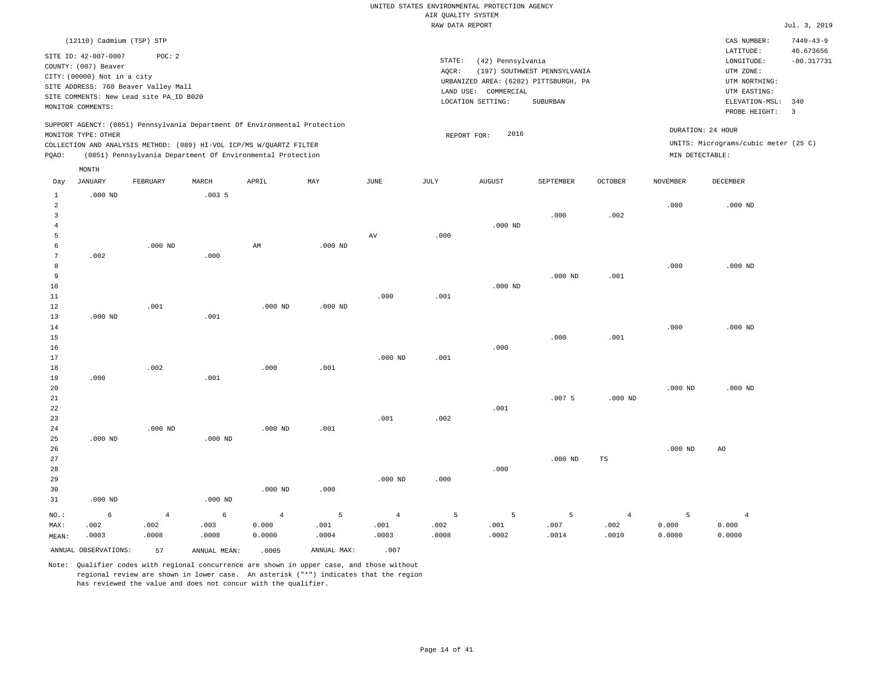UNITED STATES ENVIRONMENTAL PROTECTION AGENCY
AIR QUALITY SYSTEM
RAW DATA REPORT

Jul. 3, 2019

(12110) Cadmium (TSP) STP

SITE ID: 42-007-0007 POC: 2
COUNTY: (007) Beaver
CITY: (00000) Not in a city
SITE ADDRESS: 760 Beaver Valley Mall
SITE COMMENTS: New Lead site PA_ID B020
MONITOR COMMENTS:

STATE: (42) Pennsylvania
AQCR: (197) SOUTHWEST PENNSYLVANIA
URBANIZED AREA: (6282) PITTSBURGH, PA
LAND USE: COMMERCIAL
LOCATION SETTING: SUBURBAN

CAS NUMBER: 7440-43-9
LATITUDE: 40.673656
LONGITUDE: -80.317731
UTM ZONE:
UTM NORTHING:
UTM EASTING:
ELEVATION-MSL: 340
PROBE HEIGHT: 3

SUPPORT AGENCY: (0851) Pennsylvania Department Of Environmental Protection
MONITOR TYPE: OTHER
COLLECTION AND ANALYSIS METHOD: (089) HI-VOL ICP/MS W/QUARTZ FILTER
PQAO: (0851) Pennsylvania Department Of Environmental Protection

REPORT FOR: 2016

DURATION: 24 HOUR
UNITS: Micrograms/cubic meter (25 C)
MIN DETECTABLE:

| Day | JANUARY | FEBRUARY | MARCH | APRIL | MAY | JUNE | JULY | AUGUST | SEPTEMBER | OCTOBER | NOVEMBER | DECEMBER |
|---|---|---|---|---|---|---|---|---|---|---|---|---|
| 1 | .000 ND | | .003 5 | | | | | | | | | |
| 2 | | | | | | | | | | | .000 | .000 ND |
| 3 | | | | | | | | | .000 | .002 | | |
| 4 | | | | | | | | .000 ND | | | | |
| 5 | | | | | | AV | .000 | | | | | |
| 6 | | .000 ND | | AM | .000 ND | | | | | | | |
| 7 | .002 | | .000 | | | | | | | | | |
| 8 | | | | | | | | | | | .000 | .000 ND |
| 9 | | | | | | | | | .000 ND | .001 | | |
| 10 | | | | | | | | .000 ND | | | | |
| 11 | | | | | | .000 | .001 | | | | | |
| 12 | | .001 | | .000 ND | .000 ND | | | | | | | |
| 13 | .000 ND | | .001 | | | | | | | | | |
| 14 | | | | | | | | | | | .000 | .000 ND |
| 15 | | | | | | | | | .000 | .001 | | |
| 16 | | | | | | | | .000 | | | | |
| 17 | | | | | | .000 ND | .001 | | | | | |
| 18 | | .002 | | .000 | .001 | | | | | | | |
| 19 | .000 | | .001 | | | | | | | | | |
| 20 | | | | | | | | | | | .000 ND | .000 ND |
| 21 | | | | | | | | | .007 5 | .000 ND | | |
| 22 | | | | | | | | .001 | | | | |
| 23 | | | | | | .001 | .002 | | | | | |
| 24 | | .000 ND | | .000 ND | .001 | | | | | | | |
| 25 | .000 ND | | .000 ND | | | | | | | | | |
| 26 | | | | | | | | | | | .000 ND | AO |
| 27 | | | | | | | | | .000 ND | TS | | |
| 28 | | | | | | | | .000 | | | | |
| 29 | | | | | | .000 ND | .000 | | | | | |
| 30 | | | | .000 ND | .000 | | | | | | | |
| 31 | .000 ND | | .000 ND | | | | | | | | | |
| NO.: | 6 | 4 | 6 | 4 | 5 | 4 | 5 | 5 | 5 | 4 | 5 | 4 |
| MAX: | .002 | .002 | .003 | 0.000 | .001 | .001 | .002 | .001 | .007 | .002 | 0.000 | 0.000 |
| MEAN: | .0003 | .0008 | .0008 | 0.0000 | .0004 | .0003 | .0008 | .0002 | .0014 | .0010 | 0.0000 | 0.0000 |

ANNUAL OBSERVATIONS: 57 ANNUAL MEAN: .0005 ANNUAL MAX: .007

Note: Qualifier codes with regional concurrence are shown in upper case, and those without regional review are shown in lower case. An asterisk ("*") indicates that the region has reviewed the value and does not concur with the qualifier.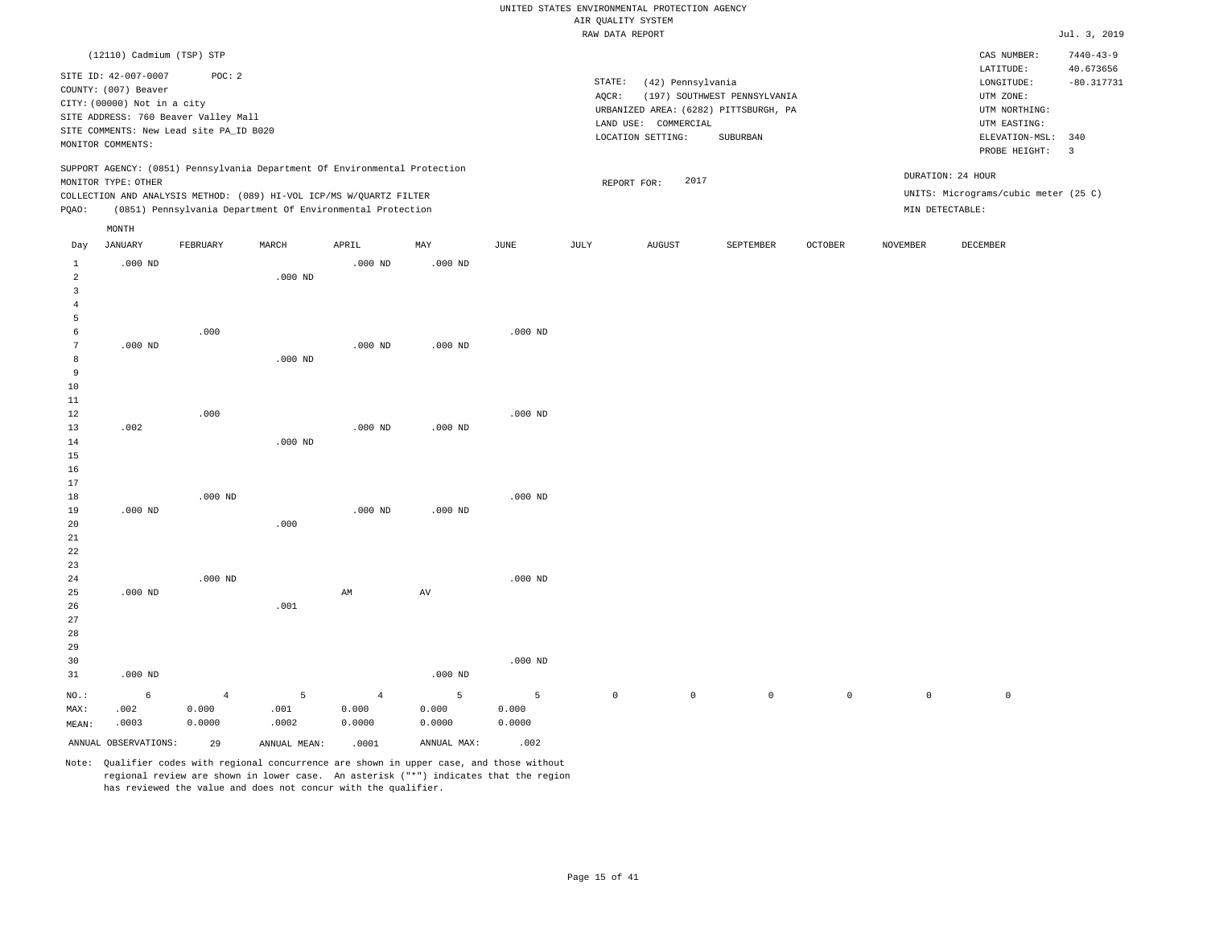UNITED STATES ENVIRONMENTAL PROTECTION AGENCY
AIR QUALITY SYSTEM
RAW DATA REPORT

Jul. 3, 2019

(12110) Cadmium (TSP) STP

SITE ID: 42-007-0007 POC: 2
COUNTY: (007) Beaver
CITY: (00000) Not in a city
SITE ADDRESS: 760 Beaver Valley Mall
SITE COMMENTS: New Lead site PA_ID B020
MONITOR COMMENTS:

STATE: (42) Pennsylvania
AQCR: (197) SOUTHWEST PENNSYLVANIA
URBANIZED AREA: (6282) PITTSBURGH, PA
LAND USE: COMMERCIAL
LOCATION SETTING: SUBURBAN

CAS NUMBER: 7440-43-9
LATITUDE: 40.673656
LONGITUDE: -80.317731
UTM ZONE:
UTM NORTHING:
UTM EASTING:
ELEVATION-MSL: 340
PROBE HEIGHT: 3

SUPPORT AGENCY: (0851) Pennsylvania Department Of Environmental Protection
MONITOR TYPE: OTHER
COLLECTION AND ANALYSIS METHOD: (089) HI-VOL ICP/MS W/QUARTZ FILTER
PQAO: (0851) Pennsylvania Department Of Environmental Protection

REPORT FOR: 2017

DURATION: 24 HOUR
UNITS: Micrograms/cubic meter (25 C)
MIN DETECTABLE:

| Day | JANUARY | FEBRUARY | MARCH | APRIL | MAY | JUNE | JULY | AUGUST | SEPTEMBER | OCTOBER | NOVEMBER | DECEMBER |
|---|---|---|---|---|---|---|---|---|---|---|---|---|
| 1 | .000 ND | | | .000 ND | .000 ND | | | | | | | |
| 2 | | | .000 ND | | | | | | | | | |
| 3 | | | | | | | | | | | | |
| 4 | | | | | | | | | | | | |
| 5 | | | | | | | | | | | | |
| 6 | | .000 | | | | .000 ND | | | | | | |
| 7 | .000 ND | | | .000 ND | .000 ND | | | | | | | |
| 8 | | | .000 ND | | | | | | | | | |
| 9 | | | | | | | | | | | | |
| 10 | | | | | | | | | | | | |
| 11 | | | | | | | | | | | | |
| 12 | | .000 | | | | .000 ND | | | | | | |
| 13 | .002 | | | .000 ND | .000 ND | | | | | | | |
| 14 | | | .000 ND | | | | | | | | | |
| 15 | | | | | | | | | | | | |
| 16 | | | | | | | | | | | | |
| 17 | | | | | | | | | | | | |
| 18 | | .000 ND | | | | .000 ND | | | | | | |
| 19 | .000 ND | | | .000 ND | .000 ND | | | | | | | |
| 20 | | | .000 | | | | | | | | | |
| 21 | | | | | | | | | | | | |
| 22 | | | | | | | | | | | | |
| 23 | | | | | | | | | | | | |
| 24 | | .000 ND | | | | .000 ND | | | | | | |
| 25 | .000 ND | | | AM | AV | | | | | | | |
| 26 | | | .001 | | | | | | | | | |
| 27 | | | | | | | | | | | | |
| 28 | | | | | | | | | | | | |
| 29 | | | | | | | | | | | | |
| 30 | | | | | | .000 ND | | | | | | |
| 31 | .000 ND | | | | .000 ND | | | | | | | |
| NO.: | 6 | 4 | 5 | 4 | 5 | 5 | 0 | 0 | 0 | 0 | 0 | 0 |
| MAX: | .002 | 0.000 | .001 | 0.000 | 0.000 | 0.000 | | | | | | |
| MEAN: | .0003 | 0.0000 | .0002 | 0.0000 | 0.0000 | 0.0000 | | | | | | |

ANNUAL OBSERVATIONS: 29 ANNUAL MEAN: .0001 ANNUAL MAX: .002

Note: Qualifier codes with regional concurrence are shown in upper case, and those without regional review are shown in lower case. An asterisk ("*") indicates that the region has reviewed the value and does not concur with the qualifier.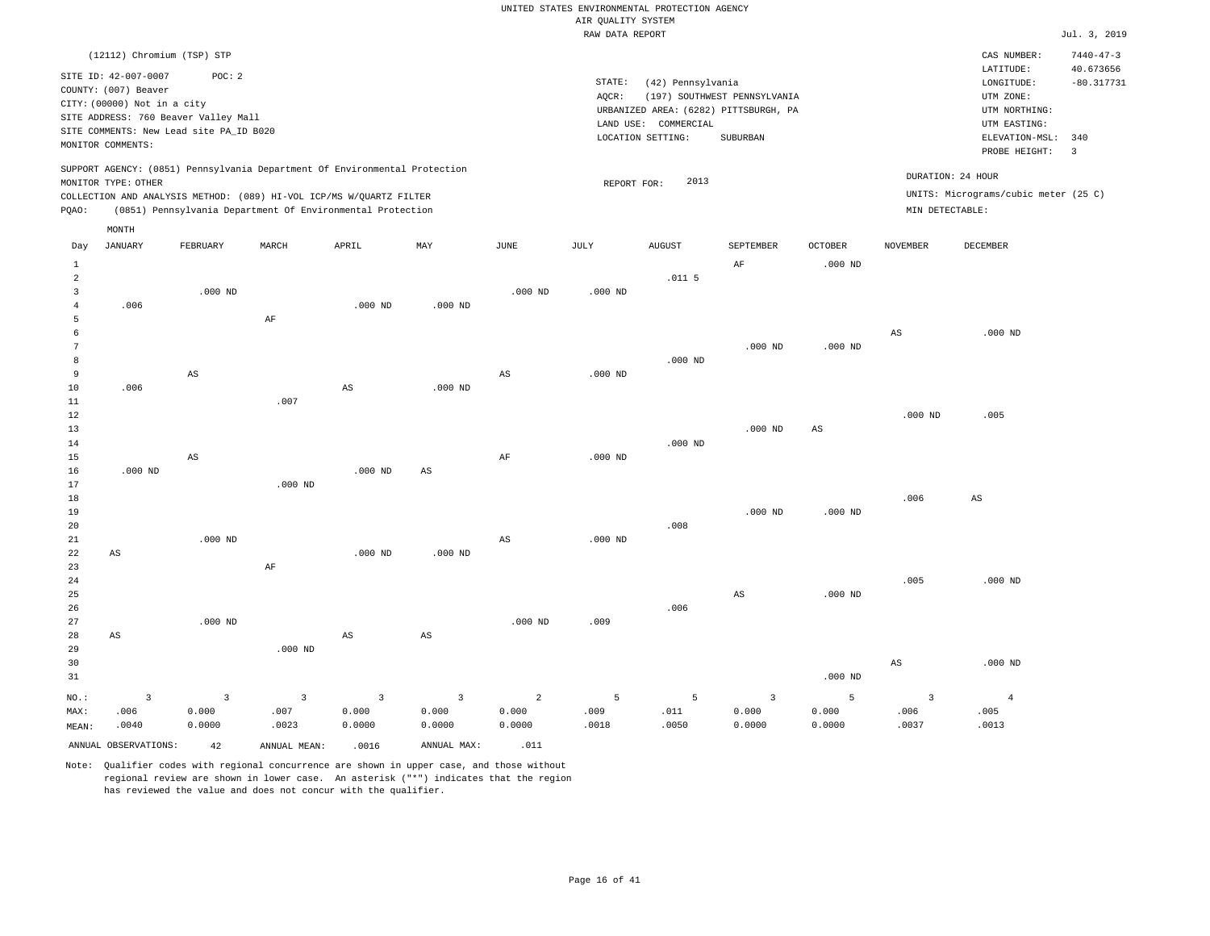UNITED STATES ENVIRONMENTAL PROTECTION AGENCY
AIR QUALITY SYSTEM
RAW DATA REPORT

Jul. 3, 2019

(12112) Chromium (TSP) STP

SITE ID: 42-007-0007 POC: 2
COUNTY: (007) Beaver
CITY: (00000) Not in a city
SITE ADDRESS: 760 Beaver Valley Mall
SITE COMMENTS: New Lead site PA_ID B020
MONITOR COMMENTS:

STATE: (42) Pennsylvania
AQCR: (197) SOUTHWEST PENNSYLVANIA
URBANIZED AREA: (6282) PITTSBURGH, PA
LAND USE: COMMERCIAL
LOCATION SETTING: SUBURBAN

CAS NUMBER: 7440-47-3
LATITUDE: 40.673656
LONGITUDE: -80.317731
UTM ZONE:
UTM NORTHING:
UTM EASTING:
ELEVATION-MSL: 340
PROBE HEIGHT: 3

SUPPORT AGENCY: (0851) Pennsylvania Department Of Environmental Protection
MONITOR TYPE: OTHER
COLLECTION AND ANALYSIS METHOD: (089) HI-VOL ICP/MS W/QUARTZ FILTER
PQAO: (0851) Pennsylvania Department Of Environmental Protection

REPORT FOR: 2013

DURATION: 24 HOUR
UNITS: Micrograms/cubic meter (25 C)
MIN DETECTABLE:

| Day | JANUARY | FEBRUARY | MARCH | APRIL | MAY | JUNE | JULY | AUGUST | SEPTEMBER | OCTOBER | NOVEMBER | DECEMBER |
|---|---|---|---|---|---|---|---|---|---|---|---|---|
| 1 | | | | | | | | | AF | .000 ND | | |
| 2 | | | | | | | | .011 5 | | | | |
| 3 | | .000 ND | | | | .000 ND | .000 ND | | | | | |
| 4 | .006 | | | .000 ND | .000 ND | | | | | | | |
| 5 | | | AF | | | | | | | | | |
| 6 | | | | | | | | | | | AS | .000 ND |
| 7 | | | | | | | | | .000 ND | .000 ND | | |
| 8 | | | | | | | | .000 ND | | | | |
| 9 | | AS | | | | AS | .000 ND | | | | | |
| 10 | .006 | | | AS | .000 ND | | | | | | | |
| 11 | | | .007 | | | | | | | | | |
| 12 | | | | | | | | | | | .000 ND | .005 |
| 13 | | | | | | | | | .000 ND | AS | | |
| 14 | | | | | | | | .000 ND | | | | |
| 15 | | AS | | | | AF | .000 ND | | | | | |
| 16 | .000 ND | | | .000 ND | AS | | | | | | | |
| 17 | | | .000 ND | | | | | | | | | |
| 18 | | | | | | | | | | | .006 | AS |
| 19 | | | | | | | | | .000 ND | .000 ND | | |
| 20 | | | | | | | | .008 | | | | |
| 21 | | .000 ND | | | | AS | .000 ND | | | | | |
| 22 | AS | | | .000 ND | .000 ND | | | | | | | |
| 23 | | | AF | | | | | | | | | |
| 24 | | | | | | | | | | | .005 | .000 ND |
| 25 | | | | | | | | | AS | .000 ND | | |
| 26 | | | | | | | | .006 | | | | |
| 27 | | .000 ND | | | | .000 ND | .009 | | | | | |
| 28 | AS | | | AS | AS | | | | | | | |
| 29 | | | .000 ND | | | | | | | | | |
| 30 | | | | | | | | | | | AS | .000 ND |
| 31 | | | | | | | | | | .000 ND | | |
| NO.: | 3 | 3 | 3 | 3 | 3 | 2 | 5 | 5 | 3 | 5 | 3 | 4 |
| MAX: | .006 | 0.000 | .007 | 0.000 | 0.000 | 0.000 | .009 | .011 | 0.000 | 0.000 | .006 | .005 |
| MEAN: | .0040 | 0.0000 | .0023 | 0.0000 | 0.0000 | 0.0000 | .0018 | .0050 | 0.0000 | 0.0000 | .0037 | .0013 |

ANNUAL OBSERVATIONS: 42 ANNUAL MEAN: .0016 ANNUAL MAX: .011

Note: Qualifier codes with regional concurrence are shown in upper case, and those without regional review are shown in lower case. An asterisk ("*") indicates that the region has reviewed the value and does not concur with the qualifier.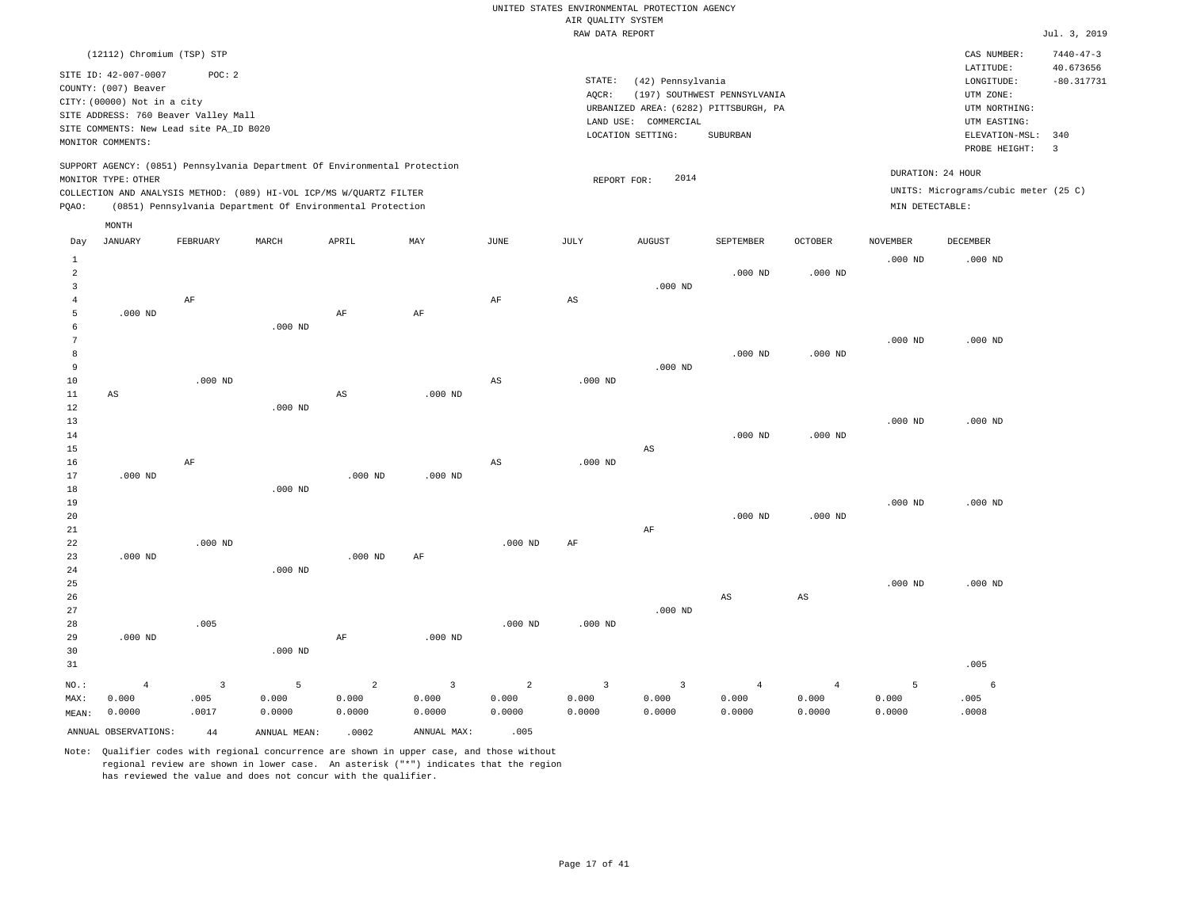UNITED STATES ENVIRONMENTAL PROTECTION AGENCY
AIR QUALITY SYSTEM
RAW DATA REPORT

Jul. 3, 2019

(12112) Chromium (TSP) STP

SITE ID: 42-007-0007  POC: 2
COUNTY: (007) Beaver
CITY: (00000) Not in a city
SITE ADDRESS: 760 Beaver Valley Mall
SITE COMMENTS: New Lead site PA_ID B020
MONITOR COMMENTS:

STATE: (42) Pennsylvania
AQCR: (197) SOUTHWEST PENNSYLVANIA
URBANIZED AREA: (6282) PITTSBURGH, PA
LAND USE: COMMERCIAL
LOCATION SETTING: SUBURBAN

CAS NUMBER: 7440-47-3
LATITUDE: 40.673656
LONGITUDE: -80.317731
UTM ZONE:
UTM NORTHING:
UTM EASTING:
ELEVATION-MSL: 340
PROBE HEIGHT: 3

SUPPORT AGENCY: (0851) Pennsylvania Department Of Environmental Protection
MONITOR TYPE: OTHER
COLLECTION AND ANALYSIS METHOD: (089) HI-VOL ICP/MS W/QUARTZ FILTER
PQAO: (0851) Pennsylvania Department Of Environmental Protection

REPORT FOR: 2014

DURATION: 24 HOUR
UNITS: Micrograms/cubic meter (25 C)
MIN DETECTABLE:

| Day | JANUARY | FEBRUARY | MARCH | APRIL | MAY | JUNE | JULY | AUGUST | SEPTEMBER | OCTOBER | NOVEMBER | DECEMBER |
|---|---|---|---|---|---|---|---|---|---|---|---|---|
| 1 | | | | | | | | | | | .000 ND | .000 ND |
| 2 | | | | | | | | | .000 ND | .000 ND | | |
| 3 | | | | | | | | .000 ND | | | | |
| 4 | | AF | | | | AF | AS | | | | | |
| 5 | .000 ND | | | AF | AF | | | | | | | |
| 6 | | | .000 ND | | | | | | | | | |
| 7 | | | | | | | | | | | .000 ND | .000 ND |
| 8 | | | | | | | | | .000 ND | .000 ND | | |
| 9 | | | | | | | | .000 ND | | | | |
| 10 | | .000 ND | | | | AS | .000 ND | | | | | |
| 11 | AS | | | AS | .000 ND | | | | | | | |
| 12 | | | .000 ND | | | | | | | | | |
| 13 | | | | | | | | | | | .000 ND | .000 ND |
| 14 | | | | | | | | | .000 ND | .000 ND | | |
| 15 | | | | | | | | AS | | | | |
| 16 | | AF | | | | AS | .000 ND | | | | | |
| 17 | .000 ND | | | .000 ND | .000 ND | | | | | | | |
| 18 | | | .000 ND | | | | | | | | | |
| 19 | | | | | | | | | | | .000 ND | .000 ND |
| 20 | | | | | | | | | .000 ND | .000 ND | | |
| 21 | | | | | | | | AF | | | | |
| 22 | | .000 ND | | | | .000 ND | AF | | | | | |
| 23 | .000 ND | | | .000 ND | AF | | | | | | | |
| 24 | | | .000 ND | | | | | | | | | |
| 25 | | | | | | | | | | | .000 ND | .000 ND |
| 26 | | | | | | | | | AS | AS | | |
| 27 | | | | | | | | .000 ND | | | | |
| 28 | | .005 | | | | .000 ND | .000 ND | | | | | |
| 29 | .000 ND | | | AF | .000 ND | | | | | | | |
| 30 | | | .000 ND | | | | | | | | | |
| 31 | | | | | | | | | | | | .005 |
| NO.: | 4 | 3 | 5 | 2 | 3 | 2 | 3 | 3 | 4 | 4 | 5 | 6 |
| MAX: | 0.000 | .005 | 0.000 | 0.000 | 0.000 | 0.000 | 0.000 | 0.000 | 0.000 | 0.000 | 0.000 | .005 |
| MEAN: | 0.0000 | .0017 | 0.0000 | 0.0000 | 0.0000 | 0.0000 | 0.0000 | 0.0000 | 0.0000 | 0.0000 | 0.0000 | .0008 |

ANNUAL OBSERVATIONS: 44  ANNUAL MEAN: .0002  ANNUAL MAX: .005

Note: Qualifier codes with regional concurrence are shown in upper case, and those without regional review are shown in lower case. An asterisk ("*") indicates that the region has reviewed the value and does not concur with the qualifier.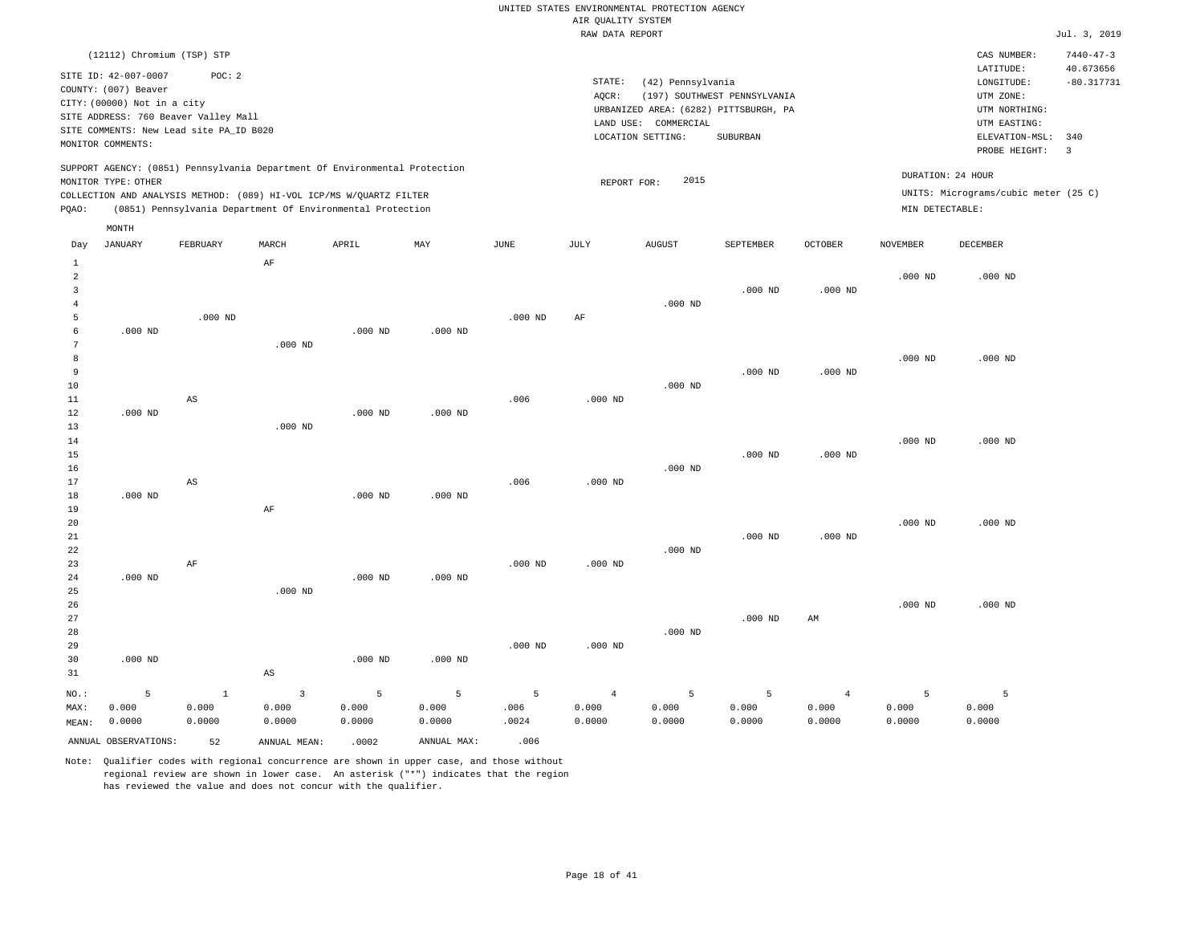UNITED STATES ENVIRONMENTAL PROTECTION AGENCY
AIR QUALITY SYSTEM
RAW DATA REPORT

Jul. 3, 2019

(12112) Chromium (TSP) STP

SITE ID: 42-007-0007 POC: 2
COUNTY: (007) Beaver
CITY: (00000) Not in a city
SITE ADDRESS: 760 Beaver Valley Mall
SITE COMMENTS: New Lead site PA_ID B020
MONITOR COMMENTS:

STATE: (42) Pennsylvania
AQCR: (197) SOUTHWEST PENNSYLVANIA
URBANIZED AREA: (6282) PITTSBURGH, PA
LAND USE: COMMERCIAL
LOCATION SETTING: SUBURBAN

CAS NUMBER: 7440-47-3
LATITUDE: 40.673656
LONGITUDE: -80.317731
UTM ZONE:
UTM NORTHING:
UTM EASTING:
ELEVATION-MSL: 340
PROBE HEIGHT: 3

SUPPORT AGENCY: (0851) Pennsylvania Department Of Environmental Protection
MONITOR TYPE: OTHER
COLLECTION AND ANALYSIS METHOD: (089) HI-VOL ICP/MS W/QUARTZ FILTER
PQAO: (0851) Pennsylvania Department Of Environmental Protection

REPORT FOR: 2015

DURATION: 24 HOUR
UNITS: Micrograms/cubic meter (25 C)
MIN DETECTABLE:

| Day | JANUARY | FEBRUARY | MARCH | APRIL | MAY | JUNE | JULY | AUGUST | SEPTEMBER | OCTOBER | NOVEMBER | DECEMBER |
|---|---|---|---|---|---|---|---|---|---|---|---|---|
| 1 | | | AF | | | | | | | | | |
| 2 | | | | | | | | | | | .000 ND | .000 ND |
| 3 | | | | | | | | | .000 ND | .000 ND | | |
| 4 | | | | | | | | .000 ND | | | | |
| 5 | | .000 ND | | | | .000 ND | AF | | | | | |
| 6 | .000 ND | | | .000 ND | .000 ND | | | | | | | |
| 7 | | | .000 ND | | | | | | | | | |
| 8 | | | | | | | | | | | .000 ND | .000 ND |
| 9 | | | | | | | | | .000 ND | .000 ND | | |
| 10 | | | | | | | | .000 ND | | | | |
| 11 | | AS | | | | .006 | .000 ND | | | | | |
| 12 | .000 ND | | | .000 ND | .000 ND | | | | | | | |
| 13 | | | .000 ND | | | | | | | | | |
| 14 | | | | | | | | | | | .000 ND | .000 ND |
| 15 | | | | | | | | | .000 ND | .000 ND | | |
| 16 | | | | | | | | .000 ND | | | | |
| 17 | | AS | | | | .006 | .000 ND | | | | | |
| 18 | .000 ND | | | .000 ND | .000 ND | | | | | | | |
| 19 | | | AF | | | | | | | | | |
| 20 | | | | | | | | | | | .000 ND | .000 ND |
| 21 | | | | | | | | | .000 ND | .000 ND | | |
| 22 | | | | | | | | .000 ND | | | | |
| 23 | | AF | | | | .000 ND | .000 ND | | | | | |
| 24 | .000 ND | | | .000 ND | .000 ND | | | | | | | |
| 25 | | | .000 ND | | | | | | | | | |
| 26 | | | | | | | | | | | .000 ND | .000 ND |
| 27 | | | | | | | | | .000 ND | AM | | |
| 28 | | | | | | | | .000 ND | | | | |
| 29 | | | | | | .000 ND | .000 ND | | | | | |
| 30 | .000 ND | | | .000 ND | .000 ND | | | | | | | |
| 31 | | | AS | | | | | | | | | |
| NO.: | 5 | 1 | 3 | 5 | 5 | 5 | 4 | 5 | 5 | 4 | 5 | 5 |
| MAX: | 0.000 | 0.000 | 0.000 | 0.000 | 0.000 | .006 | 0.000 | 0.000 | 0.000 | 0.000 | 0.000 | 0.000 |
| MEAN: | 0.0000 | 0.0000 | 0.0000 | 0.0000 | 0.0000 | .0024 | 0.0000 | 0.0000 | 0.0000 | 0.0000 | 0.0000 | 0.0000 |

ANNUAL OBSERVATIONS: 52 ANNUAL MEAN: .0002 ANNUAL MAX: .006

Note: Qualifier codes with regional concurrence are shown in upper case, and those without regional review are shown in lower case. An asterisk ("*") indicates that the region has reviewed the value and does not concur with the qualifier.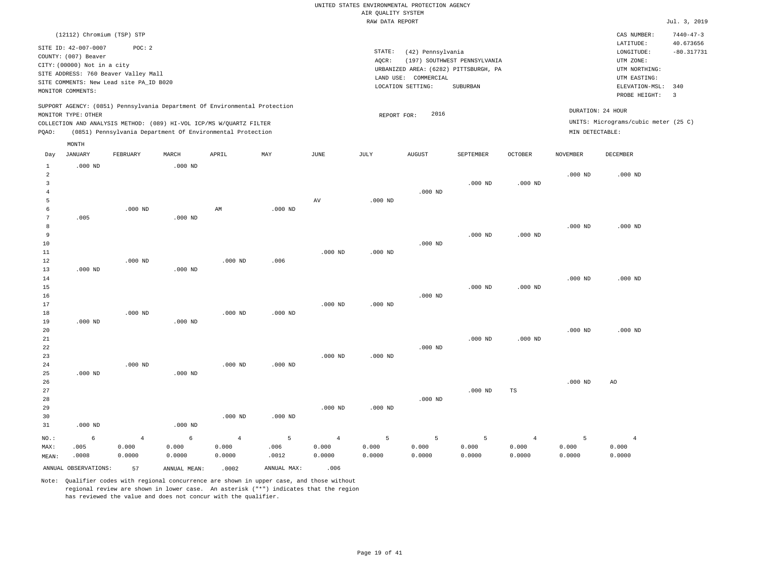UNITED STATES ENVIRONMENTAL PROTECTION AGENCY
AIR QUALITY SYSTEM
RAW DATA REPORT

Jul. 3, 2019

(12112) Chromium (TSP) STP

SITE ID: 42-007-0007 POC: 2
COUNTY: (007) Beaver
CITY: (00000) Not in a city
SITE ADDRESS: 760 Beaver Valley Mall
SITE COMMENTS: New Lead site PA_ID B020
MONITOR COMMENTS:

STATE: (42) Pennsylvania
AQCR: (197) SOUTHWEST PENNSYLVANIA
URBANIZED AREA: (6282) PITTSBURGH, PA
LAND USE: COMMERCIAL
LOCATION SETTING: SUBURBAN

CAS NUMBER: 7440-47-3
LATITUDE: 40.673656
LONGITUDE: -80.317731
UTM ZONE:
UTM NORTHING:
UTM EASTING:
ELEVATION-MSL: 340
PROBE HEIGHT: 3

SUPPORT AGENCY: (0851) Pennsylvania Department Of Environmental Protection
MONITOR TYPE: OTHER
COLLECTION AND ANALYSIS METHOD: (089) HI-VOL ICP/MS W/QUARTZ FILTER
PQAO: (0851) Pennsylvania Department Of Environmental Protection

REPORT FOR: 2016

DURATION: 24 HOUR
UNITS: Micrograms/cubic meter (25 C)
MIN DETECTABLE:

| Day | JANUARY | FEBRUARY | MARCH | APRIL | MAY | JUNE | JULY | AUGUST | SEPTEMBER | OCTOBER | NOVEMBER | DECEMBER |
|---|---|---|---|---|---|---|---|---|---|---|---|---|
| 1 | .000 ND | | .000 ND | | | | | | | | | |
| 2 | | | | | | | | | | | .000 ND | .000 ND |
| 3 | | | | | | | | | .000 ND | .000 ND | | |
| 4 | | | | | | | | .000 ND | | | | |
| 5 | | | | | | AV | .000 ND | | | | | |
| 6 | | .000 ND | | AM | .000 ND | | | | | | | |
| 7 | .005 | | .000 ND | | | | | | | | | |
| 8 | | | | | | | | | | | .000 ND | .000 ND |
| 9 | | | | | | | | | .000 ND | .000 ND | | |
| 10 | | | | | | | | .000 ND | | | | |
| 11 | | | | | | .000 ND | .000 ND | | | | | |
| 12 | | .000 ND | | .000 ND | .006 | | | | | | | |
| 13 | .000 ND | | .000 ND | | | | | | | | | |
| 14 | | | | | | | | | | | .000 ND | .000 ND |
| 15 | | | | | | | | | .000 ND | .000 ND | | |
| 16 | | | | | | | | .000 ND | | | | |
| 17 | | | | | | .000 ND | .000 ND | | | | | |
| 18 | | .000 ND | | .000 ND | .000 ND | | | | | | | |
| 19 | .000 ND | | .000 ND | | | | | | | | | |
| 20 | | | | | | | | | | | .000 ND | .000 ND |
| 21 | | | | | | | | | .000 ND | .000 ND | | |
| 22 | | | | | | | | .000 ND | | | | |
| 23 | | | | | | .000 ND | .000 ND | | | | | |
| 24 | | .000 ND | | .000 ND | .000 ND | | | | | | | |
| 25 | .000 ND | | .000 ND | | | | | | | | | |
| 26 | | | | | | | | | | | .000 ND | AO |
| 27 | | | | | | | | | .000 ND | TS | | |
| 28 | | | | | | | | .000 ND | | | | |
| 29 | | | | | | .000 ND | .000 ND | | | | | |
| 30 | | | | .000 ND | .000 ND | | | | | | | |
| 31 | .000 ND | | .000 ND | | | | | | | | | |
| NO.: | 6 | 4 | 6 | 4 | 5 | 4 | 5 | 5 | 5 | 4 | 5 | 4 |
| MAX: | .005 | 0.000 | 0.000 | 0.000 | .006 | 0.000 | 0.000 | 0.000 | 0.000 | 0.000 | 0.000 | 0.000 |
| MEAN: | .0008 | 0.0000 | 0.0000 | 0.0000 | .0012 | 0.0000 | 0.0000 | 0.0000 | 0.0000 | 0.0000 | 0.0000 | 0.0000 |

ANNUAL OBSERVATIONS: 57 ANNUAL MEAN: .0002 ANNUAL MAX: .006

Note: Qualifier codes with regional concurrence are shown in upper case, and those without regional review are shown in lower case. An asterisk ("*") indicates that the region has reviewed the value and does not concur with the qualifier.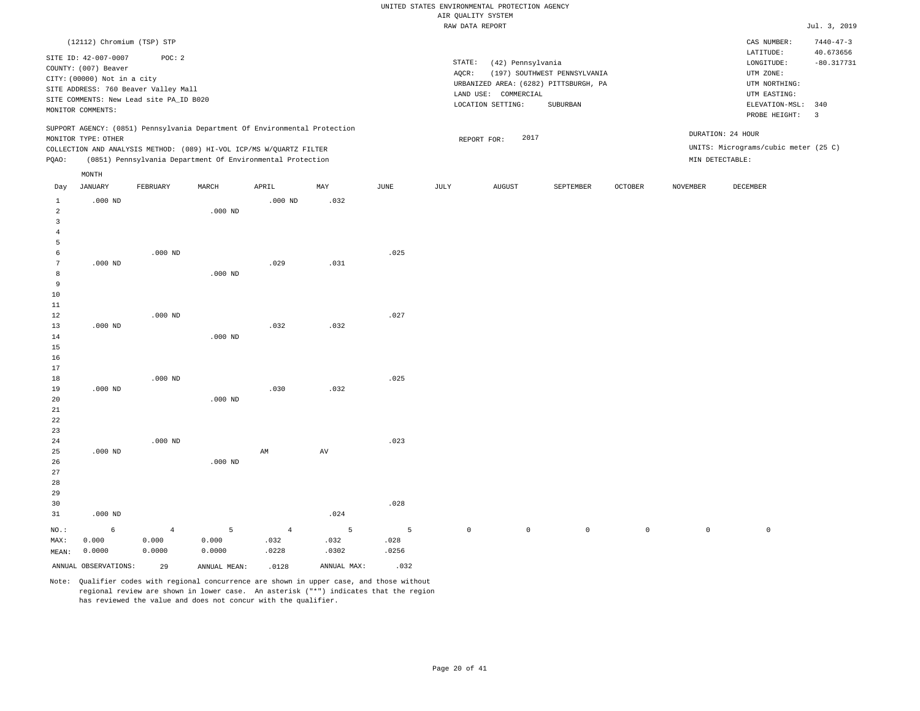UNITED STATES ENVIRONMENTAL PROTECTION AGENCY
AIR QUALITY SYSTEM
RAW DATA REPORT

Jul. 3, 2019

(12112) Chromium (TSP) STP

SITE ID: 42-007-0007 POC: 2
COUNTY: (007) Beaver
CITY: (00000) Not in a city
SITE ADDRESS: 760 Beaver Valley Mall
SITE COMMENTS: New Lead site PA_ID B020
MONITOR COMMENTS:

STATE: (42) Pennsylvania
AQCR: (197) SOUTHWEST PENNSYLVANIA
URBANIZED AREA: (6282) PITTSBURGH, PA
LAND USE: COMMERCIAL
LOCATION SETTING: SUBURBAN

CAS NUMBER: 7440-47-3
LATITUDE: 40.673656
LONGITUDE: -80.317731
UTM ZONE:
UTM NORTHING:
UTM EASTING:
ELEVATION-MSL: 340
PROBE HEIGHT: 3

SUPPORT AGENCY: (0851) Pennsylvania Department Of Environmental Protection
MONITOR TYPE: OTHER
COLLECTION AND ANALYSIS METHOD: (089) HI-VOL ICP/MS W/QUARTZ FILTER
PQAO: (0851) Pennsylvania Department Of Environmental Protection

REPORT FOR: 2017

DURATION: 24 HOUR
UNITS: Micrograms/cubic meter (25 C)
MIN DETECTABLE:

| Day | JANUARY | FEBRUARY | MARCH | APRIL | MAY | JUNE | JULY | AUGUST | SEPTEMBER | OCTOBER | NOVEMBER | DECEMBER |
|---|---|---|---|---|---|---|---|---|---|---|---|---|
| 1 | .000 ND | | | .000 ND | .032 | | | | | | | |
| 2 | | | .000 ND | | | | | | | | | |
| 3 | | | | | | | | | | | | |
| 4 | | | | | | | | | | | | |
| 5 | | | | | | | | | | | | |
| 6 | | .000 ND | | | | .025 | | | | | | |
| 7 | .000 ND | | | .029 | .031 | | | | | | | |
| 8 | | | .000 ND | | | | | | | | | |
| 9 | | | | | | | | | | | | |
| 10 | | | | | | | | | | | | |
| 11 | | | | | | | | | | | | |
| 12 | | .000 ND | | | | .027 | | | | | | |
| 13 | .000 ND | | | .032 | .032 | | | | | | | |
| 14 | | | .000 ND | | | | | | | | | |
| 15 | | | | | | | | | | | | |
| 16 | | | | | | | | | | | | |
| 17 | | | | | | | | | | | | |
| 18 | | .000 ND | | | | .025 | | | | | | |
| 19 | .000 ND | | | .030 | .032 | | | | | | | |
| 20 | | | .000 ND | | | | | | | | | |
| 21 | | | | | | | | | | | | |
| 22 | | | | | | | | | | | | |
| 23 | | | | | | | | | | | | |
| 24 | | .000 ND | | | | .023 | | | | | | |
| 25 | .000 ND | | | AM | AV | | | | | | | |
| 26 | | | .000 ND | | | | | | | | | |
| 27 | | | | | | | | | | | | |
| 28 | | | | | | | | | | | | |
| 29 | | | | | | | | | | | | |
| 30 | | | | | | .028 | | | | | | |
| 31 | .000 ND | | | | .024 | | | | | | | |
| NO.: | 6 | 4 | 5 | 4 | 5 | 5 | 0 | 0 | 0 | 0 | 0 | 0 |
| MAX: | 0.000 | 0.000 | 0.000 | .032 | .032 | .028 | | | | | | |
| MEAN: | 0.0000 | 0.0000 | 0.0000 | .0228 | .0302 | .0256 | | | | | | |

ANNUAL OBSERVATIONS: 29 ANNUAL MEAN: .0128 ANNUAL MAX: .032

Note: Qualifier codes with regional concurrence are shown in upper case, and those without regional review are shown in lower case. An asterisk ("*") indicates that the region has reviewed the value and does not concur with the qualifier.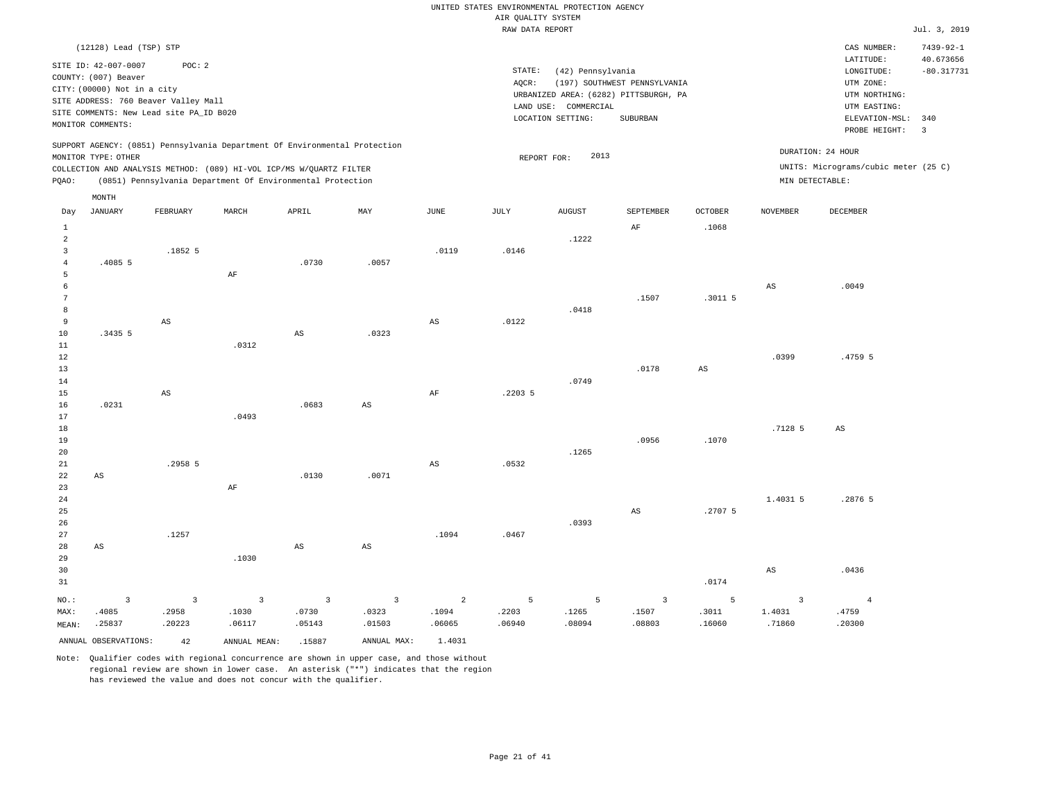UNITED STATES ENVIRONMENTAL PROTECTION AGENCY
AIR QUALITY SYSTEM
RAW DATA REPORT

Jul. 3, 2019

(12128) Lead (TSP) STP

SITE ID: 42-007-0007 POC: 2
COUNTY: (007) Beaver
CITY: (00000) Not in a city
SITE ADDRESS: 760 Beaver Valley Mall
SITE COMMENTS: New Lead site PA_ID B020
MONITOR COMMENTS:

STATE: (42) Pennsylvania
AQCR: (197) SOUTHWEST PENNSYLVANIA
URBANIZED AREA: (6282) PITTSBURGH, PA
LAND USE: COMMERCIAL
LOCATION SETTING: SUBURBAN

CAS NUMBER: 7439-92-1
LATITUDE: 40.673656
LONGITUDE: -80.317731
UTM ZONE:
UTM NORTHING:
UTM EASTING:
ELEVATION-MSL: 340
PROBE HEIGHT: 3

SUPPORT AGENCY: (0851) Pennsylvania Department Of Environmental Protection
MONITOR TYPE: OTHER
COLLECTION AND ANALYSIS METHOD: (089) HI-VOL ICP/MS W/QUARTZ FILTER
PQAO: (0851) Pennsylvania Department Of Environmental Protection

REPORT FOR: 2013

DURATION: 24 HOUR
UNITS: Micrograms/cubic meter (25 C)
MIN DETECTABLE:

| Day | JANUARY | FEBRUARY | MARCH | APRIL | MAY | JUNE | JULY | AUGUST | SEPTEMBER | OCTOBER | NOVEMBER | DECEMBER |
|---|---|---|---|---|---|---|---|---|---|---|---|---|
| 1 | | | | | | | | | AF | .1068 | | |
| 2 | | | | | | | | .1222 | | | | |
| 3 | | .1852 5 | | | | .0119 | .0146 | | | | | |
| 4 | .4085 5 | | | .0730 | .0057 | | | | | | | |
| 5 | | | AF | | | | | | | | | |
| 6 | | | | | | | | | | | AS | .0049 |
| 7 | | | | | | | | | .1507 | .3011 5 | | |
| 8 | | | | | | | | .0418 | | | | |
| 9 | | AS | | | | AS | .0122 | | | | | |
| 10 | .3435 5 | | | AS | .0323 | | | | | | | |
| 11 | | | .0312 | | | | | | | | | |
| 12 | | | | | | | | | | | .0399 | .4759 5 |
| 13 | | | | | | | | | .0178 | AS | | |
| 14 | | | | | | | | .0749 | | | | |
| 15 | | AS | | | | AF | .2203 5 | | | | | |
| 16 | .0231 | | | .0683 | AS | | | | | | | |
| 17 | | | .0493 | | | | | | | | | |
| 18 | | | | | | | | | | | .7128 5 | AS |
| 19 | | | | | | | | | .0956 | .1070 | | |
| 20 | | | | | | | | .1265 | | | | |
| 21 | | .2958 5 | | | | AS | .0532 | | | | | |
| 22 | AS | | | .0130 | .0071 | | | | | | | |
| 23 | | | AF | | | | | | | | | |
| 24 | | | | | | | | | | | 1.4031 5 | .2876 5 |
| 25 | | | | | | | | | AS | .2707 5 | | |
| 26 | | | | | | | | .0393 | | | | |
| 27 | | .1257 | | | | .1094 | .0467 | | | | | |
| 28 | AS | | | AS | AS | | | | | | | |
| 29 | | | .1030 | | | | | | | | | |
| 30 | | | | | | | | | | | AS | .0436 |
| 31 | | | | | | | | | | .0174 | | |
| NO.: | 3 | 3 | 3 | 3 | 3 | 2 | 5 | 5 | 3 | 5 | 3 | 4 |
| MAX: | .4085 | .2958 | .1030 | .0730 | .0323 | .1094 | .2203 | .1265 | .1507 | .3011 | 1.4031 | .4759 |
| MEAN: | .25837 | .20223 | .06117 | .05143 | .01503 | .06065 | .06940 | .08094 | .08803 | .16060 | .71860 | .20300 |

ANNUAL OBSERVATIONS: 42 ANNUAL MEAN: .15887 ANNUAL MAX: 1.4031

Note: Qualifier codes with regional concurrence are shown in upper case, and those without regional review are shown in lower case. An asterisk ("*") indicates that the region has reviewed the value and does not concur with the qualifier.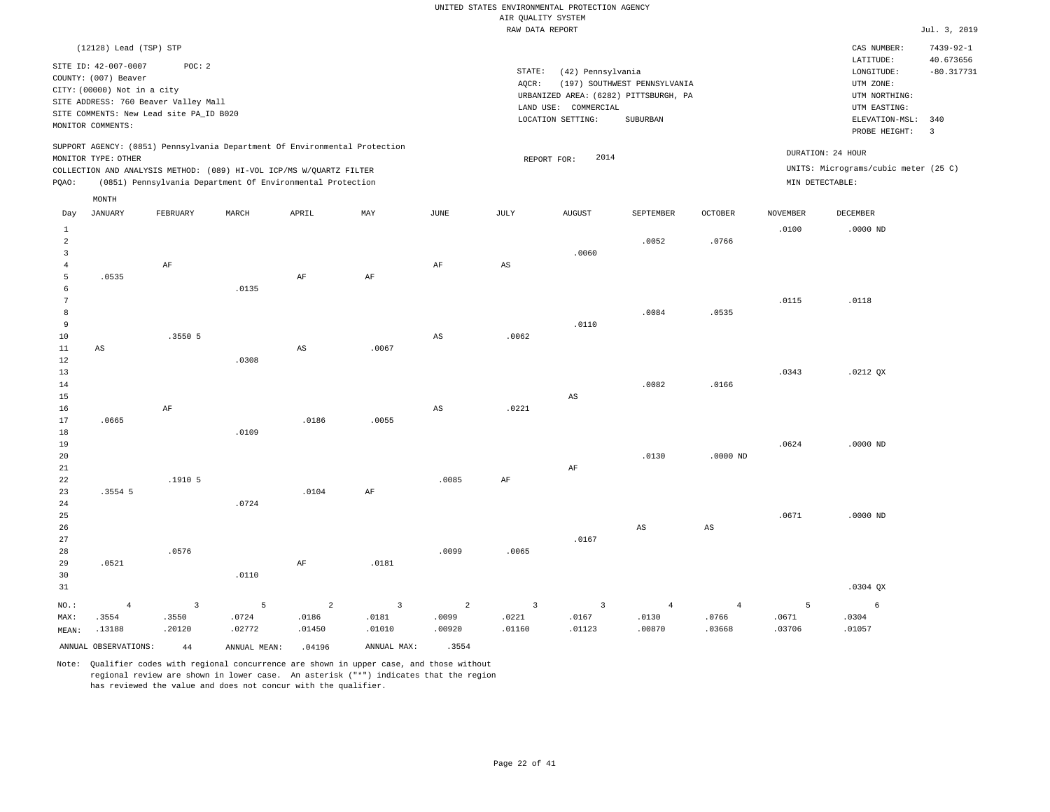UNITED STATES ENVIRONMENTAL PROTECTION AGENCY
AIR QUALITY SYSTEM
RAW DATA REPORT

Jul. 3, 2019

(12128) Lead (TSP) STP

SITE ID: 42-007-0007 POC: 2
COUNTY: (007) Beaver
CITY: (00000) Not in a city
SITE ADDRESS: 760 Beaver Valley Mall
SITE COMMENTS: New Lead site PA_ID B020
MONITOR COMMENTS:

STATE: (42) Pennsylvania
AQCR: (197) SOUTHWEST PENNSYLVANIA
URBANIZED AREA: (6282) PITTSBURGH, PA
LAND USE: COMMERCIAL
LOCATION SETTING: SUBURBAN

CAS NUMBER: 7439-92-1
LATITUDE: 40.673656
LONGITUDE: -80.317731
UTM ZONE:
UTM NORTHING:
UTM EASTING:
ELEVATION-MSL: 340
PROBE HEIGHT: 3

SUPPORT AGENCY: (0851) Pennsylvania Department Of Environmental Protection
MONITOR TYPE: OTHER
COLLECTION AND ANALYSIS METHOD: (089) HI-VOL ICP/MS W/QUARTZ FILTER
PQAO: (0851) Pennsylvania Department Of Environmental Protection

REPORT FOR: 2014

DURATION: 24 HOUR
UNITS: Micrograms/cubic meter (25 C)
MIN DETECTABLE:

| Day | JANUARY | FEBRUARY | MARCH | APRIL | MAY | JUNE | JULY | AUGUST | SEPTEMBER | OCTOBER | NOVEMBER | DECEMBER |
|---|---|---|---|---|---|---|---|---|---|---|---|---|
| 1 | | | | | | | | | | | .0100 | .0000 ND |
| 2 | | | | | | | | | .0052 | .0766 | | |
| 3 | | | | | | | | .0060 | | | | |
| 4 | | AF | | | | AF | AS | | | | | |
| 5 | .0535 | | | AF | AF | | | | | | | |
| 6 | | | .0135 | | | | | | | | | |
| 7 | | | | | | | | | | | .0115 | .0118 |
| 8 | | | | | | | | | .0084 | .0535 | | |
| 9 | | | | | | | | .0110 | | | | |
| 10 | | .3550 5 | | | | AS | .0062 | | | | | |
| 11 | AS | | | AS | .0067 | | | | | | | |
| 12 | | | .0308 | | | | | | | | | |
| 13 | | | | | | | | | | | .0343 | .0212 QX |
| 14 | | | | | | | | | .0082 | .0166 | | |
| 15 | | | | | | | | AS | | | | |
| 16 | | AF | | | | AS | .0221 | | | | | |
| 17 | .0665 | | | .0186 | .0055 | | | | | | | |
| 18 | | | .0109 | | | | | | | | | |
| 19 | | | | | | | | | | | .0624 | .0000 ND |
| 20 | | | | | | | | | .0130 | .0000 ND | | |
| 21 | | | | | | | | AF | | | | |
| 22 | | .1910 5 | | | | .0085 | AF | | | | | |
| 23 | .3554 5 | | | .0104 | AF | | | | | | | |
| 24 | | | .0724 | | | | | | | | | |
| 25 | | | | | | | | | | | .0671 | .0000 ND |
| 26 | | | | | | | | | AS | AS | | |
| 27 | | | | | | | | .0167 | | | | |
| 28 | | .0576 | | | | .0099 | .0065 | | | | | |
| 29 | .0521 | | | AF | .0181 | | | | | | | |
| 30 | | | .0110 | | | | | | | | | |
| 31 | | | | | | | | | | | | .0304 QX |
| NO.: | 4 | 3 | 5 | 2 | 3 | 2 | 3 | 3 | 4 | 4 | 5 | 6 |
| MAX: | .3554 | .3550 | .0724 | .0186 | .0181 | .0099 | .0221 | .0167 | .0130 | .0766 | .0671 | .0304 |
| MEAN: | .13188 | .20120 | .02772 | .01450 | .01010 | .00920 | .01160 | .01123 | .00870 | .03668 | .03706 | .01057 |

ANNUAL OBSERVATIONS: 44 ANNUAL MEAN: .04196 ANNUAL MAX: .3554

Note: Qualifier codes with regional concurrence are shown in upper case, and those without regional review are shown in lower case. An asterisk ("*") indicates that the region has reviewed the value and does not concur with the qualifier.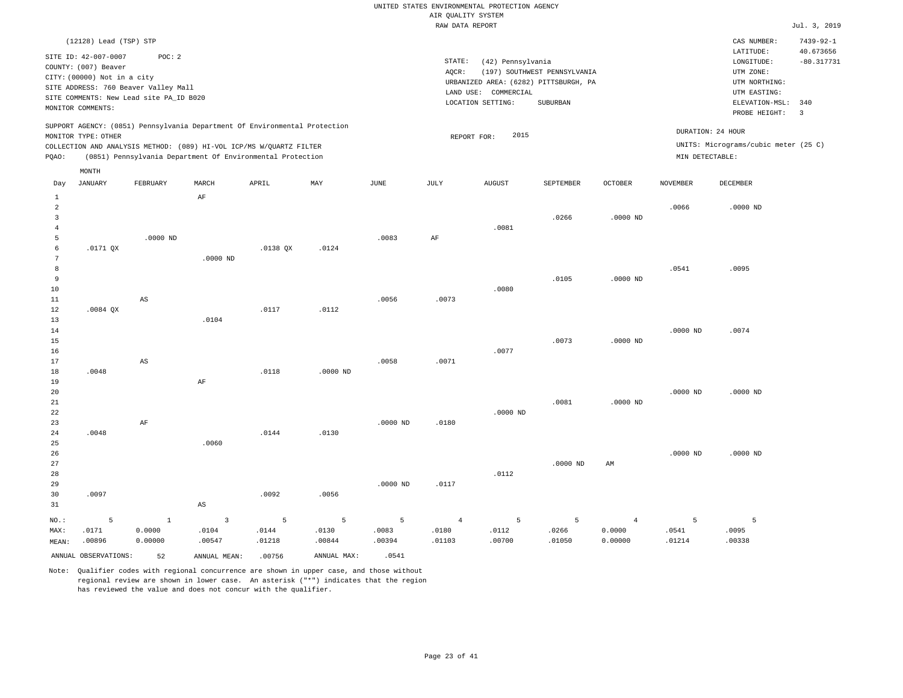UNITED STATES ENVIRONMENTAL PROTECTION AGENCY
AIR QUALITY SYSTEM
RAW DATA REPORT

Jul. 3, 2019

(12128) Lead (TSP) STP

SITE ID: 42-007-0007 POC: 2
COUNTY: (007) Beaver
CITY: (00000) Not in a city
SITE ADDRESS: 760 Beaver Valley Mall
SITE COMMENTS: New Lead site PA_ID B020
MONITOR COMMENTS:

STATE: (42) Pennsylvania
AQCR: (197) SOUTHWEST PENNSYLVANIA
URBANIZED AREA: (6282) PITTSBURGH, PA
LAND USE: COMMERCIAL
LOCATION SETTING: SUBURBAN

CAS NUMBER: 7439-92-1
LATITUDE: 40.673656
LONGITUDE: -80.317731
UTM ZONE:
UTM NORTHING:
UTM EASTING:
ELEVATION-MSL: 340
PROBE HEIGHT: 3

SUPPORT AGENCY: (0851) Pennsylvania Department Of Environmental Protection
MONITOR TYPE: OTHER
COLLECTION AND ANALYSIS METHOD: (089) HI-VOL ICP/MS W/QUARTZ FILTER
PQAO: (0851) Pennsylvania Department Of Environmental Protection

REPORT FOR: 2015

DURATION: 24 HOUR
UNITS: Micrograms/cubic meter (25 C)
MIN DETECTABLE:

| Day | JANUARY | FEBRUARY | MARCH | APRIL | MAY | JUNE | JULY | AUGUST | SEPTEMBER | OCTOBER | NOVEMBER | DECEMBER |
|---|---|---|---|---|---|---|---|---|---|---|---|---|
| 1 | | | AF | | | | | | | | | |
| 2 | | | | | | | | | | | .0066 | .0000 ND |
| 3 | | | | | | | | | .0266 | .0000 ND | | |
| 4 | | | | | | | | .0081 | | | | |
| 5 | | .0000 ND | | | | .0083 | AF | | | | | |
| 6 | .0171 QX | | | .0138 QX | .0124 | | | | | | | |
| 7 | | | .0000 ND | | | | | | | | | |
| 8 | | | | | | | | | | | .0541 | .0095 |
| 9 | | | | | | | | | .0105 | .0000 ND | | |
| 10 | | | | | | | | .0080 | | | | |
| 11 | | AS | | | | .0056 | .0073 | | | | | |
| 12 | .0084 QX | | | .0117 | .0112 | | | | | | | |
| 13 | | | .0104 | | | | | | | | | |
| 14 | | | | | | | | | | | .0000 ND | .0074 |
| 15 | | | | | | | | | .0073 | .0000 ND | | |
| 16 | | | | | | | | .0077 | | | | |
| 17 | | AS | | | | .0058 | .0071 | | | | | |
| 18 | .0048 | | | .0118 | .0000 ND | | | | | | | |
| 19 | | | AF | | | | | | | | | |
| 20 | | | | | | | | | | | .0000 ND | .0000 ND |
| 21 | | | | | | | | | .0081 | .0000 ND | | |
| 22 | | | | | | | | .0000 ND | | | | |
| 23 | | AF | | | | .0000 ND | .0180 | | | | | |
| 24 | .0048 | | | .0144 | .0130 | | | | | | | |
| 25 | | | .0060 | | | | | | | | | |
| 26 | | | | | | | | | | | .0000 ND | .0000 ND |
| 27 | | | | | | | | | .0000 ND | AM | | |
| 28 | | | | | | | | .0112 | | | | |
| 29 | | | | | | .0000 ND | .0117 | | | | | |
| 30 | .0097 | | | .0092 | .0056 | | | | | | | |
| 31 | | | AS | | | | | | | | | |
| NO.: | 5 | 1 | 3 | 5 | 5 | 5 | 4 | 5 | 5 | 4 | 5 | 5 |
| MAX: | .0171 | 0.0000 | .0104 | .0144 | .0130 | .0083 | .0180 | .0112 | .0266 | 0.0000 | .0541 | .0095 |
| MEAN: | .00896 | 0.00000 | .00547 | .01218 | .00844 | .00394 | .01103 | .00700 | .01050 | 0.00000 | .01214 | .00338 |

ANNUAL OBSERVATIONS: 52 ANNUAL MEAN: .00756 ANNUAL MAX: .0541

Note: Qualifier codes with regional concurrence are shown in upper case, and those without regional review are shown in lower case. An asterisk ("*") indicates that the region has reviewed the value and does not concur with the qualifier.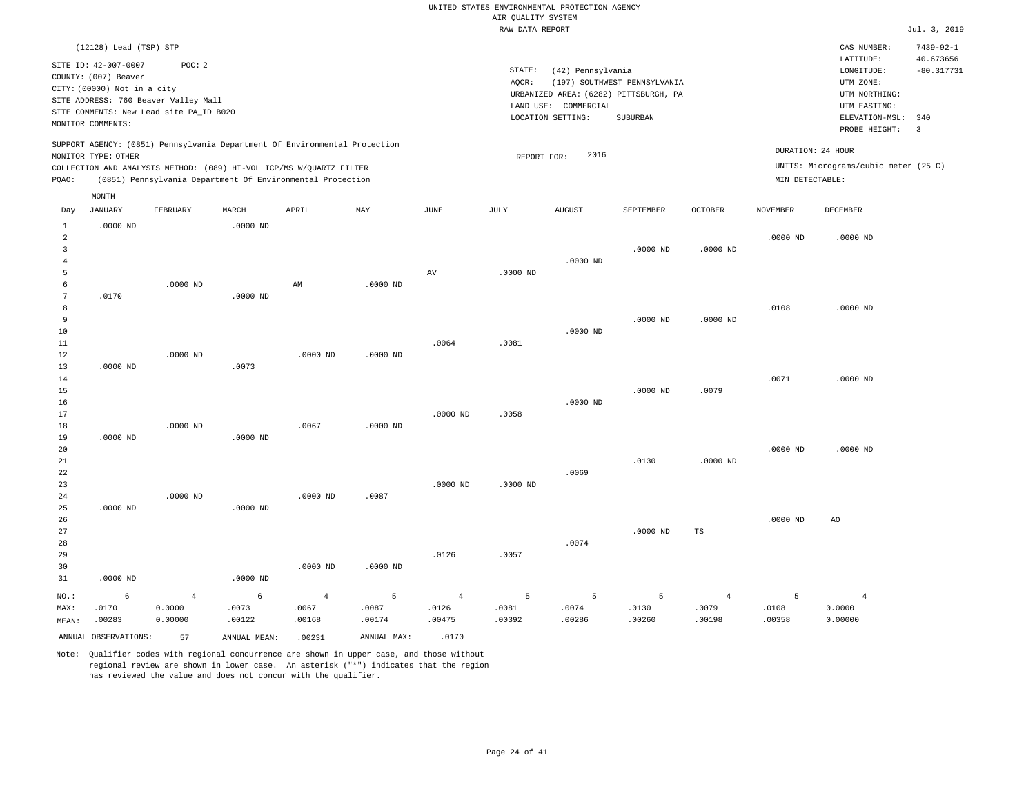UNITED STATES ENVIRONMENTAL PROTECTION AGENCY
AIR QUALITY SYSTEM
RAW DATA REPORT

Jul. 3, 2019

(12128) Lead (TSP) STP

SITE ID: 42-007-0007 POC: 2
COUNTY: (007) Beaver
CITY: (00000) Not in a city
SITE ADDRESS: 760 Beaver Valley Mall
SITE COMMENTS: New Lead site PA_ID B020
MONITOR COMMENTS:

STATE: (42) Pennsylvania
AQCR: (197) SOUTHWEST PENNSYLVANIA
URBANIZED AREA: (6282) PITTSBURGH, PA
LAND USE: COMMERCIAL
LOCATION SETTING: SUBURBAN

CAS NUMBER: 7439-92-1
LATITUDE: 40.673656
LONGITUDE: -80.317731
UTM ZONE:
UTM NORTHING:
UTM EASTING:
ELEVATION-MSL: 340
PROBE HEIGHT: 3

SUPPORT AGENCY: (0851) Pennsylvania Department Of Environmental Protection
MONITOR TYPE: OTHER
COLLECTION AND ANALYSIS METHOD: (089) HI-VOL ICP/MS W/QUARTZ FILTER
PQAO: (0851) Pennsylvania Department Of Environmental Protection

REPORT FOR: 2016

DURATION: 24 HOUR
UNITS: Micrograms/cubic meter (25 C)
MIN DETECTABLE:

| Day | JANUARY | FEBRUARY | MARCH | APRIL | MAY | JUNE | JULY | AUGUST | SEPTEMBER | OCTOBER | NOVEMBER | DECEMBER |
|---|---|---|---|---|---|---|---|---|---|---|---|---|
| 1 | .0000 ND | | .0000 ND | | | | | | | | | |
| 2 | | | | | | | | | | | .0000 ND | .0000 ND |
| 3 | | | | | | | | | .0000 ND | .0000 ND | | |
| 4 | | | | | | | | .0000 ND | | | | |
| 5 | | | | | | AV | .0000 ND | | | | | |
| 6 | | .0000 ND | | AM | .0000 ND | | | | | | | |
| 7 | .0170 | | .0000 ND | | | | | | | | | |
| 8 | | | | | | | | | | | .0108 | .0000 ND |
| 9 | | | | | | | | | .0000 ND | .0000 ND | | |
| 10 | | | | | | | | .0000 ND | | | | |
| 11 | | | | | | .0064 | .0081 | | | | | |
| 12 | | .0000 ND | | .0000 ND | .0000 ND | | | | | | | |
| 13 | .0000 ND | | .0073 | | | | | | | | | |
| 14 | | | | | | | | | | | .0071 | .0000 ND |
| 15 | | | | | | | | | .0000 ND | .0079 | | |
| 16 | | | | | | | | .0000 ND | | | | |
| 17 | | | | | | .0000 ND | .0058 | | | | | |
| 18 | | .0000 ND | | .0067 | .0000 ND | | | | | | | |
| 19 | .0000 ND | | .0000 ND | | | | | | | | | |
| 20 | | | | | | | | | | | .0000 ND | .0000 ND |
| 21 | | | | | | | | | .0130 | .0000 ND | | |
| 22 | | | | | | | | .0069 | | | | |
| 23 | | | | | | .0000 ND | .0000 ND | | | | | |
| 24 | | .0000 ND | | .0000 ND | .0087 | | | | | | | |
| 25 | .0000 ND | | .0000 ND | | | | | | | | | |
| 26 | | | | | | | | | | | .0000 ND | AO |
| 27 | | | | | | | | | .0000 ND | TS | | |
| 28 | | | | | | | | .0074 | | | | |
| 29 | | | | | | .0126 | .0057 | | | | | |
| 30 | | | | .0000 ND | .0000 ND | | | | | | | |
| 31 | .0000 ND | | .0000 ND | | | | | | | | | |
| NO.: | 6 | 4 | 6 | 4 | 5 | 4 | 5 | 5 | 5 | 4 | 5 | 4 |
| MAX: | .0170 | 0.0000 | .0073 | .0067 | .0087 | .0126 | .0081 | .0074 | .0130 | .0079 | .0108 | 0.0000 |
| MEAN: | .00283 | 0.00000 | .00122 | .00168 | .00174 | .00475 | .00392 | .00286 | .00260 | .00198 | .00358 | 0.00000 |

ANNUAL OBSERVATIONS: 57 ANNUAL MEAN: .00231 ANNUAL MAX: .0170

Note: Qualifier codes with regional concurrence are shown in upper case, and those without regional review are shown in lower case. An asterisk ("*") indicates that the region has reviewed the value and does not concur with the qualifier.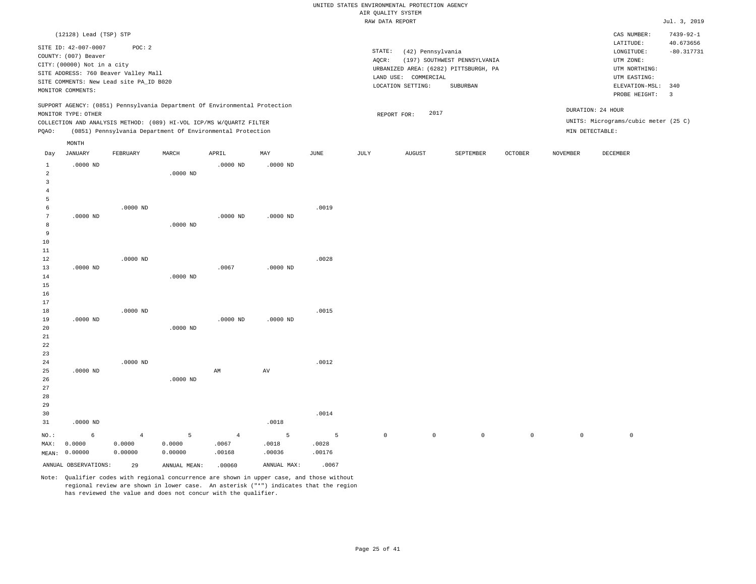UNITED STATES ENVIRONMENTAL PROTECTION AGENCY
AIR QUALITY SYSTEM
RAW DATA REPORT

Jul. 3, 2019

(12128) Lead (TSP) STP

SITE ID: 42-007-0007 POC: 2
COUNTY: (007) Beaver
CITY: (00000) Not in a city
SITE ADDRESS: 760 Beaver Valley Mall
SITE COMMENTS: New Lead site PA_ID B020
MONITOR COMMENTS:

STATE: (42) Pennsylvania
AQCR: (197) SOUTHWEST PENNSYLVANIA
URBANIZED AREA: (6282) PITTSBURGH, PA
LAND USE: COMMERCIAL
LOCATION SETTING: SUBURBAN

CAS NUMBER: 7439-92-1
LATITUDE: 40.673656
LONGITUDE: -80.317731
UTM ZONE:
UTM NORTHING:
UTM EASTING:
ELEVATION-MSL: 340
PROBE HEIGHT: 3

SUPPORT AGENCY: (0851) Pennsylvania Department Of Environmental Protection
MONITOR TYPE: OTHER
COLLECTION AND ANALYSIS METHOD: (089) HI-VOL ICP/MS W/QUARTZ FILTER
PQAO: (0851) Pennsylvania Department Of Environmental Protection

REPORT FOR: 2017

DURATION: 24 HOUR
UNITS: Micrograms/cubic meter (25 C)
MIN DETECTABLE:

| Day | JANUARY | FEBRUARY | MARCH | APRIL | MAY | JUNE | JULY | AUGUST | SEPTEMBER | OCTOBER | NOVEMBER | DECEMBER |
|---|---|---|---|---|---|---|---|---|---|---|---|---|
| 1 | .0000 ND | | | .0000 ND | .0000 ND | | | | | | | |
| 2 | | | .0000 ND | | | | | | | | | |
| 3 | | | | | | | | | | | | |
| 4 | | | | | | | | | | | | |
| 5 | | | | | | | | | | | | |
| 6 | | .0000 ND | | | | .0019 | | | | | | |
| 7 | .0000 ND | | | .0000 ND | .0000 ND | | | | | | | |
| 8 | | | .0000 ND | | | | | | | | | |
| 9 | | | | | | | | | | | | |
| 10 | | | | | | | | | | | | |
| 11 | | | | | | | | | | | | |
| 12 | | .0000 ND | | | | .0028 | | | | | | |
| 13 | .0000 ND | | | .0067 | .0000 ND | | | | | | | |
| 14 | | | .0000 ND | | | | | | | | | |
| 15 | | | | | | | | | | | | |
| 16 | | | | | | | | | | | | |
| 17 | | | | | | | | | | | | |
| 18 | | .0000 ND | | | | .0015 | | | | | | |
| 19 | .0000 ND | | | .0000 ND | .0000 ND | | | | | | | |
| 20 | | | .0000 ND | | | | | | | | | |
| 21 | | | | | | | | | | | | |
| 22 | | | | | | | | | | | | |
| 23 | | | | | | | | | | | | |
| 24 | | .0000 ND | | | | .0012 | | | | | | |
| 25 | .0000 ND | | | AM | AV | | | | | | | |
| 26 | | | .0000 ND | | | | | | | | | |
| 27 | | | | | | | | | | | | |
| 28 | | | | | | | | | | | | |
| 29 | | | | | | | | | | | | |
| 30 | | | | | | .0014 | | | | | | |
| 31 | .0000 ND | | | | .0018 | | | | | | | |
| NO.: | 6 | 4 | 5 | 4 | 5 | 5 | 0 | 0 | 0 | 0 | 0 | 0 |
| MAX: | 0.0000 | 0.0000 | 0.0000 | .0067 | .0018 | .0028 | | | | | | |
| MEAN: | 0.00000 | 0.00000 | 0.00000 | .00168 | .00036 | .00176 | | | | | | |

ANNUAL OBSERVATIONS: 29 ANNUAL MEAN: .00060 ANNUAL MAX: .0067

Note: Qualifier codes with regional concurrence are shown in upper case, and those without regional review are shown in lower case. An asterisk ("*") indicates that the region has reviewed the value and does not concur with the qualifier.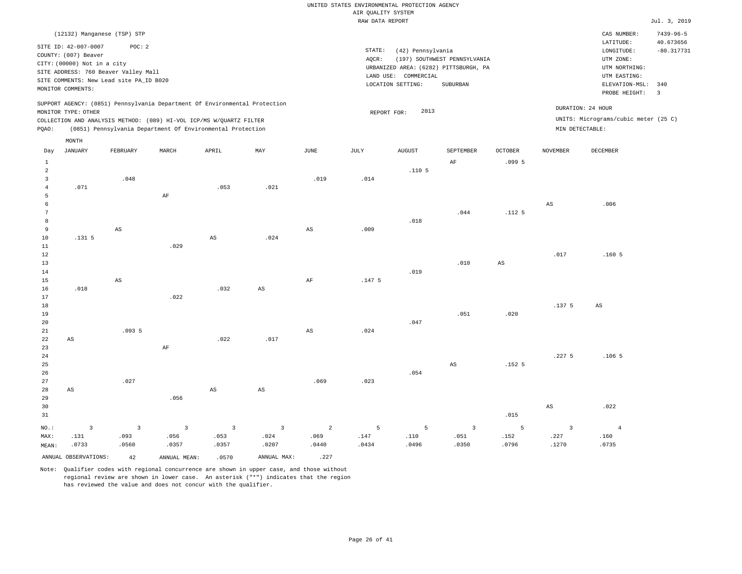UNITED STATES ENVIRONMENTAL PROTECTION AGENCY
AIR QUALITY SYSTEM
RAW DATA REPORT

Jul. 3, 2019

(12132) Manganese (TSP) STP

SITE ID: 42-007-0007 POC: 2
COUNTY: (007) Beaver
CITY: (00000) Not in a city
SITE ADDRESS: 760 Beaver Valley Mall
SITE COMMENTS: New Lead site PA_ID B020
MONITOR COMMENTS:

STATE: (42) Pennsylvania
AQCR: (197) SOUTHWEST PENNSYLVANIA
URBANIZED AREA: (6282) PITTSBURGH, PA
LAND USE: COMMERCIAL
LOCATION SETTING: SUBURBAN

CAS NUMBER: 7439-96-5
LATITUDE: 40.673656
LONGITUDE: -80.317731
UTM ZONE:
UTM NORTHING:
UTM EASTING:
ELEVATION-MSL: 340
PROBE HEIGHT: 3

SUPPORT AGENCY: (0851) Pennsylvania Department Of Environmental Protection
MONITOR TYPE: OTHER
COLLECTION AND ANALYSIS METHOD: (089) HI-VOL ICP/MS W/QUARTZ FILTER
PQAO: (0851) Pennsylvania Department Of Environmental Protection

REPORT FOR: 2013

DURATION: 24 HOUR
UNITS: Micrograms/cubic meter (25 C)
MIN DETECTABLE:

| Day | JANUARY | FEBRUARY | MARCH | APRIL | MAY | JUNE | JULY | AUGUST | SEPTEMBER | OCTOBER | NOVEMBER | DECEMBER |
|---|---|---|---|---|---|---|---|---|---|---|---|---|
| 1 | | | | | | | | | AF | .099 5 | | |
| 2 | | | | | | | | .110 5 | | | | |
| 3 | | .048 | | | | .019 | .014 | | | | | |
| 4 | .071 | | | .053 | .021 | | | | | | | |
| 5 | | | AF | | | | | | | | | |
| 6 | | | | | | | | | | | AS | .006 |
| 7 | | | | | | | | | .044 | .112 5 | | |
| 8 | | | | | | | | .018 | | | | |
| 9 | | AS | | | | AS | .009 | | | | | |
| 10 | .131 5 | | | AS | .024 | | | | | | | |
| 11 | | | .029 | | | | | | | | | |
| 12 | | | | | | | | | | | .017 | .160 5 |
| 13 | | | | | | | | | .010 | AS | | |
| 14 | | | | | | | | .019 | | | | |
| 15 | | AS | | | | AF | .147 5 | | | | | |
| 16 | .018 | | | .032 | AS | | | | | | | |
| 17 | | | .022 | | | | | | | | | |
| 18 | | | | | | | | | | | .137 5 | AS |
| 19 | | | | | | | | | .051 | .020 | | |
| 20 | | | | | | | | .047 | | | | |
| 21 | | .093 5 | | | | AS | .024 | | | | | |
| 22 | AS | | | .022 | .017 | | | | | | | |
| 23 | | | AF | | | | | | | | | |
| 24 | | | | | | | | | | | .227 5 | .106 5 |
| 25 | | | | | | | | | AS | .152 5 | | |
| 26 | | | | | | | | .054 | | | | |
| 27 | | .027 | | | | .069 | .023 | | | | | |
| 28 | AS | | | AS | AS | | | | | | | |
| 29 | | | .056 | | | | | | | | | |
| 30 | | | | | | | | | | | AS | .022 |
| 31 | | | | | | | | | | .015 | | |
| NO.: | 3 | 3 | 3 | 3 | 3 | 2 | 5 | 5 | 3 | 5 | 3 | 4 |
| MAX: | .131 | .093 | .056 | .053 | .024 | .069 | .147 | .110 | .051 | .152 | .227 | .160 |
| MEAN: | .0733 | .0560 | .0357 | .0357 | .0207 | .0440 | .0434 | .0496 | .0350 | .0796 | .1270 | .0735 |

ANNUAL OBSERVATIONS: 42 ANNUAL MEAN: .0570 ANNUAL MAX: .227

Note: Qualifier codes with regional concurrence are shown in upper case, and those without regional review are shown in lower case. An asterisk ("*") indicates that the region has reviewed the value and does not concur with the qualifier.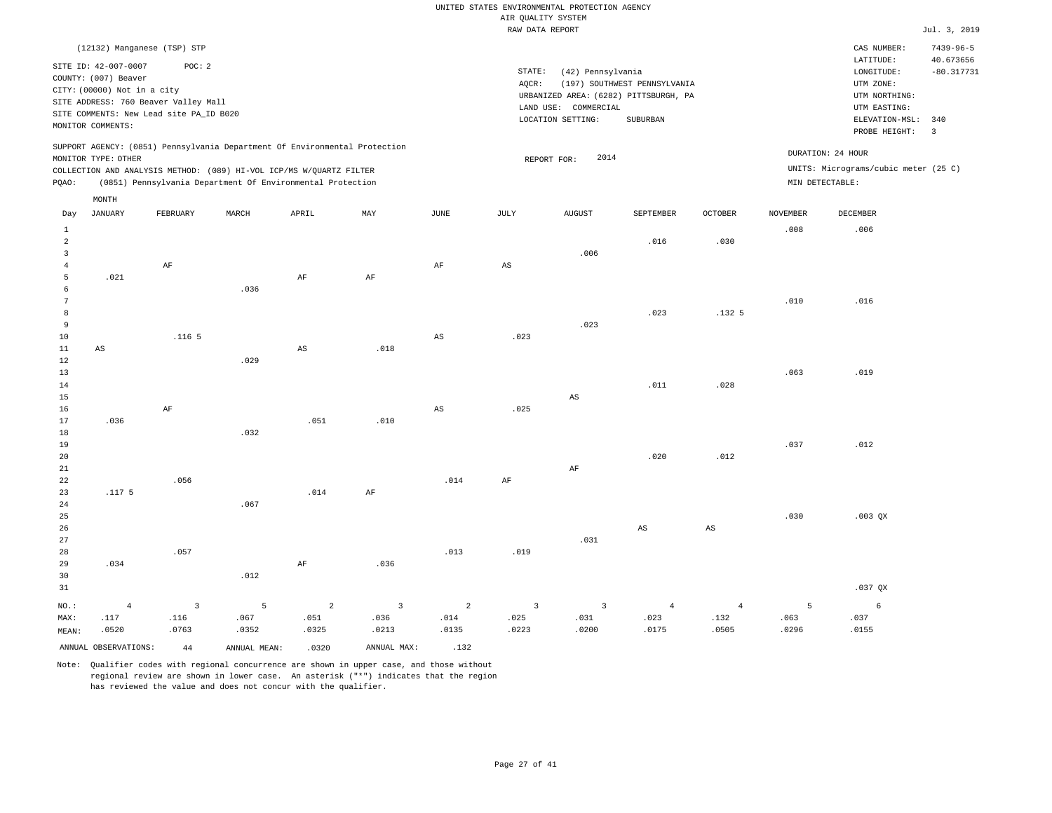UNITED STATES ENVIRONMENTAL PROTECTION AGENCY
AIR QUALITY SYSTEM
RAW DATA REPORT

Jul. 3, 2019

(12132) Manganese (TSP) STP

SITE ID: 42-007-0007 POC: 2
COUNTY: (007) Beaver
CITY: (00000) Not in a city
SITE ADDRESS: 760 Beaver Valley Mall
SITE COMMENTS: New Lead site PA_ID B020
MONITOR COMMENTS:

STATE: (42) Pennsylvania
AQCR: (197) SOUTHWEST PENNSYLVANIA
URBANIZED AREA: (6282) PITTSBURGH, PA
LAND USE: COMMERCIAL
LOCATION SETTING: SUBURBAN

CAS NUMBER: 7439-96-5
LATITUDE: 40.673656
LONGITUDE: -80.317731
UTM ZONE:
UTM NORTHING:
UTM EASTING:
ELEVATION-MSL: 340
PROBE HEIGHT: 3

SUPPORT AGENCY: (0851) Pennsylvania Department Of Environmental Protection
MONITOR TYPE: OTHER
COLLECTION AND ANALYSIS METHOD: (089) HI-VOL ICP/MS W/QUARTZ FILTER
PQAO: (0851) Pennsylvania Department Of Environmental Protection

REPORT FOR: 2014

DURATION: 24 HOUR
UNITS: Micrograms/cubic meter (25 C)
MIN DETECTABLE:

| Day | JANUARY | FEBRUARY | MARCH | APRIL | MAY | JUNE | JULY | AUGUST | SEPTEMBER | OCTOBER | NOVEMBER | DECEMBER |
|---|---|---|---|---|---|---|---|---|---|---|---|---|
| 1 | | | | | | | | | | | .008 | .006 |
| 2 | | | | | | | | | .016 | .030 | | |
| 3 | | | | | | | | .006 | | | | |
| 4 | | AF | | | | AF | AS | | | | | |
| 5 | .021 | | | AF | AF | | | | | | | |
| 6 | | | .036 | | | | | | | | | |
| 7 | | | | | | | | | | | .010 | .016 |
| 8 | | | | | | | | | .023 | .132 5 | | |
| 9 | | | | | | | | .023 | | | | |
| 10 | | .116 5 | | | | AS | .023 | | | | | |
| 11 | AS | | | AS | .018 | | | | | | | |
| 12 | | | .029 | | | | | | | | | |
| 13 | | | | | | | | | | | .063 | .019 |
| 14 | | | | | | | | | .011 | .028 | | |
| 15 | | | | | | | | AS | | | | |
| 16 | | AF | | | | AS | .025 | | | | | |
| 17 | .036 | | | .051 | .010 | | | | | | | |
| 18 | | | .032 | | | | | | | | | |
| 19 | | | | | | | | | | | .037 | .012 |
| 20 | | | | | | | | | .020 | .012 | | |
| 21 | | | | | | | | AF | | | | |
| 22 | | .056 | | | | .014 | AF | | | | | |
| 23 | .117 5 | | | .014 | AF | | | | | | | |
| 24 | | | .067 | | | | | | | | | |
| 25 | | | | | | | | | | | .030 | .003 QX |
| 26 | | | | | | | | | AS | AS | | |
| 27 | | | | | | | | .031 | | | | |
| 28 | | .057 | | | | .013 | .019 | | | | | |
| 29 | .034 | | | AF | .036 | | | | | | | |
| 30 | | | .012 | | | | | | | | | |
| 31 | | | | | | | | | | | | .037 QX |
| NO.: | 4 | 3 | 5 | 2 | 3 | 2 | 3 | 3 | 4 | 4 | 5 | 6 |
| MAX: | .117 | .116 | .067 | .051 | .036 | .014 | .025 | .031 | .023 | .132 | .063 | .037 |
| MEAN: | .0520 | .0763 | .0352 | .0325 | .0213 | .0135 | .0223 | .0200 | .0175 | .0505 | .0296 | .0155 |

ANNUAL OBSERVATIONS: 44 ANNUAL MEAN: .0320 ANNUAL MAX: .132

Note: Qualifier codes with regional concurrence are shown in upper case, and those without regional review are shown in lower case. An asterisk ("*") indicates that the region has reviewed the value and does not concur with the qualifier.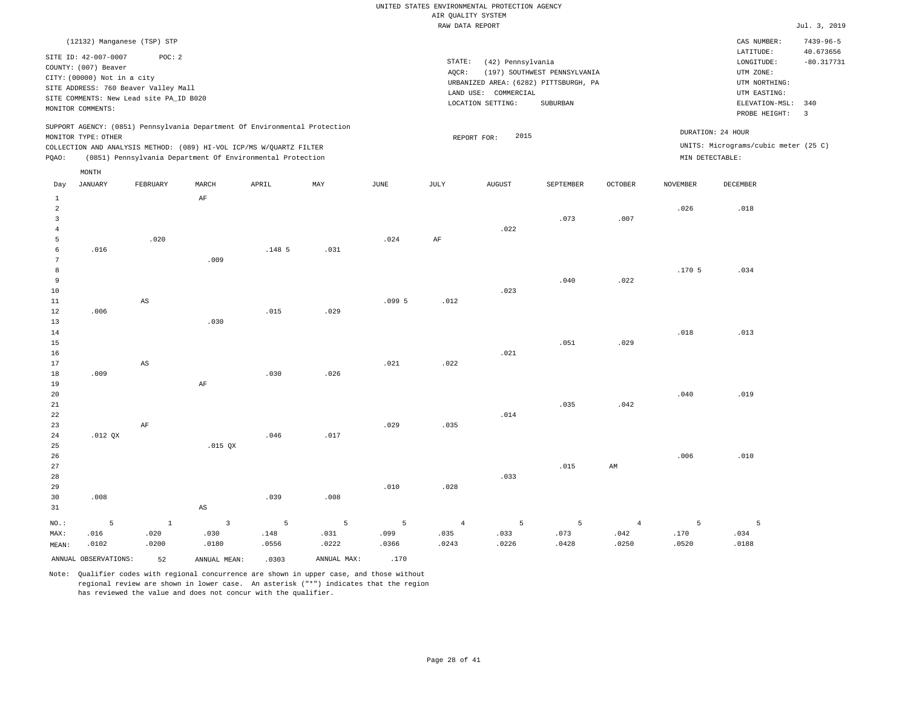UNITED STATES ENVIRONMENTAL PROTECTION AGENCY
AIR QUALITY SYSTEM
RAW DATA REPORT

Jul. 3, 2019

(12132) Manganese (TSP) STP

SITE ID: 42-007-0007 POC: 2
COUNTY: (007) Beaver
CITY: (00000) Not in a city
SITE ADDRESS: 760 Beaver Valley Mall
SITE COMMENTS: New Lead site PA_ID B020
MONITOR COMMENTS:

STATE: (42) Pennsylvania
AQCR: (197) SOUTHWEST PENNSYLVANIA
URBANIZED AREA: (6282) PITTSBURGH, PA
LAND USE: COMMERCIAL
LOCATION SETTING: SUBURBAN

CAS NUMBER: 7439-96-5
LATITUDE: 40.673656
LONGITUDE: -80.317731
UTM ZONE:
UTM NORTHING:
UTM EASTING:
ELEVATION-MSL: 340
PROBE HEIGHT: 3

SUPPORT AGENCY: (0851) Pennsylvania Department Of Environmental Protection
MONITOR TYPE: OTHER
COLLECTION AND ANALYSIS METHOD: (089) HI-VOL ICP/MS W/QUARTZ FILTER
PQAO: (0851) Pennsylvania Department Of Environmental Protection

REPORT FOR: 2015

DURATION: 24 HOUR
UNITS: Micrograms/cubic meter (25 C)
MIN DETECTABLE:

| Day | JANUARY | FEBRUARY | MARCH | APRIL | MAY | JUNE | JULY | AUGUST | SEPTEMBER | OCTOBER | NOVEMBER | DECEMBER |
|---|---|---|---|---|---|---|---|---|---|---|---|---|
| 1 | | | AF | | | | | | | | | |
| 2 | | | | | | | | | | | .026 | .018 |
| 3 | | | | | | | | | .073 | .007 | | |
| 4 | | | | | | | | .022 | | | | |
| 5 | | .020 | | | | .024 | AF | | | | | |
| 6 | .016 | | | .148 5 | .031 | | | | | | | |
| 7 | | | .009 | | | | | | | | | |
| 8 | | | | | | | | | | | .170 5 | .034 |
| 9 | | | | | | | | | .040 | .022 | | |
| 10 | | | | | | | | .023 | | | | |
| 11 | | AS | | | | .099 5 | .012 | | | | | |
| 12 | .006 | | | .015 | .029 | | | | | | | |
| 13 | | | .030 | | | | | | | | | |
| 14 | | | | | | | | | | | .018 | .013 |
| 15 | | | | | | | | | .051 | .029 | | |
| 16 | | | | | | | | .021 | | | | |
| 17 | | AS | | | | .021 | .022 | | | | | |
| 18 | .009 | | | .030 | .026 | | | | | | | |
| 19 | | | AF | | | | | | | | | |
| 20 | | | | | | | | | | | .040 | .019 |
| 21 | | | | | | | | | .035 | .042 | | |
| 22 | | | | | | | | .014 | | | | |
| 23 | | AF | | | | .029 | .035 | | | | | |
| 24 | .012 QX | | | .046 | .017 | | | | | | | |
| 25 | | | .015 QX | | | | | | | | | |
| 26 | | | | | | | | | | | .006 | .010 |
| 27 | | | | | | | | | .015 | AM | | |
| 28 | | | | | | | | .033 | | | | |
| 29 | | | | | | .010 | .028 | | | | | |
| 30 | .008 | | | .039 | .008 | | | | | | | |
| 31 | | | AS | | | | | | | | | |
| NO.: | 5 | 1 | 3 | 5 | 5 | 5 | 4 | 5 | 5 | 4 | 5 | 5 |
| MAX: | .016 | .020 | .030 | .148 | .031 | .099 | .035 | .033 | .073 | .042 | .170 | .034 |
| MEAN: | .0102 | .0200 | .0180 | .0556 | .0222 | .0366 | .0243 | .0226 | .0428 | .0250 | .0520 | .0188 |

ANNUAL OBSERVATIONS: 52 ANNUAL MEAN: .0303 ANNUAL MAX: .170

Note: Qualifier codes with regional concurrence are shown in upper case, and those without regional review are shown in lower case. An asterisk ("*") indicates that the region has reviewed the value and does not concur with the qualifier.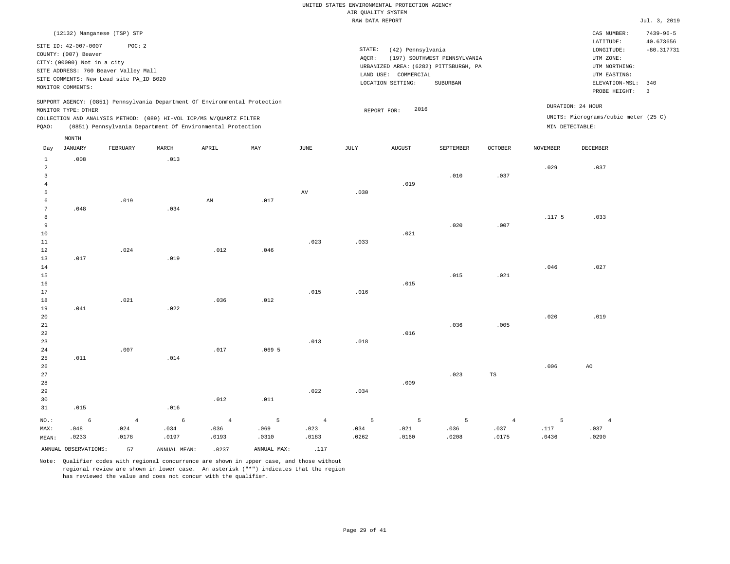UNITED STATES ENVIRONMENTAL PROTECTION AGENCY
AIR QUALITY SYSTEM
RAW DATA REPORT

Jul. 3, 2019

(12132) Manganese (TSP) STP

SITE ID: 42-007-0007 POC: 2
COUNTY: (007) Beaver
CITY: (00000) Not in a city
SITE ADDRESS: 760 Beaver Valley Mall
SITE COMMENTS: New Lead site PA_ID B020
MONITOR COMMENTS:

STATE: (42) Pennsylvania
AQCR: (197) SOUTHWEST PENNSYLVANIA
URBANIZED AREA: (6282) PITTSBURGH, PA
LAND USE: COMMERCIAL
LOCATION SETTING: SUBURBAN

CAS NUMBER: 7439-96-5
LATITUDE: 40.673656
LONGITUDE: -80.317731
UTM ZONE:
UTM NORTHING:
UTM EASTING:
ELEVATION-MSL: 340
PROBE HEIGHT: 3

SUPPORT AGENCY: (0851) Pennsylvania Department Of Environmental Protection
MONITOR TYPE: OTHER
COLLECTION AND ANALYSIS METHOD: (089) HI-VOL ICP/MS W/QUARTZ FILTER
PQAO: (0851) Pennsylvania Department Of Environmental Protection

REPORT FOR: 2016

DURATION: 24 HOUR
UNITS: Micrograms/cubic meter (25 C)
MIN DETECTABLE:

| Day | JANUARY | FEBRUARY | MARCH | APRIL | MAY | JUNE | JULY | AUGUST | SEPTEMBER | OCTOBER | NOVEMBER | DECEMBER |
|---|---|---|---|---|---|---|---|---|---|---|---|---|
| 1 | .008 | | .013 | | | | | | | | | |
| 2 | | | | | | | | | | | .029 | .037 |
| 3 | | | | | | | | | .010 | .037 | | |
| 4 | | | | | | | | .019 | | | | |
| 5 | | | | | | AV | .030 | | | | | |
| 6 | | .019 | | AM | .017 | | | | | | | |
| 7 | .048 | | .034 | | | | | | | | | |
| 8 | | | | | | | | | | | .117 5 | .033 |
| 9 | | | | | | | | | .020 | .007 | | |
| 10 | | | | | | | | .021 | | | | |
| 11 | | | | | | .023 | .033 | | | | | |
| 12 | | .024 | | .012 | .046 | | | | | | | |
| 13 | .017 | | .019 | | | | | | | | | |
| 14 | | | | | | | | | | | .046 | .027 |
| 15 | | | | | | | | | .015 | .021 | | |
| 16 | | | | | | | | .015 | | | | |
| 17 | | | | | | .015 | .016 | | | | | |
| 18 | | .021 | | .036 | .012 | | | | | | | |
| 19 | .041 | | .022 | | | | | | | | | |
| 20 | | | | | | | | | | | .020 | .019 |
| 21 | | | | | | | | | .036 | .005 | | |
| 22 | | | | | | | | .016 | | | | |
| 23 | | | | | | .013 | .018 | | | | | |
| 24 | | .007 | | .017 | .069 5 | | | | | | | |
| 25 | .011 | | .014 | | | | | | | | | |
| 26 | | | | | | | | | | | .006 | AO |
| 27 | | | | | | | | | .023 | TS | | |
| 28 | | | | | | | | .009 | | | | |
| 29 | | | | | | .022 | .034 | | | | | |
| 30 | | | | .012 | .011 | | | | | | | |
| 31 | .015 | | .016 | | | | | | | | | |
| NO.: | 6 | 4 | 6 | 4 | 5 | 4 | 5 | 5 | 5 | 4 | 5 | 4 |
| MAX: | .048 | .024 | .034 | .036 | .069 | .023 | .034 | .021 | .036 | .037 | .117 | .037 |
| MEAN: | .0233 | .0178 | .0197 | .0193 | .0310 | .0183 | .0262 | .0160 | .0208 | .0175 | .0436 | .0290 |

ANNUAL OBSERVATIONS: 57 ANNUAL MEAN: .0237 ANNUAL MAX: .117

Note: Qualifier codes with regional concurrence are shown in upper case, and those without regional review are shown in lower case. An asterisk ("*") indicates that the region has reviewed the value and does not concur with the qualifier.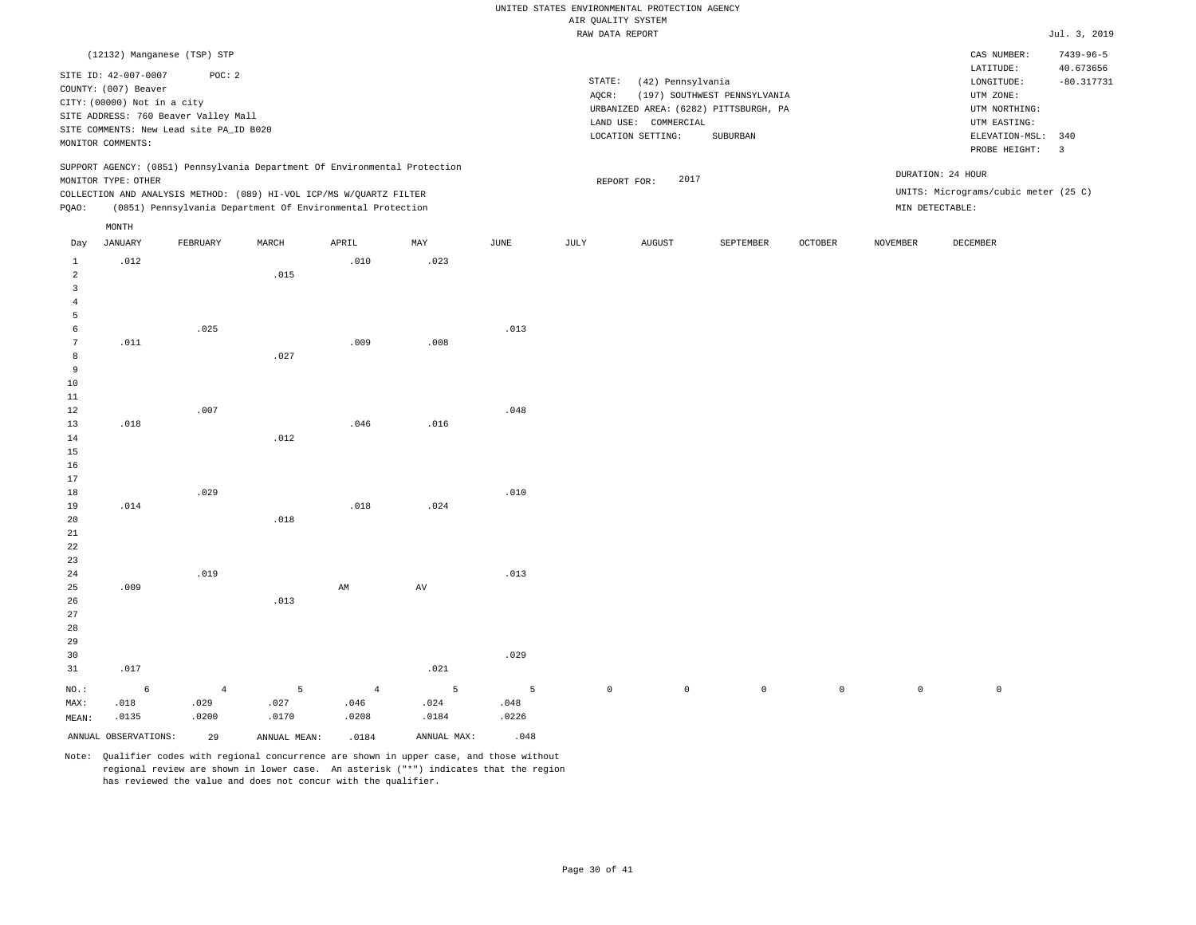UNITED STATES ENVIRONMENTAL PROTECTION AGENCY
AIR QUALITY SYSTEM
RAW DATA REPORT

Jul. 3, 2019

(12132) Manganese (TSP) STP

SITE ID: 42-007-0007 POC: 2
COUNTY: (007) Beaver
CITY: (00000) Not in a city
SITE ADDRESS: 760 Beaver Valley Mall
SITE COMMENTS: New Lead site PA_ID B020
MONITOR COMMENTS:

STATE: (42) Pennsylvania
AQCR: (197) SOUTHWEST PENNSYLVANIA
URBANIZED AREA: (6282) PITTSBURGH, PA
LAND USE: COMMERCIAL
LOCATION SETTING: SUBURBAN

CAS NUMBER: 7439-96-5
LATITUDE: 40.673656
LONGITUDE: -80.317731
UTM ZONE:
UTM NORTHING:
UTM EASTING:
ELEVATION-MSL: 340
PROBE HEIGHT: 3

SUPPORT AGENCY: (0851) Pennsylvania Department Of Environmental Protection
MONITOR TYPE: OTHER
COLLECTION AND ANALYSIS METHOD: (089) HI-VOL ICP/MS W/QUARTZ FILTER
PQAO: (0851) Pennsylvania Department Of Environmental Protection

REPORT FOR: 2017

DURATION: 24 HOUR
UNITS: Micrograms/cubic meter (25 C)
MIN DETECTABLE:

| Day | JANUARY | FEBRUARY | MARCH | APRIL | MAY | JUNE | JULY | AUGUST | SEPTEMBER | OCTOBER | NOVEMBER | DECEMBER |
|---|---|---|---|---|---|---|---|---|---|---|---|---|
| 1 | .012 | | | .010 | .023 | | | | | | | |
| 2 | | | .015 | | | | | | | | | |
| 3 | | | | | | | | | | | | |
| 4 | | | | | | | | | | | | |
| 5 | | | | | | | | | | | | |
| 6 | | .025 | | | | .013 | | | | | | |
| 7 | .011 | | | .009 | .008 | | | | | | | |
| 8 | | | .027 | | | | | | | | | |
| 9 | | | | | | | | | | | | |
| 10 | | | | | | | | | | | | |
| 11 | | | | | | | | | | | | |
| 12 | | .007 | | | | .048 | | | | | | |
| 13 | .018 | | | .046 | .016 | | | | | | | |
| 14 | | | .012 | | | | | | | | | |
| 15 | | | | | | | | | | | | |
| 16 | | | | | | | | | | | | |
| 17 | | | | | | | | | | | | |
| 18 | | .029 | | | | .010 | | | | | | |
| 19 | .014 | | | .018 | .024 | | | | | | | |
| 20 | | | .018 | | | | | | | | | |
| 21 | | | | | | | | | | | | |
| 22 | | | | | | | | | | | | |
| 23 | | | | | | | | | | | | |
| 24 | | .019 | | | | .013 | | | | | | |
| 25 | .009 | | | AM | AV | | | | | | | |
| 26 | | | .013 | | | | | | | | | |
| 27 | | | | | | | | | | | | |
| 28 | | | | | | | | | | | | |
| 29 | | | | | | | | | | | | |
| 30 | | | | | | .029 | | | | | | |
| 31 | .017 | | | | .021 | | | | | | | |
| NO.: | 6 | 4 | 5 | 4 | 5 | 5 | 0 | 0 | 0 | 0 | 0 | 0 |
| MAX: | .018 | .029 | .027 | .046 | .024 | .048 | | | | | | |
| MEAN: | .0135 | .0200 | .0170 | .0208 | .0184 | .0226 | | | | | | |

ANNUAL OBSERVATIONS: 29 ANNUAL MEAN: .0184 ANNUAL MAX: .048

Note: Qualifier codes with regional concurrence are shown in upper case, and those without regional review are shown in lower case. An asterisk ("*") indicates that the region has reviewed the value and does not concur with the qualifier.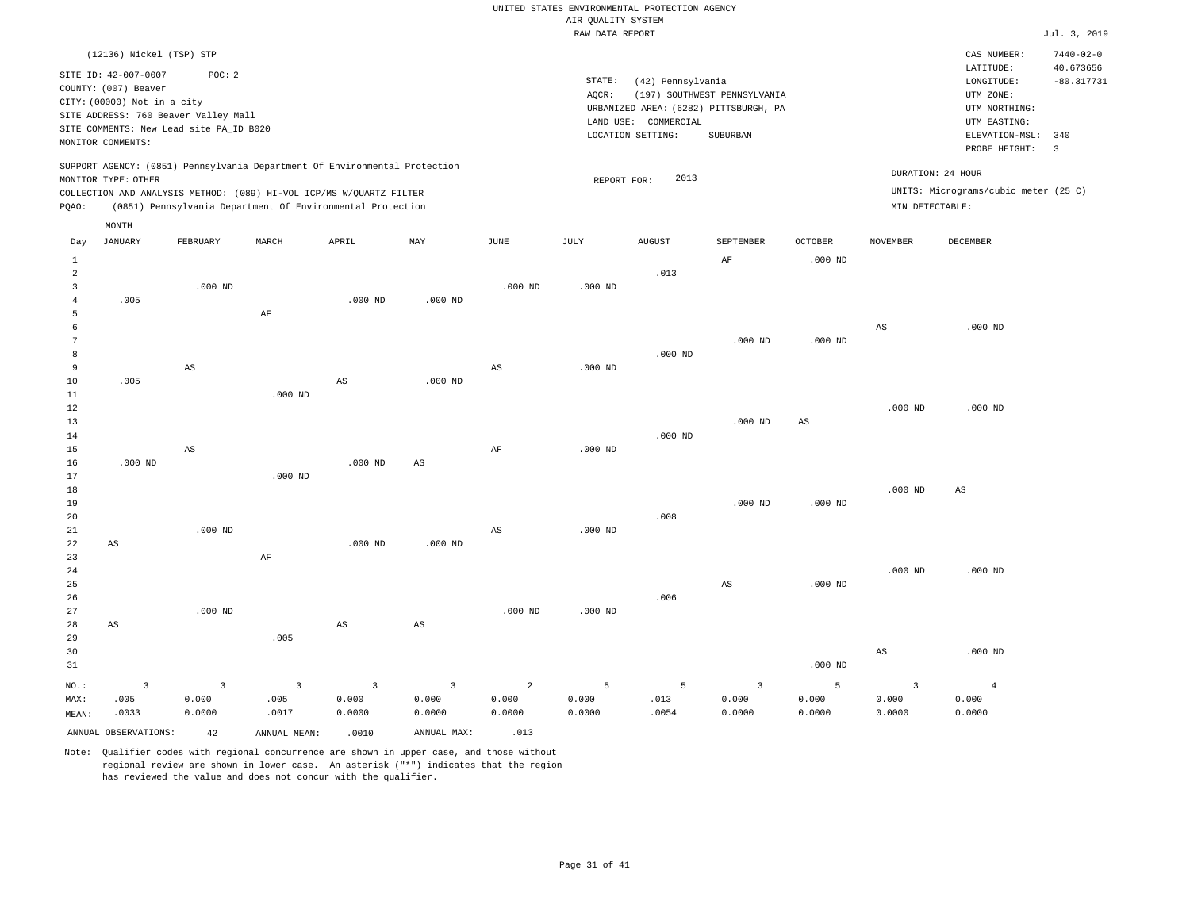UNITED STATES ENVIRONMENTAL PROTECTION AGENCY
AIR QUALITY SYSTEM
RAW DATA REPORT

Jul. 3, 2019

(12136) Nickel (TSP) STP

SITE ID: 42-007-0007 POC: 2
COUNTY: (007) Beaver
CITY: (00000) Not in a city
SITE ADDRESS: 760 Beaver Valley Mall
SITE COMMENTS: New Lead site PA_ID B020
MONITOR COMMENTS:

STATE: (42) Pennsylvania
AQCR: (197) SOUTHWEST PENNSYLVANIA
URBANIZED AREA: (6282) PITTSBURGH, PA
LAND USE: COMMERCIAL
LOCATION SETTING: SUBURBAN

CAS NUMBER: 7440-02-0
LATITUDE: 40.673656
LONGITUDE: -80.317731
UTM ZONE:
UTM NORTHING:
UTM EASTING:
ELEVATION-MSL: 340
PROBE HEIGHT: 3

SUPPORT AGENCY: (0851) Pennsylvania Department Of Environmental Protection
MONITOR TYPE: OTHER
COLLECTION AND ANALYSIS METHOD: (089) HI-VOL ICP/MS W/QUARTZ FILTER
PQAO: (0851) Pennsylvania Department Of Environmental Protection

REPORT FOR: 2013

DURATION: 24 HOUR
UNITS: Micrograms/cubic meter (25 C)
MIN DETECTABLE:

| Day | JANUARY | FEBRUARY | MARCH | APRIL | MAY | JUNE | JULY | AUGUST | SEPTEMBER | OCTOBER | NOVEMBER | DECEMBER |
|---|---|---|---|---|---|---|---|---|---|---|---|---|
| 1 | | | | | | | | | AF | .000 ND | | |
| 2 | | | | | | | | .013 | | | | |
| 3 | | .000 ND | | | | .000 ND | .000 ND | | | | | |
| 4 | .005 | | | .000 ND | .000 ND | | | | | | | |
| 5 | | | AF | | | | | | | | | |
| 6 | | | | | | | | | | | AS | .000 ND |
| 7 | | | | | | | | | .000 ND | .000 ND | | |
| 8 | | | | | | | | .000 ND | | | | |
| 9 | | AS | | | | AS | .000 ND | | | | | |
| 10 | .005 | | | AS | .000 ND | | | | | | | |
| 11 | | | .000 ND | | | | | | | | | |
| 12 | | | | | | | | | | | .000 ND | .000 ND |
| 13 | | | | | | | | | .000 ND | AS | | |
| 14 | | | | | | | | .000 ND | | | | |
| 15 | | AS | | | | AF | .000 ND | | | | | |
| 16 | .000 ND | | | .000 ND | AS | | | | | | | |
| 17 | | | .000 ND | | | | | | | | | |
| 18 | | | | | | | | | | | .000 ND | AS |
| 19 | | | | | | | | | .000 ND | .000 ND | | |
| 20 | | | | | | | | .008 | | | | |
| 21 | | .000 ND | | | | AS | .000 ND | | | | | |
| 22 | AS | | | .000 ND | .000 ND | | | | | | | |
| 23 | | | AF | | | | | | | | | |
| 24 | | | | | | | | | | | .000 ND | .000 ND |
| 25 | | | | | | | | | AS | .000 ND | | |
| 26 | | | | | | | | .006 | | | | |
| 27 | | .000 ND | | | | .000 ND | .000 ND | | | | | |
| 28 | AS | | | AS | AS | | | | | | | |
| 29 | | | .005 | | | | | | | | | |
| 30 | | | | | | | | | | | AS | .000 ND |
| 31 | | | | | | | | | | .000 ND | | |
| NO.: | 3 | 3 | 3 | 3 | 3 | 2 | 5 | 5 | 3 | 5 | 3 | 4 |
| MAX: | .005 | 0.000 | .005 | 0.000 | 0.000 | 0.000 | 0.000 | .013 | 0.000 | 0.000 | 0.000 | 0.000 |
| MEAN: | .0033 | 0.0000 | .0017 | 0.0000 | 0.0000 | 0.0000 | 0.0000 | .0054 | 0.0000 | 0.0000 | 0.0000 | 0.0000 |

ANNUAL OBSERVATIONS: 42 ANNUAL MEAN: .0010 ANNUAL MAX: .013

Note: Qualifier codes with regional concurrence are shown in upper case, and those without regional review are shown in lower case. An asterisk ("*") indicates that the region has reviewed the value and does not concur with the qualifier.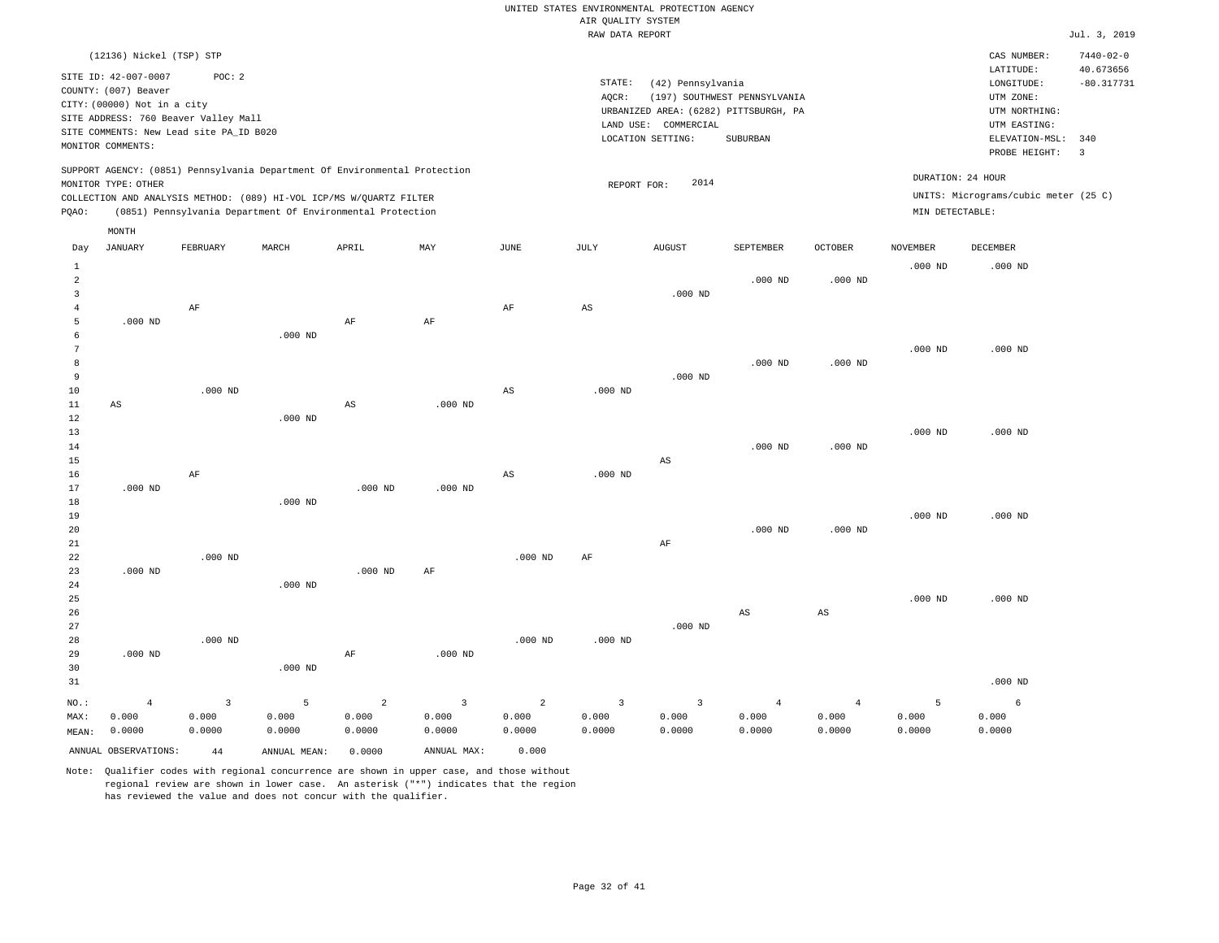UNITED STATES ENVIRONMENTAL PROTECTION AGENCY
AIR QUALITY SYSTEM
RAW DATA REPORT

Jul. 3, 2019

(12136) Nickel (TSP) STP

SITE ID: 42-007-0007 POC: 2
COUNTY: (007) Beaver
CITY: (00000) Not in a city
SITE ADDRESS: 760 Beaver Valley Mall
SITE COMMENTS: New Lead site PA_ID B020
MONITOR COMMENTS:

STATE: (42) Pennsylvania
AQCR: (197) SOUTHWEST PENNSYLVANIA
URBANIZED AREA: (6282) PITTSBURGH, PA
LAND USE: COMMERCIAL
LOCATION SETTING: SUBURBAN

CAS NUMBER: 7440-02-0
LATITUDE: 40.673656
LONGITUDE: -80.317731
UTM ZONE:
UTM NORTHING:
UTM EASTING:
ELEVATION-MSL: 340
PROBE HEIGHT: 3

SUPPORT AGENCY: (0851) Pennsylvania Department Of Environmental Protection
MONITOR TYPE: OTHER
COLLECTION AND ANALYSIS METHOD: (089) HI-VOL ICP/MS W/QUARTZ FILTER
PQAO: (0851) Pennsylvania Department Of Environmental Protection

REPORT FOR: 2014

DURATION: 24 HOUR
UNITS: Micrograms/cubic meter (25 C)
MIN DETECTABLE:

| Day | JANUARY | FEBRUARY | MARCH | APRIL | MAY | JUNE | JULY | AUGUST | SEPTEMBER | OCTOBER | NOVEMBER | DECEMBER |
|---|---|---|---|---|---|---|---|---|---|---|---|---|
| 1 | | | | | | | | | | | .000 ND | .000 ND |
| 2 | | | | | | | | | .000 ND | .000 ND | | |
| 3 | | | | | | | | .000 ND | | | | |
| 4 | | AF | | | | AF | AS | | | | | |
| 5 | .000 ND | | | AF | AF | | | | | | | |
| 6 | | | .000 ND | | | | | | | | | |
| 7 | | | | | | | | | | | .000 ND | .000 ND |
| 8 | | | | | | | | | .000 ND | .000 ND | | |
| 9 | | | | | | | | .000 ND | | | | |
| 10 | | .000 ND | | | | AS | .000 ND | | | | | |
| 11 | AS | | | AS | .000 ND | | | | | | | |
| 12 | | | .000 ND | | | | | | | | | |
| 13 | | | | | | | | | | | .000 ND | .000 ND |
| 14 | | | | | | | | | .000 ND | .000 ND | | |
| 15 | | | | | | | | AS | | | | |
| 16 | | AF | | | | AS | .000 ND | | | | | |
| 17 | .000 ND | | | .000 ND | .000 ND | | | | | | | |
| 18 | | | .000 ND | | | | | | | | | |
| 19 | | | | | | | | | | | .000 ND | .000 ND |
| 20 | | | | | | | | | .000 ND | .000 ND | | |
| 21 | | | | | | | | AF | | | | |
| 22 | | .000 ND | | | | .000 ND | AF | | | | | |
| 23 | .000 ND | | | .000 ND | AF | | | | | | | |
| 24 | | | .000 ND | | | | | | | | | |
| 25 | | | | | | | | | | | .000 ND | .000 ND |
| 26 | | | | | | | | | AS | AS | | |
| 27 | | | | | | | | .000 ND | | | | |
| 28 | | .000 ND | | | | .000 ND | .000 ND | | | | | |
| 29 | .000 ND | | | AF | .000 ND | | | | | | | |
| 30 | | | .000 ND | | | | | | | | | |
| 31 | | | | | | | | | | | | .000 ND |
| NO.: | 4 | 3 | 5 | 2 | 3 | 2 | 3 | 3 | 4 | 4 | 5 | 6 |
| MAX: | 0.000 | 0.000 | 0.000 | 0.000 | 0.000 | 0.000 | 0.000 | 0.000 | 0.000 | 0.000 | 0.000 | 0.000 |
| MEAN: | 0.0000 | 0.0000 | 0.0000 | 0.0000 | 0.0000 | 0.0000 | 0.0000 | 0.0000 | 0.0000 | 0.0000 | 0.0000 | 0.0000 |

ANNUAL OBSERVATIONS: 44 ANNUAL MEAN: 0.0000 ANNUAL MAX: 0.000

Note: Qualifier codes with regional concurrence are shown in upper case, and those without regional review are shown in lower case. An asterisk ("*") indicates that the region has reviewed the value and does not concur with the qualifier.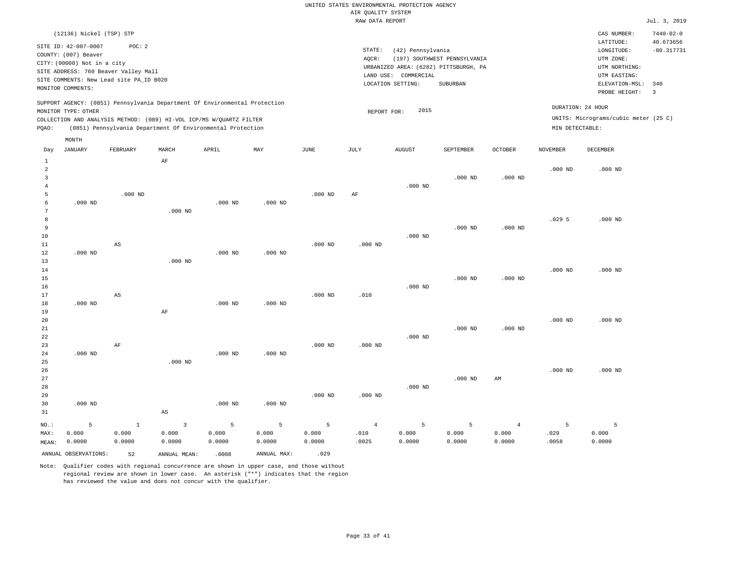UNITED STATES ENVIRONMENTAL PROTECTION AGENCY
AIR QUALITY SYSTEM
RAW DATA REPORT

Jul. 3, 2019

(12136) Nickel (TSP) STP

SITE ID: 42-007-0007 POC: 2
COUNTY: (007) Beaver
CITY: (00000) Not in a city
SITE ADDRESS: 760 Beaver Valley Mall
SITE COMMENTS: New Lead site PA_ID B020
MONITOR COMMENTS:

STATE: (42) Pennsylvania
AQCR: (197) SOUTHWEST PENNSYLVANIA
URBANIZED AREA: (6282) PITTSBURGH, PA
LAND USE: COMMERCIAL
LOCATION SETTING: SUBURBAN

CAS NUMBER: 7440-02-0
LATITUDE: 40.673656
LONGITUDE: -80.317731
UTM ZONE:
UTM NORTHING:
UTM EASTING:
ELEVATION-MSL: 340
PROBE HEIGHT: 3

SUPPORT AGENCY: (0851) Pennsylvania Department Of Environmental Protection
MONITOR TYPE: OTHER
COLLECTION AND ANALYSIS METHOD: (089) HI-VOL ICP/MS W/QUARTZ FILTER
PQAO: (0851) Pennsylvania Department Of Environmental Protection

REPORT FOR: 2015

DURATION: 24 HOUR
UNITS: Micrograms/cubic meter (25 C)
MIN DETECTABLE:

| Day | JANUARY | FEBRUARY | MARCH | APRIL | MAY | JUNE | JULY | AUGUST | SEPTEMBER | OCTOBER | NOVEMBER | DECEMBER |
|---|---|---|---|---|---|---|---|---|---|---|---|---|
| 1 | | | AF | | | | | | | | | |
| 2 | | | | | | | | | | | .000 ND | .000 ND |
| 3 | | | | | | | | | .000 ND | .000 ND | | |
| 4 | | | | | | | | .000 ND | | | | |
| 5 | | .000 ND | | | | .000 ND | AF | | | | | |
| 6 | .000 ND | | | .000 ND | .000 ND | | | | | | | |
| 7 | | | .000 ND | | | | | | | | | |
| 8 | | | | | | | | | | | .029 5 | .000 ND |
| 9 | | | | | | | | | .000 ND | .000 ND | | |
| 10 | | | | | | | | .000 ND | | | | |
| 11 | | AS | | | | .000 ND | .000 ND | | | | | |
| 12 | .000 ND | | | .000 ND | .000 ND | | | | | | | |
| 13 | | | .000 ND | | | | | | | | | |
| 14 | | | | | | | | | | | .000 ND | .000 ND |
| 15 | | | | | | | | | .000 ND | .000 ND | | |
| 16 | | | | | | | | .000 ND | | | | |
| 17 | | AS | | | | .000 ND | .010 | | | | | |
| 18 | .000 ND | | | .000 ND | .000 ND | | | | | | | |
| 19 | | | AF | | | | | | | | | |
| 20 | | | | | | | | | | | .000 ND | .000 ND |
| 21 | | | | | | | | | .000 ND | .000 ND | | |
| 22 | | | | | | | | .000 ND | | | | |
| 23 | | AF | | | | .000 ND | .000 ND | | | | | |
| 24 | .000 ND | | | .000 ND | .000 ND | | | | | | | |
| 25 | | | .000 ND | | | | | | | | | |
| 26 | | | | | | | | | | | .000 ND | .000 ND |
| 27 | | | | | | | | | .000 ND | AM | | |
| 28 | | | | | | | | .000 ND | | | | |
| 29 | | | | | | .000 ND | .000 ND | | | | | |
| 30 | .000 ND | | | .000 ND | .000 ND | | | | | | | |
| 31 | | | AS | | | | | | | | | |
| NO.: | 5 | 1 | 3 | 5 | 5 | 5 | 4 | 5 | 5 | 4 | 5 | 5 |
| MAX: | 0.000 | 0.000 | 0.000 | 0.000 | 0.000 | 0.000 | .010 | 0.000 | 0.000 | 0.000 | .029 | 0.000 |
| MEAN: | 0.0000 | 0.0000 | 0.0000 | 0.0000 | 0.0000 | 0.0000 | .0025 | 0.0000 | 0.0000 | 0.0000 | .0058 | 0.0000 |

ANNUAL OBSERVATIONS: 52 ANNUAL MEAN: .0008 ANNUAL MAX: .029

Note: Qualifier codes with regional concurrence are shown in upper case, and those without regional review are shown in lower case. An asterisk ("*") indicates that the region has reviewed the value and does not concur with the qualifier.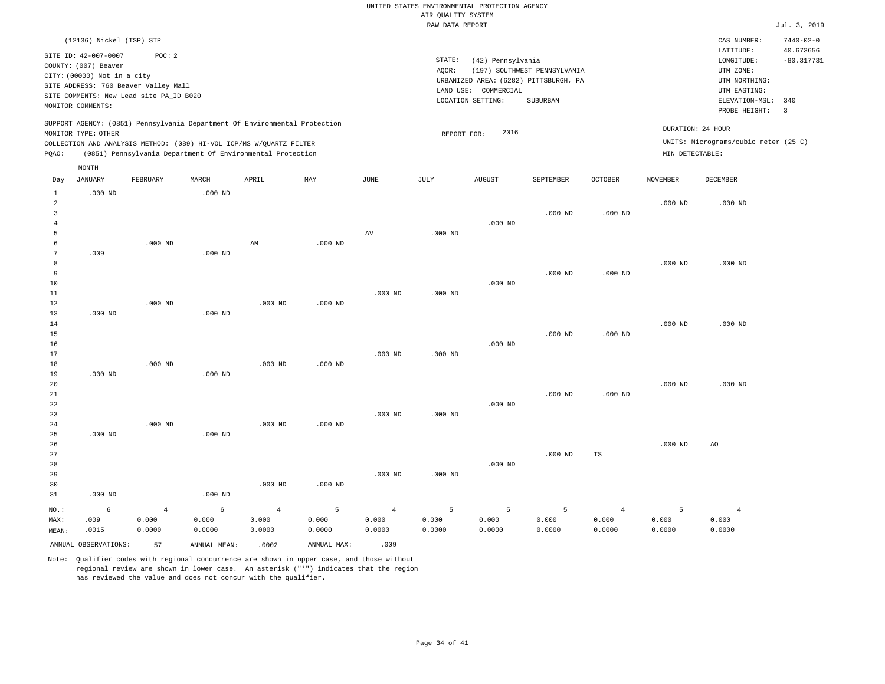UNITED STATES ENVIRONMENTAL PROTECTION AGENCY
AIR QUALITY SYSTEM
RAW DATA REPORT

Jul. 3, 2019

(12136) Nickel (TSP) STP

SITE ID: 42-007-0007 POC: 2
COUNTY: (007) Beaver
CITY: (00000) Not in a city
SITE ADDRESS: 760 Beaver Valley Mall
SITE COMMENTS: New Lead site PA_ID B020
MONITOR COMMENTS:

STATE: (42) Pennsylvania
AQCR: (197) SOUTHWEST PENNSYLVANIA
URBANIZED AREA: (6282) PITTSBURGH, PA
LAND USE: COMMERCIAL
LOCATION SETTING: SUBURBAN

CAS NUMBER: 7440-02-0
LATITUDE: 40.673656
LONGITUDE: -80.317731
UTM ZONE:
UTM NORTHING:
UTM EASTING:
ELEVATION-MSL: 340
PROBE HEIGHT: 3

SUPPORT AGENCY: (0851) Pennsylvania Department Of Environmental Protection
MONITOR TYPE: OTHER
COLLECTION AND ANALYSIS METHOD: (089) HI-VOL ICP/MS W/QUARTZ FILTER
PQAO: (0851) Pennsylvania Department Of Environmental Protection

REPORT FOR: 2016

DURATION: 24 HOUR
UNITS: Micrograms/cubic meter (25 C)
MIN DETECTABLE:

| Day | JANUARY | FEBRUARY | MARCH | APRIL | MAY | JUNE | JULY | AUGUST | SEPTEMBER | OCTOBER | NOVEMBER | DECEMBER |
|---|---|---|---|---|---|---|---|---|---|---|---|---|
| 1 | .000 ND | | .000 ND | | | | | | | | | |
| 2 | | | | | | | | | | | .000 ND | .000 ND |
| 3 | | | | | | | | | .000 ND | .000 ND | | |
| 4 | | | | | | | | .000 ND | | | | |
| 5 | | | | | | AV | .000 ND | | | | | |
| 6 | | .000 ND | | AM | .000 ND | | | | | | | |
| 7 | .009 | | .000 ND | | | | | | | | | |
| 8 | | | | | | | | | | | .000 ND | .000 ND |
| 9 | | | | | | | | | .000 ND | .000 ND | | |
| 10 | | | | | | | | .000 ND | | | | |
| 11 | | | | | | .000 ND | .000 ND | | | | | |
| 12 | | .000 ND | | .000 ND | .000 ND | | | | | | | |
| 13 | .000 ND | | .000 ND | | | | | | | | | |
| 14 | | | | | | | | | | | .000 ND | .000 ND |
| 15 | | | | | | | | | .000 ND | .000 ND | | |
| 16 | | | | | | | | .000 ND | | | | |
| 17 | | | | | | .000 ND | .000 ND | | | | | |
| 18 | | .000 ND | | .000 ND | .000 ND | | | | | | | |
| 19 | .000 ND | | .000 ND | | | | | | | | | |
| 20 | | | | | | | | | | | .000 ND | .000 ND |
| 21 | | | | | | | | | .000 ND | .000 ND | | |
| 22 | | | | | | | | .000 ND | | | | |
| 23 | | | | | | .000 ND | .000 ND | | | | | |
| 24 | | .000 ND | | .000 ND | .000 ND | | | | | | | |
| 25 | .000 ND | | .000 ND | | | | | | | | | |
| 26 | | | | | | | | | | | .000 ND | AO |
| 27 | | | | | | | | | .000 ND | TS | | |
| 28 | | | | | | | | .000 ND | | | | |
| 29 | | | | | | .000 ND | .000 ND | | | | | |
| 30 | | | | .000 ND | .000 ND | | | | | | | |
| 31 | .000 ND | | .000 ND | | | | | | | | | |
| NO.: | 6 | 4 | 6 | 4 | 5 | 4 | 5 | 5 | 5 | 4 | 5 | 4 |
| MAX: | .009 | 0.000 | 0.000 | 0.000 | 0.000 | 0.000 | 0.000 | 0.000 | 0.000 | 0.000 | 0.000 | 0.000 |
| MEAN: | .0015 | 0.0000 | 0.0000 | 0.0000 | 0.0000 | 0.0000 | 0.0000 | 0.0000 | 0.0000 | 0.0000 | 0.0000 | 0.0000 |

ANNUAL OBSERVATIONS: 57 ANNUAL MEAN: .0002 ANNUAL MAX: .009

Note: Qualifier codes with regional concurrence are shown in upper case, and those without regional review are shown in lower case. An asterisk ("*") indicates that the region has reviewed the value and does not concur with the qualifier.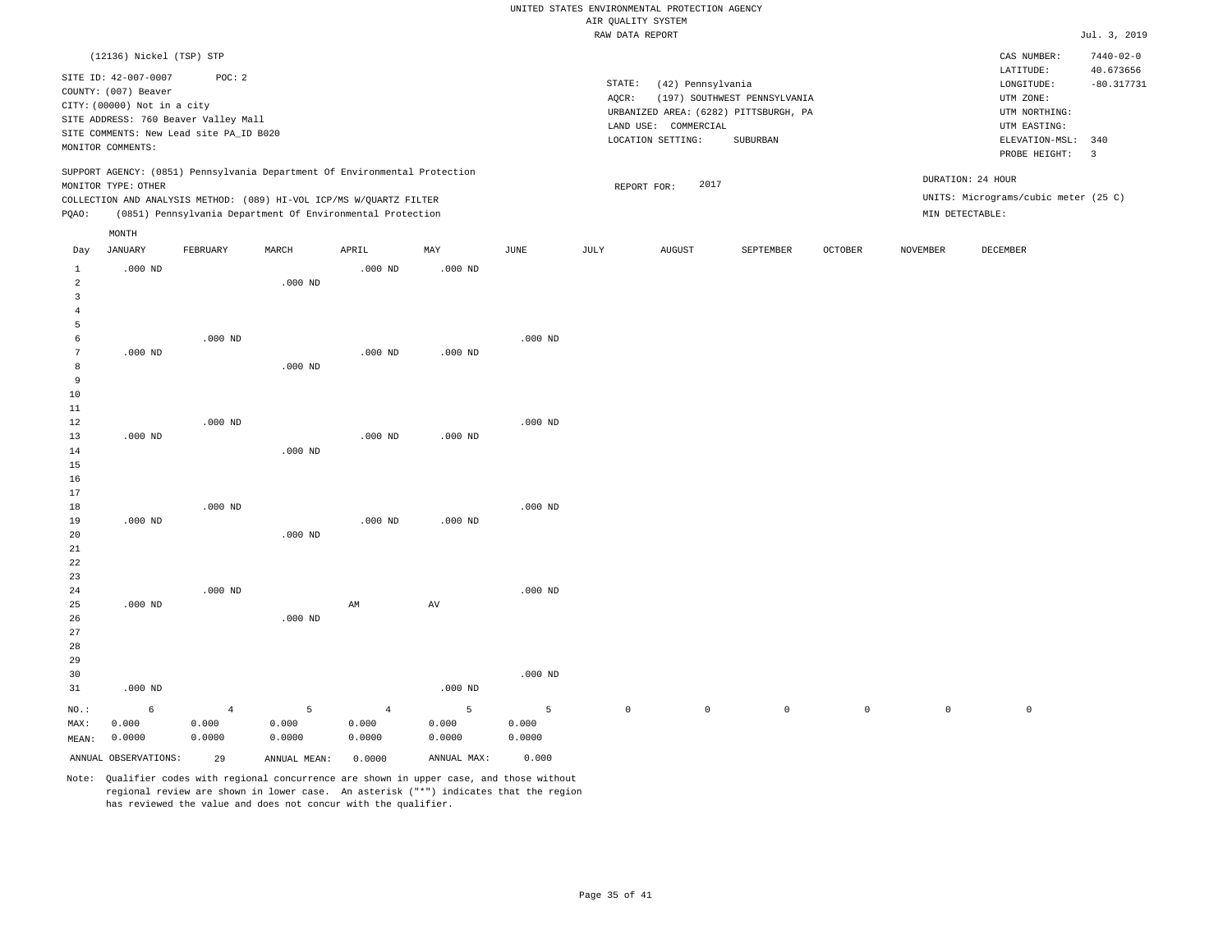UNITED STATES ENVIRONMENTAL PROTECTION AGENCY
AIR QUALITY SYSTEM
RAW DATA REPORT

Jul. 3, 2019

(12136) Nickel (TSP) STP

SITE ID: 42-007-0007 POC: 2
COUNTY: (007) Beaver
CITY: (00000) Not in a city
SITE ADDRESS: 760 Beaver Valley Mall
SITE COMMENTS: New Lead site PA_ID B020
MONITOR COMMENTS:

STATE: (42) Pennsylvania
AQCR: (197) SOUTHWEST PENNSYLVANIA
URBANIZED AREA: (6282) PITTSBURGH, PA
LAND USE: COMMERCIAL
LOCATION SETTING: SUBURBAN

CAS NUMBER: 7440-02-0
LATITUDE: 40.673656
LONGITUDE: -80.317731
UTM ZONE:
UTM NORTHING:
UTM EASTING:
ELEVATION-MSL: 340
PROBE HEIGHT: 3

SUPPORT AGENCY: (0851) Pennsylvania Department Of Environmental Protection
MONITOR TYPE: OTHER
COLLECTION AND ANALYSIS METHOD: (089) HI-VOL ICP/MS W/QUARTZ FILTER
PQAO: (0851) Pennsylvania Department Of Environmental Protection

REPORT FOR: 2017

DURATION: 24 HOUR
UNITS: Micrograms/cubic meter (25 C)
MIN DETECTABLE:

| Day | JANUARY | FEBRUARY | MARCH | APRIL | MAY | JUNE | JULY | AUGUST | SEPTEMBER | OCTOBER | NOVEMBER | DECEMBER |
|---|---|---|---|---|---|---|---|---|---|---|---|---|
| 1 | .000 ND | | | .000 ND | .000 ND | | | | | | | |
| 2 | | | .000 ND | | | | | | | | | |
| 3 | | | | | | | | | | | | |
| 4 | | | | | | | | | | | | |
| 5 | | | | | | | | | | | | |
| 6 | | .000 ND | | | | .000 ND | | | | | | |
| 7 | .000 ND | | | .000 ND | .000 ND | | | | | | | |
| 8 | | | .000 ND | | | | | | | | | |
| 9 | | | | | | | | | | | | |
| 10 | | | | | | | | | | | | |
| 11 | | | | | | | | | | | | |
| 12 | | .000 ND | | | | .000 ND | | | | | | |
| 13 | .000 ND | | | .000 ND | .000 ND | | | | | | | |
| 14 | | | .000 ND | | | | | | | | | |
| 15 | | | | | | | | | | | | |
| 16 | | | | | | | | | | | | |
| 17 | | | | | | | | | | | | |
| 18 | | .000 ND | | | | .000 ND | | | | | | |
| 19 | .000 ND | | | .000 ND | .000 ND | | | | | | | |
| 20 | | | .000 ND | | | | | | | | | |
| 21 | | | | | | | | | | | | |
| 22 | | | | | | | | | | | | |
| 23 | | | | | | | | | | | | |
| 24 | | .000 ND | | | | .000 ND | | | | | | |
| 25 | .000 ND | | | AM | AV | | | | | | | |
| 26 | | | .000 ND | | | | | | | | | |
| 27 | | | | | | | | | | | | |
| 28 | | | | | | | | | | | | |
| 29 | | | | | | | | | | | | |
| 30 | | | | | | .000 ND | | | | | | |
| 31 | .000 ND | | | | .000 ND | | | | | | | |
| NO.: | 6 | 4 | 5 | 4 | 5 | 5 | 0 | 0 | 0 | 0 | 0 | 0 |
| MAX: | 0.000 | 0.000 | 0.000 | 0.000 | 0.000 | 0.000 | | | | | | |
| MEAN: | 0.0000 | 0.0000 | 0.0000 | 0.0000 | 0.0000 | 0.0000 | | | | | | |

ANNUAL OBSERVATIONS: 29 ANNUAL MEAN: 0.0000 ANNUAL MAX: 0.000

Note: Qualifier codes with regional concurrence are shown in upper case, and those without regional review are shown in lower case. An asterisk ("*") indicates that the region has reviewed the value and does not concur with the qualifier.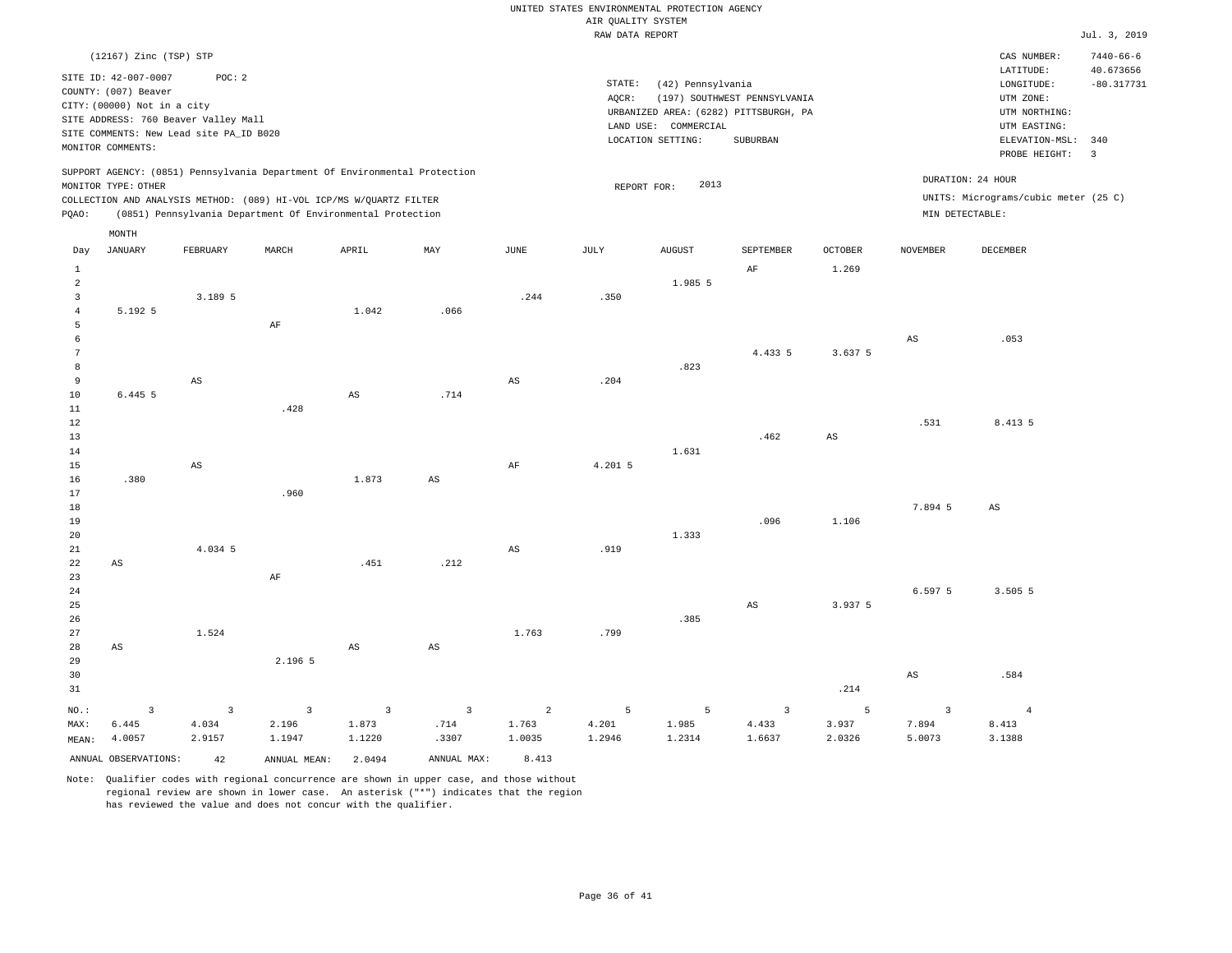UNITED STATES ENVIRONMENTAL PROTECTION AGENCY
AIR QUALITY SYSTEM
RAW DATA REPORT

Jul. 3, 2019

(12167) Zinc (TSP) STP

SITE ID: 42-007-0007 POC: 2
COUNTY: (007) Beaver
CITY: (00000) Not in a city
SITE ADDRESS: 760 Beaver Valley Mall
SITE COMMENTS: New Lead site PA_ID B020
MONITOR COMMENTS:

STATE: (42) Pennsylvania
AQCR: (197) SOUTHWEST PENNSYLVANIA
URBANIZED AREA: (6282) PITTSBURGH, PA
LAND USE: COMMERCIAL
LOCATION SETTING: SUBURBAN

CAS NUMBER: 7440-66-6
LATITUDE: 40.673656
LONGITUDE: -80.317731
UTM ZONE:
UTM NORTHING:
UTM EASTING:
ELEVATION-MSL: 340
PROBE HEIGHT: 3

SUPPORT AGENCY: (0851) Pennsylvania Department Of Environmental Protection
MONITOR TYPE: OTHER
COLLECTION AND ANALYSIS METHOD: (089) HI-VOL ICP/MS W/QUARTZ FILTER
PQAO: (0851) Pennsylvania Department Of Environmental Protection

REPORT FOR: 2013

DURATION: 24 HOUR
UNITS: Micrograms/cubic meter (25 C)
MIN DETECTABLE:

| Day | JANUARY | FEBRUARY | MARCH | APRIL | MAY | JUNE | JULY | AUGUST | SEPTEMBER | OCTOBER | NOVEMBER | DECEMBER |
|---|---|---|---|---|---|---|---|---|---|---|---|---|
| 1 | | | | | | | | | AF | 1.269 | | |
| 2 | | | | | | | | 1.985 5 | | | | |
| 3 | | 3.189 5 | | | | .244 | .350 | | | | | |
| 4 | 5.192 5 | | | 1.042 | .066 | | | | | | | |
| 5 | | | AF | | | | | | | | | |
| 6 | | | | | | | | | | | AS | .053 |
| 7 | | | | | | | | | 4.433 5 | 3.637 5 | | |
| 8 | | | | | | | | .823 | | | | |
| 9 | | AS | | | | AS | .204 | | | | | |
| 10 | 6.445 5 | | | AS | .714 | | | | | | | |
| 11 | | | .428 | | | | | | | | | |
| 12 | | | | | | | | | | | .531 | 8.413 5 |
| 13 | | | | | | | | | .462 | AS | | |
| 14 | | | | | | | | 1.631 | | | | |
| 15 | | AS | | | | AF | 4.201 5 | | | | | |
| 16 | .380 | | | 1.873 | AS | | | | | | | |
| 17 | | | .960 | | | | | | | | | |
| 18 | | | | | | | | | | | 7.894 5 | AS |
| 19 | | | | | | | | | .096 | 1.106 | | |
| 20 | | | | | | | | 1.333 | | | | |
| 21 | | 4.034 5 | | | | AS | .919 | | | | | |
| 22 | AS | | | .451 | .212 | | | | | | | |
| 23 | | | AF | | | | | | | | | |
| 24 | | | | | | | | | | | 6.597 5 | 3.505 5 |
| 25 | | | | | | | | | AS | 3.937 5 | | |
| 26 | | | | | | | | .385 | | | | |
| 27 | | 1.524 | | | | 1.763 | .799 | | | | | |
| 28 | AS | | | AS | AS | | | | | | | |
| 29 | | | 2.196 5 | | | | | | | | | |
| 30 | | | | | | | | | | | AS | .584 |
| 31 | | | | | | | | | | .214 | | |
| NO.: | 3 | 3 | 3 | 3 | 3 | 2 | 5 | 5 | 3 | 5 | 3 | 4 |
| MAX: | 6.445 | 4.034 | 2.196 | 1.873 | .714 | 1.763 | 4.201 | 1.985 | 4.433 | 3.937 | 7.894 | 8.413 |
| MEAN: | 4.0057 | 2.9157 | 1.1947 | 1.1220 | .3307 | 1.0035 | 1.2946 | 1.2314 | 1.6637 | 2.0326 | 5.0073 | 3.1388 |

ANNUAL OBSERVATIONS: 42 ANNUAL MEAN: 2.0494 ANNUAL MAX: 8.413

Note: Qualifier codes with regional concurrence are shown in upper case, and those without regional review are shown in lower case. An asterisk ("*") indicates that the region has reviewed the value and does not concur with the qualifier.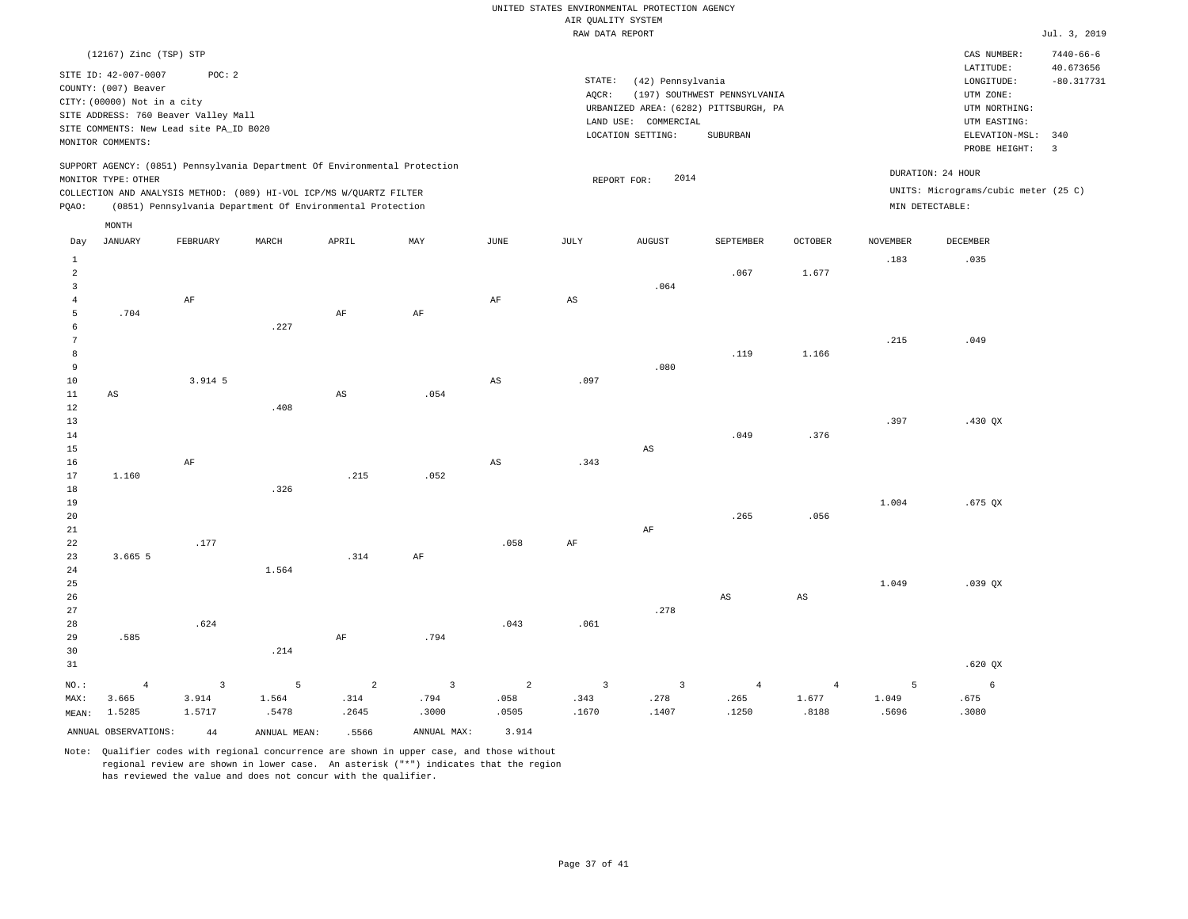UNITED STATES ENVIRONMENTAL PROTECTION AGENCY
AIR QUALITY SYSTEM
RAW DATA REPORT

Jul. 3, 2019

(12167) Zinc (TSP) STP

SITE ID: 42-007-0007 POC: 2
COUNTY: (007) Beaver
CITY: (00000) Not in a city
SITE ADDRESS: 760 Beaver Valley Mall
SITE COMMENTS: New Lead site PA_ID B020
MONITOR COMMENTS:

STATE: (42) Pennsylvania
AQCR: (197) SOUTHWEST PENNSYLVANIA
URBANIZED AREA: (6282) PITTSBURGH, PA
LAND USE: COMMERCIAL
LOCATION SETTING: SUBURBAN

CAS NUMBER: 7440-66-6
LATITUDE: 40.673656
LONGITUDE: -80.317731
UTM ZONE:
UTM NORTHING:
UTM EASTING:
ELEVATION-MSL: 340
PROBE HEIGHT: 3

SUPPORT AGENCY: (0851) Pennsylvania Department Of Environmental Protection
MONITOR TYPE: OTHER
COLLECTION AND ANALYSIS METHOD: (089) HI-VOL ICP/MS W/QUARTZ FILTER
PQAO: (0851) Pennsylvania Department Of Environmental Protection

REPORT FOR: 2014

DURATION: 24 HOUR
UNITS: Micrograms/cubic meter (25 C)
MIN DETECTABLE:

| Day | JANUARY | FEBRUARY | MARCH | APRIL | MAY | JUNE | JULY | AUGUST | SEPTEMBER | OCTOBER | NOVEMBER | DECEMBER |
|---|---|---|---|---|---|---|---|---|---|---|---|---|
| 1 | | | | | | | | | | | .183 | .035 |
| 2 | | | | | | | | | .067 | 1.677 | | |
| 3 | | | | | | | | .064 | | | | |
| 4 | | AF | | | | AF | AS | | | | | |
| 5 | .704 | | | AF | AF | | | | | | | |
| 6 | | | .227 | | | | | | | | | |
| 7 | | | | | | | | | | | .215 | .049 |
| 8 | | | | | | | | | .119 | 1.166 | | |
| 9 | | | | | | | | .080 | | | | |
| 10 | | 3.914 5 | | | | AS | .097 | | | | | |
| 11 | AS | | | AS | .054 | | | | | | | |
| 12 | | | .408 | | | | | | | | | |
| 13 | | | | | | | | | | | .397 | .430 QX |
| 14 | | | | | | | | | .049 | .376 | | |
| 15 | | | | | | | | AS | | | | |
| 16 | | AF | | | | AS | .343 | | | | | |
| 17 | 1.160 | | | .215 | .052 | | | | | | | |
| 18 | | | .326 | | | | | | | | | |
| 19 | | | | | | | | | | | 1.004 | .675 QX |
| 20 | | | | | | | | | .265 | .056 | | |
| 21 | | | | | | | | AF | | | | |
| 22 | | .177 | | | | .058 | AF | | | | | |
| 23 | 3.665 5 | | | .314 | AF | | | | | | | |
| 24 | | | 1.564 | | | | | | | | | |
| 25 | | | | | | | | | | | 1.049 | .039 QX |
| 26 | | | | | | | | | AS | AS | | |
| 27 | | | | | | | | .278 | | | | |
| 28 | | .624 | | | | .043 | .061 | | | | | |
| 29 | .585 | | | AF | .794 | | | | | | | |
| 30 | | | .214 | | | | | | | | | |
| 31 | | | | | | | | | | | | .620 QX |
| NO.: | 4 | 3 | 5 | 2 | 3 | 2 | 3 | 3 | 4 | 4 | 5 | 6 |
| MAX: | 3.665 | 3.914 | 1.564 | .314 | .794 | .058 | .343 | .278 | .265 | 1.677 | 1.049 | .675 |
| MEAN: | 1.5285 | 1.5717 | .5478 | .2645 | .3000 | .0505 | .1670 | .1407 | .1250 | .8188 | .5696 | .3080 |

ANNUAL OBSERVATIONS: 44 ANNUAL MEAN: .5566 ANNUAL MAX: 3.914

Note: Qualifier codes with regional concurrence are shown in upper case, and those without regional review are shown in lower case. An asterisk ("*") indicates that the region has reviewed the value and does not concur with the qualifier.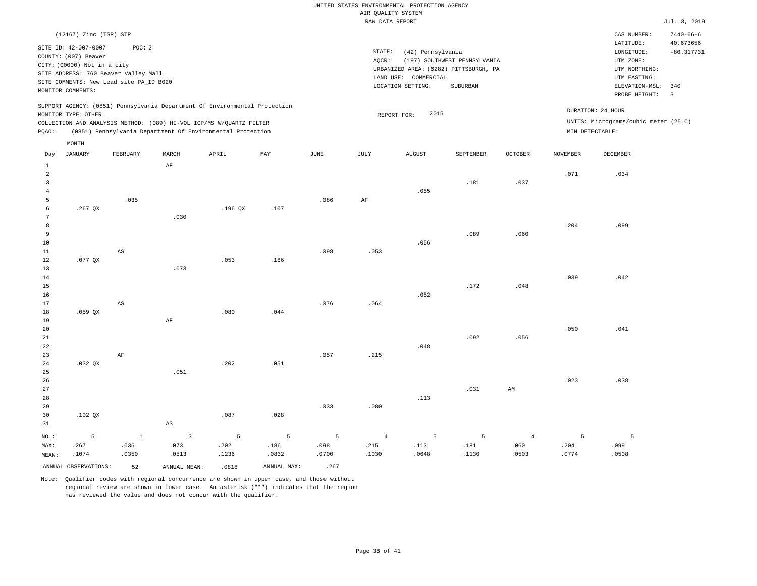UNITED STATES ENVIRONMENTAL PROTECTION AGENCY
AIR QUALITY SYSTEM
RAW DATA REPORT

Jul. 3, 2019

(12167) Zinc (TSP) STP

SITE ID: 42-007-0007 POC: 2
COUNTY: (007) Beaver
CITY: (00000) Not in a city
SITE ADDRESS: 760 Beaver Valley Mall
SITE COMMENTS: New Lead site PA_ID B020
MONITOR COMMENTS:

STATE: (42) Pennsylvania
AQCR: (197) SOUTHWEST PENNSYLVANIA
URBANIZED AREA: (6282) PITTSBURGH, PA
LAND USE: COMMERCIAL
LOCATION SETTING: SUBURBAN

CAS NUMBER: 7440-66-6
LATITUDE: 40.673656
LONGITUDE: -80.317731
UTM ZONE:
UTM NORTHING:
UTM EASTING:
ELEVATION-MSL: 340
PROBE HEIGHT: 3

SUPPORT AGENCY: (0851) Pennsylvania Department Of Environmental Protection
MONITOR TYPE: OTHER
COLLECTION AND ANALYSIS METHOD: (089) HI-VOL ICP/MS W/QUARTZ FILTER
PQAO: (0851) Pennsylvania Department Of Environmental Protection

REPORT FOR: 2015

DURATION: 24 HOUR
UNITS: Micrograms/cubic meter (25 C)
MIN DETECTABLE:

| Day | JANUARY | FEBRUARY | MARCH | APRIL | MAY | JUNE | JULY | AUGUST | SEPTEMBER | OCTOBER | NOVEMBER | DECEMBER |
|---|---|---|---|---|---|---|---|---|---|---|---|---|
| 1 | | | AF | | | | | | | | | |
| 2 | | | | | | | | | | | .071 | .034 |
| 3 | | | | | | | | | .181 | .037 | | |
| 4 | | | | | | | | .055 | | | | |
| 5 | | .035 | | | | .086 | AF | | | | | |
| 6 | .267 QX | | | .196 QX | .107 | | | | | | | |
| 7 | | | .030 | | | | | | | | | |
| 8 | | | | | | | | | | | .204 | .099 |
| 9 | | | | | | | | | .089 | .060 | | |
| 10 | | | | | | | | .056 | | | | |
| 11 | | AS | | | | .098 | .053 | | | | | |
| 12 | .077 QX | | | .053 | .186 | | | | | | | |
| 13 | | | .073 | | | | | | | | | |
| 14 | | | | | | | | | | | .039 | .042 |
| 15 | | | | | | | | | .172 | .048 | | |
| 16 | | | | | | | | .052 | | | | |
| 17 | | AS | | | | .076 | .064 | | | | | |
| 18 | .059 QX | | | .080 | .044 | | | | | | | |
| 19 | | | AF | | | | | | | | | |
| 20 | | | | | | | | | | | .050 | .041 |
| 21 | | | | | | | | | .092 | .056 | | |
| 22 | | | | | | | | .048 | | | | |
| 23 | | AF | | | | .057 | .215 | | | | | |
| 24 | .032 QX | | | .202 | .051 | | | | | | | |
| 25 | | | .051 | | | | | | | | | |
| 26 | | | | | | | | | | | .023 | .038 |
| 27 | | | | | | | | | .031 | AM | | |
| 28 | | | | | | | | .113 | | | | |
| 29 | | | | | | .033 | .080 | | | | | |
| 30 | .102 QX | | | .087 | .028 | | | | | | | |
| 31 | | | AS | | | | | | | | | |
| NO.: | 5 | 1 | 3 | 5 | 5 | 5 | 4 | 5 | 5 | 4 | 5 | 5 |
| MAX: | .267 | .035 | .073 | .202 | .186 | .098 | .215 | .113 | .181 | .060 | .204 | .099 |
| MEAN: | .1074 | .0350 | .0513 | .1236 | .0832 | .0700 | .1030 | .0648 | .1130 | .0503 | .0774 | .0508 |

ANNUAL OBSERVATIONS: 52   ANNUAL MEAN: .0818   ANNUAL MAX: .267

Note: Qualifier codes with regional concurrence are shown in upper case, and those without regional review are shown in lower case. An asterisk ("*") indicates that the region has reviewed the value and does not concur with the qualifier.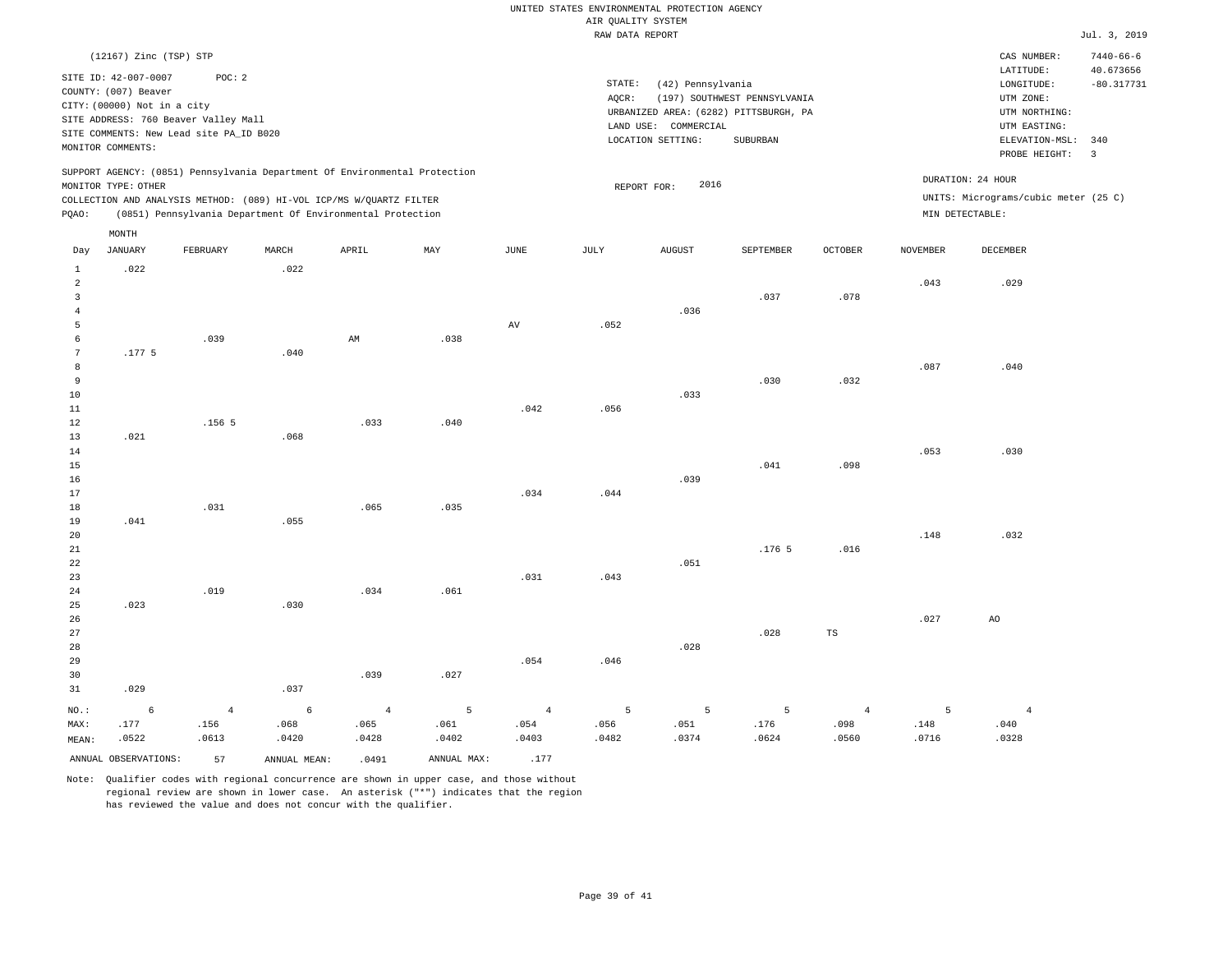UNITED STATES ENVIRONMENTAL PROTECTION AGENCY
AIR QUALITY SYSTEM
RAW DATA REPORT

Jul. 3, 2019

(12167) Zinc (TSP) STP

SITE ID: 42-007-0007    POC: 2
COUNTY: (007) Beaver
CITY: (00000) Not in a city
SITE ADDRESS: 760 Beaver Valley Mall
SITE COMMENTS: New Lead site PA_ID B020
MONITOR COMMENTS:

STATE: (42) Pennsylvania
AQCR: (197) SOUTHWEST PENNSYLVANIA
URBANIZED AREA: (6282) PITTSBURGH, PA
LAND USE: COMMERCIAL
LOCATION SETTING: SUBURBAN

CAS NUMBER: 7440-66-6
LATITUDE: 40.673656
LONGITUDE: -80.317731
UTM ZONE:
UTM NORTHING:
UTM EASTING:
ELEVATION-MSL: 340
PROBE HEIGHT: 3

SUPPORT AGENCY: (0851) Pennsylvania Department Of Environmental Protection
MONITOR TYPE: OTHER
COLLECTION AND ANALYSIS METHOD: (089) HI-VOL ICP/MS W/QUARTZ FILTER
PQAO: (0851) Pennsylvania Department Of Environmental Protection

REPORT FOR: 2016

DURATION: 24 HOUR
UNITS: Micrograms/cubic meter (25 C)
MIN DETECTABLE:

| Day | JANUARY | FEBRUARY | MARCH | APRIL | MAY | JUNE | JULY | AUGUST | SEPTEMBER | OCTOBER | NOVEMBER | DECEMBER |
|---|---|---|---|---|---|---|---|---|---|---|---|---|
| 1 | .022 | | .022 | | | | | | | | | |
| 2 | | | | | | | | | | | .043 | .029 |
| 3 | | | | | | | | | .037 | .078 | | |
| 4 | | | | | | | | .036 | | | | |
| 5 | | | | | | AV | .052 | | | | | |
| 6 | | .039 | | AM | .038 | | | | | | | |
| 7 | .177 5 | | .040 | | | | | | | | | |
| 8 | | | | | | | | | | | .087 | .040 |
| 9 | | | | | | | | | .030 | .032 | | |
| 10 | | | | | | | | .033 | | | | |
| 11 | | | | | | .042 | .056 | | | | | |
| 12 | | .156 5 | | .033 | .040 | | | | | | | |
| 13 | .021 | | .068 | | | | | | | | | |
| 14 | | | | | | | | | | | .053 | .030 |
| 15 | | | | | | | | | .041 | .098 | | |
| 16 | | | | | | | | .039 | | | | |
| 17 | | | | | | .034 | .044 | | | | | |
| 18 | | .031 | | .065 | .035 | | | | | | | |
| 19 | .041 | | .055 | | | | | | | | | |
| 20 | | | | | | | | | | | .148 | .032 |
| 21 | | | | | | | | | .176 5 | .016 | | |
| 22 | | | | | | | | .051 | | | | |
| 23 | | | | | | .031 | .043 | | | | | |
| 24 | | .019 | | .034 | .061 | | | | | | | |
| 25 | .023 | | .030 | | | | | | | | | |
| 26 | | | | | | | | | | | .027 | AO |
| 27 | | | | | | | | | .028 | TS | | |
| 28 | | | | | | | | .028 | | | | |
| 29 | | | | | | .054 | .046 | | | | | |
| 30 | | | | .039 | .027 | | | | | | | |
| 31 | .029 | | .037 | | | | | | | | | |
| NO.: | 6 | 4 | 6 | 4 | 5 | 4 | 5 | 5 | 5 | 4 | 5 | 4 |
| MAX: | .177 | .156 | .068 | .065 | .061 | .054 | .056 | .051 | .176 | .098 | .148 | .040 |
| MEAN: | .0522 | .0613 | .0420 | .0428 | .0402 | .0403 | .0482 | .0374 | .0624 | .0560 | .0716 | .0328 |

ANNUAL OBSERVATIONS: 57    ANNUAL MEAN: .0491    ANNUAL MAX: .177

Note: Qualifier codes with regional concurrence are shown in upper case, and those without regional review are shown in lower case. An asterisk ("*") indicates that the region has reviewed the value and does not concur with the qualifier.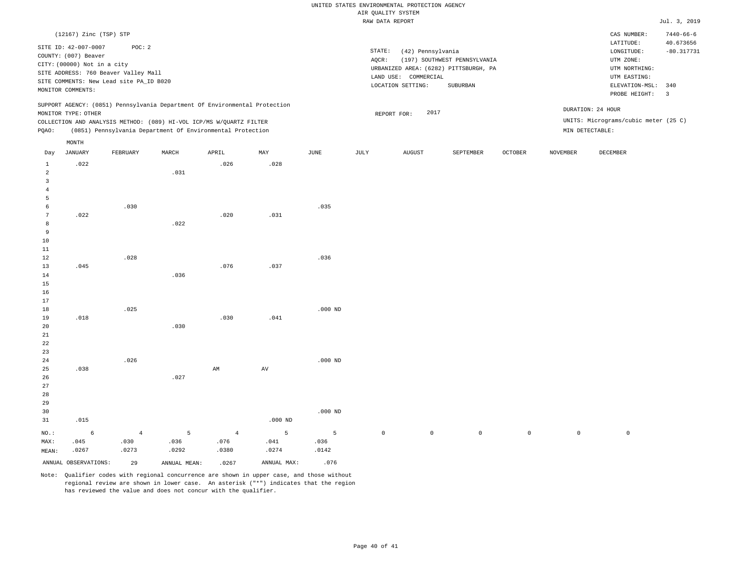UNITED STATES ENVIRONMENTAL PROTECTION AGENCY
AIR QUALITY SYSTEM
RAW DATA REPORT

Jul. 3, 2019

(12167) Zinc (TSP) STP

SITE ID: 42-007-0007 POC: 2
COUNTY: (007) Beaver
CITY: (00000) Not in a city
SITE ADDRESS: 760 Beaver Valley Mall
SITE COMMENTS: New Lead site PA_ID B020
MONITOR COMMENTS:

STATE: (42) Pennsylvania
AQCR: (197) SOUTHWEST PENNSYLVANIA
URBANIZED AREA: (6282) PITTSBURGH, PA
LAND USE: COMMERCIAL
LOCATION SETTING: SUBURBAN

CAS NUMBER: 7440-66-6
LATITUDE: 40.673656
LONGITUDE: -80.317731
UTM ZONE:
UTM NORTHING:
UTM EASTING:
ELEVATION-MSL: 340
PROBE HEIGHT: 3

SUPPORT AGENCY: (0851) Pennsylvania Department Of Environmental Protection
MONITOR TYPE: OTHER
COLLECTION AND ANALYSIS METHOD: (089) HI-VOL ICP/MS W/QUARTZ FILTER
PQAO: (0851) Pennsylvania Department Of Environmental Protection

REPORT FOR: 2017

DURATION: 24 HOUR
UNITS: Micrograms/cubic meter (25 C)
MIN DETECTABLE:

| Day | JANUARY | FEBRUARY | MARCH | APRIL | MAY | JUNE | JULY | AUGUST | SEPTEMBER | OCTOBER | NOVEMBER | DECEMBER |
|---|---|---|---|---|---|---|---|---|---|---|---|---|
| 1 | .022 | | | .026 | .028 | | | | | | | |
| 2 | | | .031 | | | | | | | | | |
| 3 | | | | | | | | | | | | |
| 4 | | | | | | | | | | | | |
| 5 | | | | | | | | | | | | |
| 6 | | .030 | | | | .035 | | | | | | |
| 7 | .022 | | | .020 | .031 | | | | | | | |
| 8 | | | .022 | | | | | | | | | |
| 9 | | | | | | | | | | | | |
| 10 | | | | | | | | | | | | |
| 11 | | | | | | | | | | | | |
| 12 | | .028 | | | | .036 | | | | | | |
| 13 | .045 | | | .076 | .037 | | | | | | | |
| 14 | | | .036 | | | | | | | | | |
| 15 | | | | | | | | | | | | |
| 16 | | | | | | | | | | | | |
| 17 | | | | | | | | | | | | |
| 18 | | .025 | | | | .000 ND | | | | | | |
| 19 | .018 | | | .030 | .041 | | | | | | | |
| 20 | | | .030 | | | | | | | | | |
| 21 | | | | | | | | | | | | |
| 22 | | | | | | | | | | | | |
| 23 | | | | | | | | | | | | |
| 24 | | .026 | | | | .000 ND | | | | | | |
| 25 | .038 | | | AM | AV | | | | | | | |
| 26 | | | .027 | | | | | | | | | |
| 27 | | | | | | | | | | | | |
| 28 | | | | | | | | | | | | |
| 29 | | | | | | | | | | | | |
| 30 | | | | | | .000 ND | | | | | | |
| 31 | .015 | | | | .000 ND | | | | | | | |
| NO.: | 6 | 4 | 5 | 4 | 5 | 5 | 0 | 0 | 0 | 0 | 0 | 0 |
| MAX: | .045 | .030 | .036 | .076 | .041 | .036 | | | | | | |
| MEAN: | .0267 | .0273 | .0292 | .0380 | .0274 | .0142 | | | | | | |

ANNUAL OBSERVATIONS: 29 ANNUAL MEAN: .0267 ANNUAL MAX: .076

Note: Qualifier codes with regional concurrence are shown in upper case, and those without regional review are shown in lower case. An asterisk ("*") indicates that the region has reviewed the value and does not concur with the qualifier.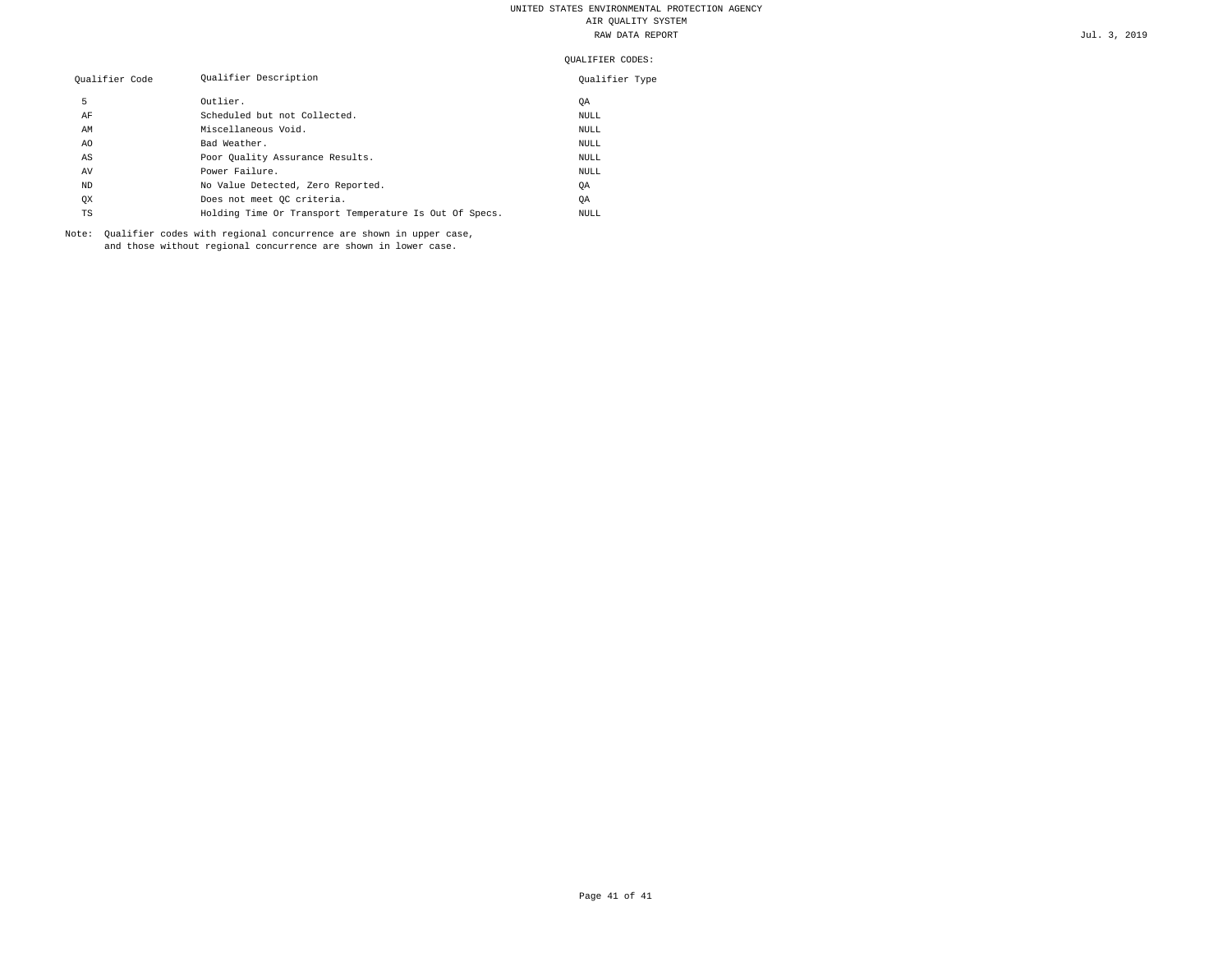UNITED STATES ENVIRONMENTAL PROTECTION AGENCY
AIR QUALITY SYSTEM
RAW DATA REPORT

Jul. 3, 2019

QUALIFIER CODES:

| Qualifier Code | Qualifier Description | Qualifier Type |
|---|---|---|
| 5 | Outlier. | QA |
| AF | Scheduled but not Collected. | NULL |
| AM | Miscellaneous Void. | NULL |
| AO | Bad Weather. | NULL |
| AS | Poor Quality Assurance Results. | NULL |
| AV | Power Failure. | NULL |
| ND | No Value Detected, Zero Reported. | QA |
| QX | Does not meet QC criteria. | QA |
| TS | Holding Time Or Transport Temperature Is Out Of Specs. | NULL |

Note: Qualifier codes with regional concurrence are shown in upper case, and those without regional concurrence are shown in lower case.